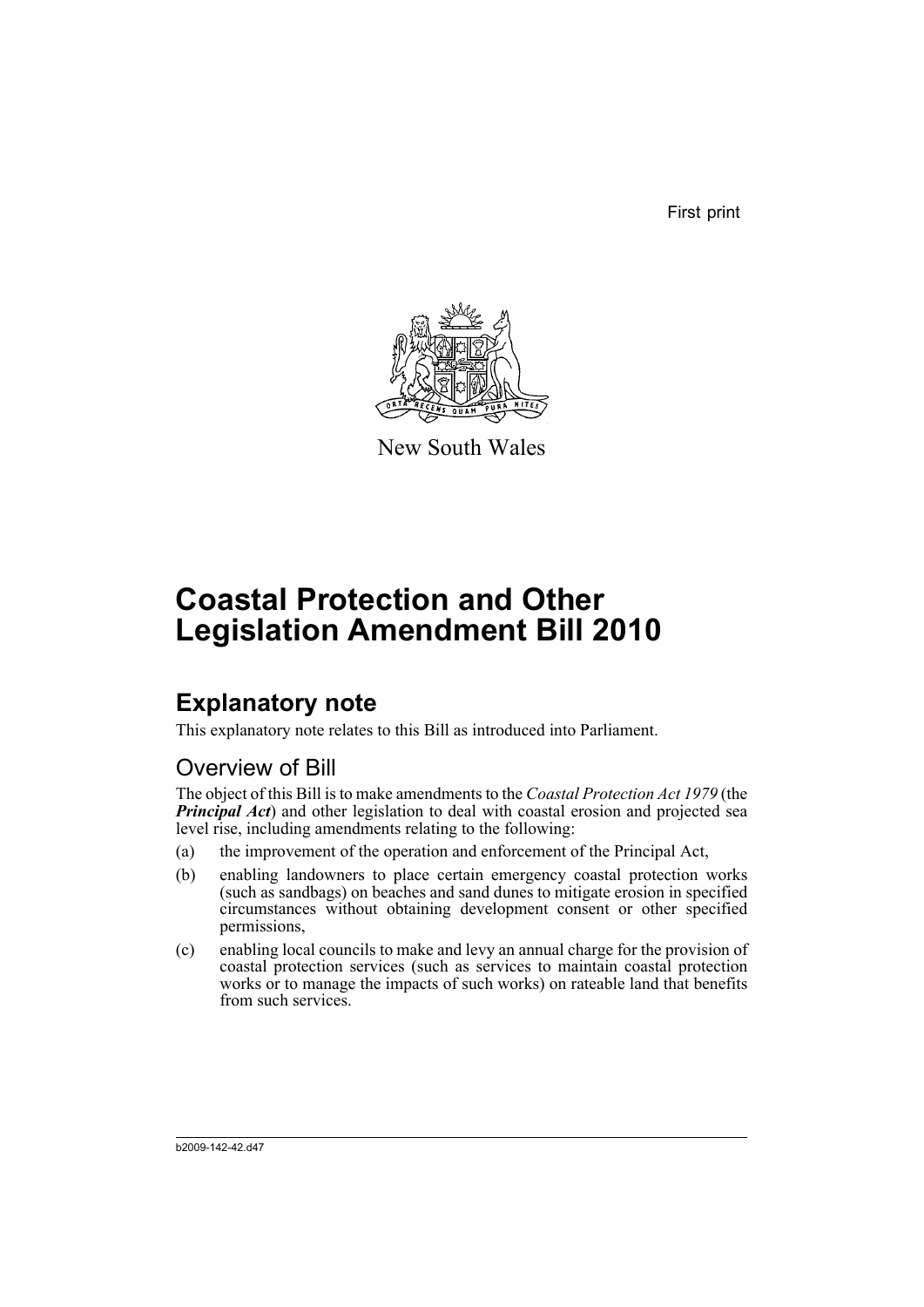First print

New South Wales

# Coastal Protection and Other Legislation Amendment Bill 2010

## Explanatory note

This explanatory note relates to this Bill as introduced into Parliament.

### Overview of Bill

The object of this Bill is to make amendments to the *Coastal Protection Act 1979* (the ***Principal Act***) and other legislation to deal with coastal erosion and projected sea level rise, including amendments relating to the following:

(a) the improvement of the operation and enforcement of the Principal Act,

(b) enabling landowners to place certain emergency coastal protection works (such as sandbags) on beaches and sand dunes to mitigate erosion in specified circumstances without obtaining development consent or other specified permissions,

(c) enabling local councils to make and levy an annual charge for the provision of coastal protection services (such as services to maintain coastal protection works or to manage the impacts of such works) on rateable land that benefits from such services.

b2009-142-42.d47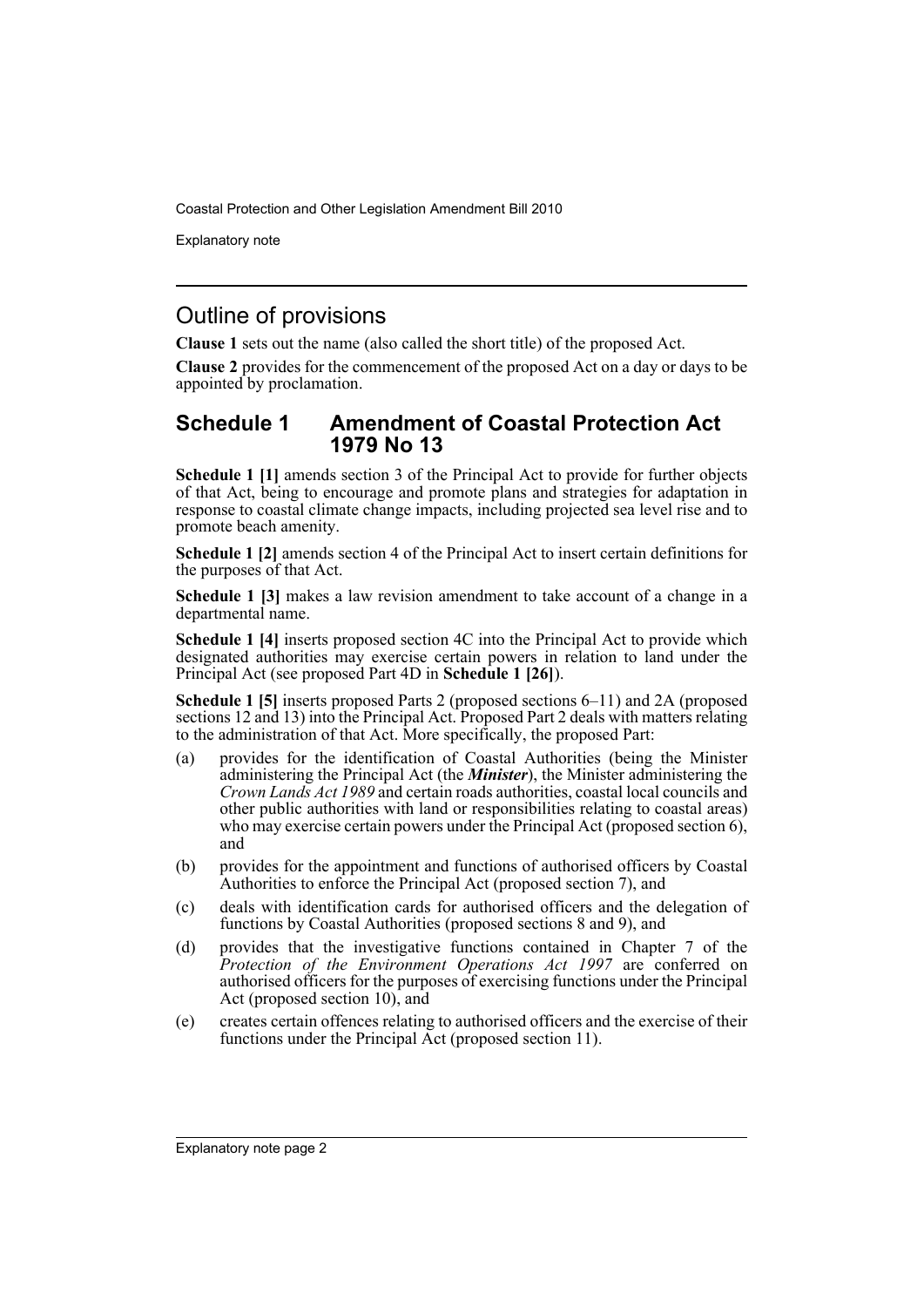## Outline of provisions

**Clause 1** sets out the name (also called the short title) of the proposed Act.

**Clause 2** provides for the commencement of the proposed Act on a day or days to be appointed by proclamation.

## Schedule 1 Amendment of Coastal Protection Act 1979 No 13

**Schedule 1 [1]** amends section 3 of the Principal Act to provide for further objects of that Act, being to encourage and promote plans and strategies for adaptation in response to coastal climate change impacts, including projected sea level rise and to promote beach amenity.

**Schedule 1 [2]** amends section 4 of the Principal Act to insert certain definitions for the purposes of that Act.

**Schedule 1 [3]** makes a law revision amendment to take account of a change in a departmental name.

**Schedule 1 [4]** inserts proposed section 4C into the Principal Act to provide which designated authorities may exercise certain powers in relation to land under the Principal Act (see proposed Part 4D in **Schedule 1 [26]**).

**Schedule 1 [5]** inserts proposed Parts 2 (proposed sections 6–11) and 2A (proposed sections 12 and 13) into the Principal Act. Proposed Part 2 deals with matters relating to the administration of that Act. More specifically, the proposed Part:

(a) provides for the identification of Coastal Authorities (being the Minister administering the Principal Act (the ***Minister***), the Minister administering the *Crown Lands Act 1989* and certain roads authorities, coastal local councils and other public authorities with land or responsibilities relating to coastal areas) who may exercise certain powers under the Principal Act (proposed section 6), and

(b) provides for the appointment and functions of authorised officers by Coastal Authorities to enforce the Principal Act (proposed section 7), and

(c) deals with identification cards for authorised officers and the delegation of functions by Coastal Authorities (proposed sections 8 and 9), and

(d) provides that the investigative functions contained in Chapter 7 of the *Protection of the Environment Operations Act 1997* are conferred on authorised officers for the purposes of exercising functions under the Principal Act (proposed section 10), and

(e) creates certain offences relating to authorised officers and the exercise of their functions under the Principal Act (proposed section 11).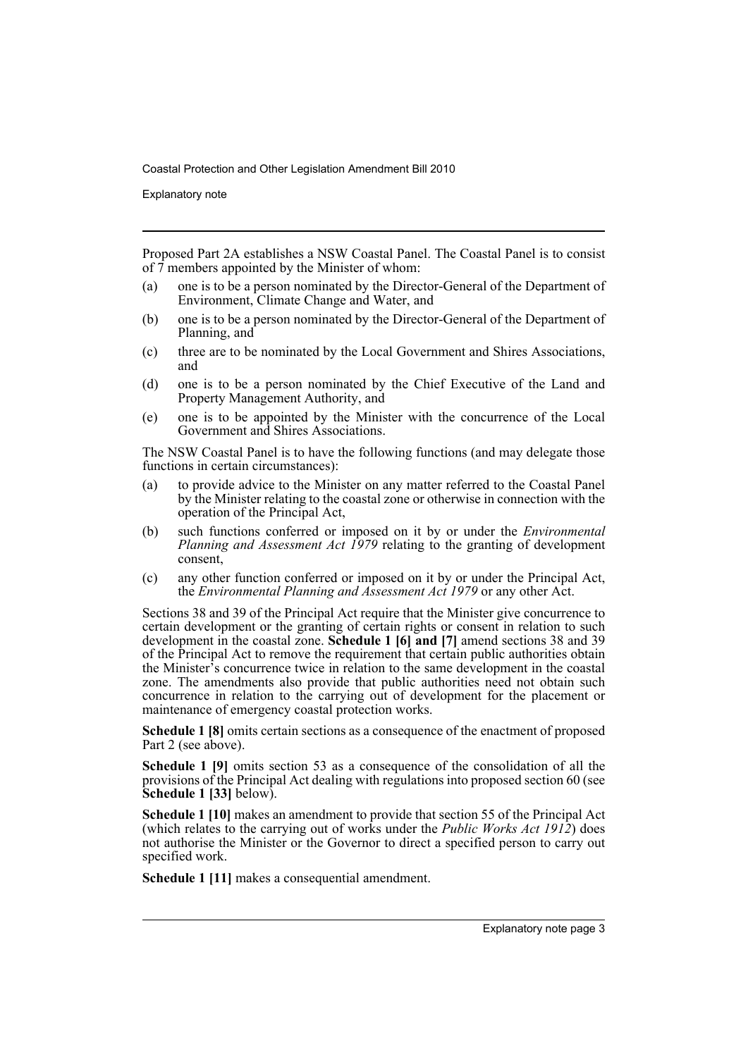Proposed Part 2A establishes a NSW Coastal Panel. The Coastal Panel is to consist of 7 members appointed by the Minister of whom:

(a) one is to be a person nominated by the Director-General of the Department of Environment, Climate Change and Water, and

(b) one is to be a person nominated by the Director-General of the Department of Planning, and

(c) three are to be nominated by the Local Government and Shires Associations, and

(d) one is to be a person nominated by the Chief Executive of the Land and Property Management Authority, and

(e) one is to be appointed by the Minister with the concurrence of the Local Government and Shires Associations.

The NSW Coastal Panel is to have the following functions (and may delegate those functions in certain circumstances):

(a) to provide advice to the Minister on any matter referred to the Coastal Panel by the Minister relating to the coastal zone or otherwise in connection with the operation of the Principal Act,

(b) such functions conferred or imposed on it by or under the *Environmental Planning and Assessment Act 1979* relating to the granting of development consent,

(c) any other function conferred or imposed on it by or under the Principal Act, the *Environmental Planning and Assessment Act 1979* or any other Act.

Sections 38 and 39 of the Principal Act require that the Minister give concurrence to certain development or the granting of certain rights or consent in relation to such development in the coastal zone. **Schedule 1 [6] and [7]** amend sections 38 and 39 of the Principal Act to remove the requirement that certain public authorities obtain the Minister's concurrence twice in relation to the same development in the coastal zone. The amendments also provide that public authorities need not obtain such concurrence in relation to the carrying out of development for the placement or maintenance of emergency coastal protection works.

**Schedule 1 [8]** omits certain sections as a consequence of the enactment of proposed Part 2 (see above).

**Schedule 1 [9]** omits section 53 as a consequence of the consolidation of all the provisions of the Principal Act dealing with regulations into proposed section 60 (see **Schedule 1 [33]** below).

**Schedule 1 [10]** makes an amendment to provide that section 55 of the Principal Act (which relates to the carrying out of works under the *Public Works Act 1912*) does not authorise the Minister or the Governor to direct a specified person to carry out specified work.

**Schedule 1 [11]** makes a consequential amendment.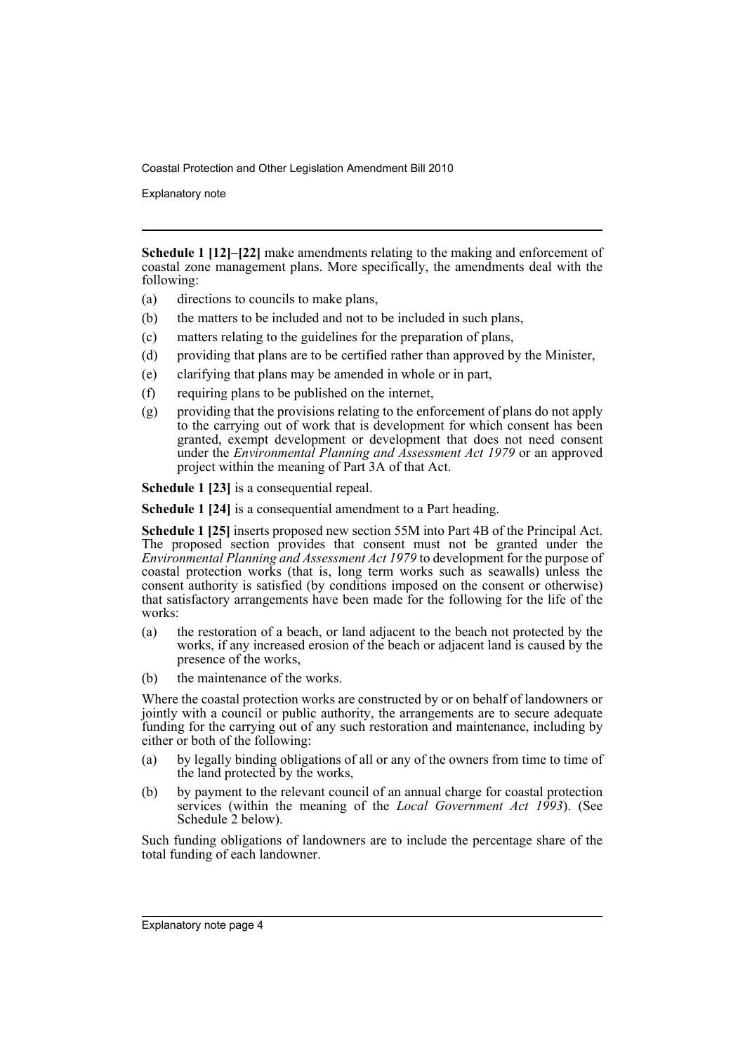**Schedule 1 [12]–[22]** make amendments relating to the making and enforcement of coastal zone management plans. More specifically, the amendments deal with the following:

(a) directions to councils to make plans,

(b) the matters to be included and not to be included in such plans,

(c) matters relating to the guidelines for the preparation of plans,

(d) providing that plans are to be certified rather than approved by the Minister,

(e) clarifying that plans may be amended in whole or in part,

(f) requiring plans to be published on the internet,

(g) providing that the provisions relating to the enforcement of plans do not apply to the carrying out of work that is development for which consent has been granted, exempt development or development that does not need consent under the *Environmental Planning and Assessment Act 1979* or an approved project within the meaning of Part 3A of that Act.

**Schedule 1 [23]** is a consequential repeal.

**Schedule 1 [24]** is a consequential amendment to a Part heading.

**Schedule 1 [25]** inserts proposed new section 55M into Part 4B of the Principal Act. The proposed section provides that consent must not be granted under the *Environmental Planning and Assessment Act 1979* to development for the purpose of coastal protection works (that is, long term works such as seawalls) unless the consent authority is satisfied (by conditions imposed on the consent or otherwise) that satisfactory arrangements have been made for the following for the life of the works:

(a) the restoration of a beach, or land adjacent to the beach not protected by the works, if any increased erosion of the beach or adjacent land is caused by the presence of the works,

(b) the maintenance of the works.

Where the coastal protection works are constructed by or on behalf of landowners or jointly with a council or public authority, the arrangements are to secure adequate funding for the carrying out of any such restoration and maintenance, including by either or both of the following:

(a) by legally binding obligations of all or any of the owners from time to time of the land protected by the works,

(b) by payment to the relevant council of an annual charge for coastal protection services (within the meaning of the *Local Government Act 1993*). (See Schedule 2 below).

Such funding obligations of landowners are to include the percentage share of the total funding of each landowner.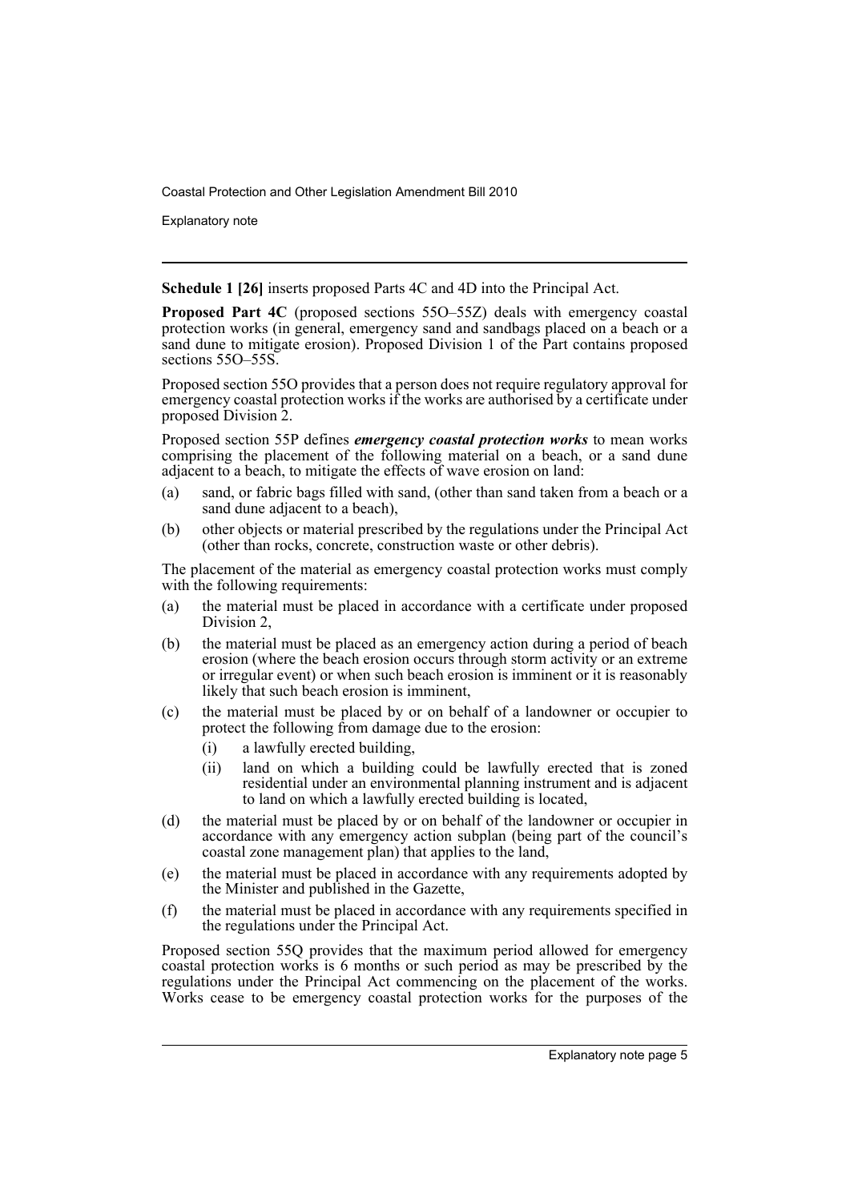**Schedule 1 [26]** inserts proposed Parts 4C and 4D into the Principal Act.

**Proposed Part 4C** (proposed sections 55O–55Z) deals with emergency coastal protection works (in general, emergency sand and sandbags placed on a beach or a sand dune to mitigate erosion). Proposed Division 1 of the Part contains proposed sections 55O–55S.

Proposed section 55O provides that a person does not require regulatory approval for emergency coastal protection works if the works are authorised by a certificate under proposed Division 2.

Proposed section 55P defines ***emergency coastal protection works*** to mean works comprising the placement of the following material on a beach, or a sand dune adjacent to a beach, to mitigate the effects of wave erosion on land:

(a) sand, or fabric bags filled with sand, (other than sand taken from a beach or a sand dune adjacent to a beach),

(b) other objects or material prescribed by the regulations under the Principal Act (other than rocks, concrete, construction waste or other debris).

The placement of the material as emergency coastal protection works must comply with the following requirements:

(a) the material must be placed in accordance with a certificate under proposed Division 2,

(b) the material must be placed as an emergency action during a period of beach erosion (where the beach erosion occurs through storm activity or an extreme or irregular event) or when such beach erosion is imminent or it is reasonably likely that such beach erosion is imminent,

(c) the material must be placed by or on behalf of a landowner or occupier to protect the following from damage due to the erosion:

   (i) a lawfully erected building,

   (ii) land on which a building could be lawfully erected that is zoned residential under an environmental planning instrument and is adjacent to land on which a lawfully erected building is located,

(d) the material must be placed by or on behalf of the landowner or occupier in accordance with any emergency action subplan (being part of the council's coastal zone management plan) that applies to the land,

(e) the material must be placed in accordance with any requirements adopted by the Minister and published in the Gazette,

(f) the material must be placed in accordance with any requirements specified in the regulations under the Principal Act.

Proposed section 55Q provides that the maximum period allowed for emergency coastal protection works is 6 months or such period as may be prescribed by the regulations under the Principal Act commencing on the placement of the works. Works cease to be emergency coastal protection works for the purposes of the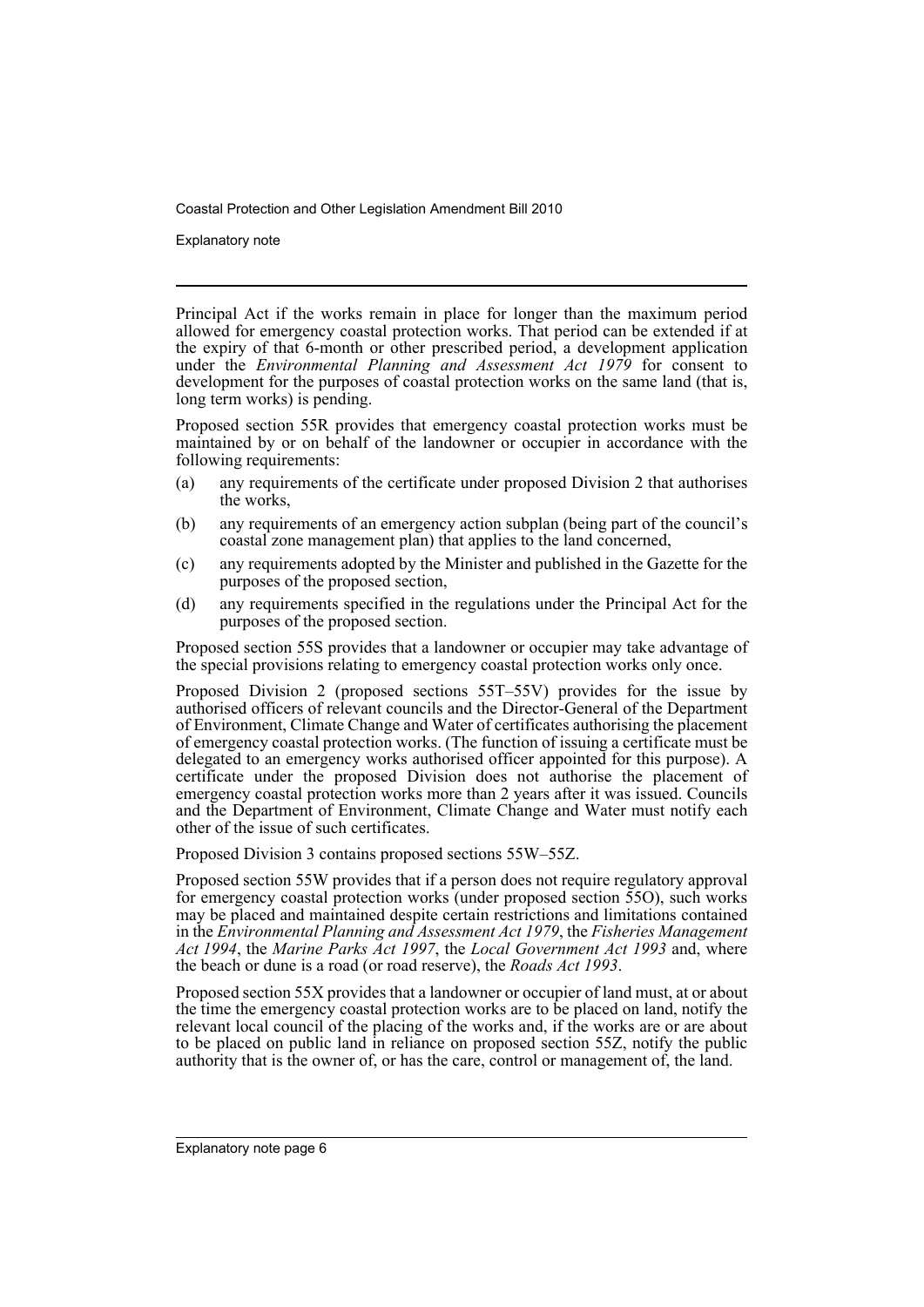Principal Act if the works remain in place for longer than the maximum period allowed for emergency coastal protection works. That period can be extended if at the expiry of that 6-month or other prescribed period, a development application under the *Environmental Planning and Assessment Act 1979* for consent to development for the purposes of coastal protection works on the same land (that is, long term works) is pending.

Proposed section 55R provides that emergency coastal protection works must be maintained by or on behalf of the landowner or occupier in accordance with the following requirements:

(a) any requirements of the certificate under proposed Division 2 that authorises the works,

(b) any requirements of an emergency action subplan (being part of the council's coastal zone management plan) that applies to the land concerned,

(c) any requirements adopted by the Minister and published in the Gazette for the purposes of the proposed section,

(d) any requirements specified in the regulations under the Principal Act for the purposes of the proposed section.

Proposed section 55S provides that a landowner or occupier may take advantage of the special provisions relating to emergency coastal protection works only once.

Proposed Division 2 (proposed sections 55T–55V) provides for the issue by authorised officers of relevant councils and the Director-General of the Department of Environment, Climate Change and Water of certificates authorising the placement of emergency coastal protection works. (The function of issuing a certificate must be delegated to an emergency works authorised officer appointed for this purpose). A certificate under the proposed Division does not authorise the placement of emergency coastal protection works more than 2 years after it was issued. Councils and the Department of Environment, Climate Change and Water must notify each other of the issue of such certificates.

Proposed Division 3 contains proposed sections 55W–55Z.

Proposed section 55W provides that if a person does not require regulatory approval for emergency coastal protection works (under proposed section 55O), such works may be placed and maintained despite certain restrictions and limitations contained in the *Environmental Planning and Assessment Act 1979*, the *Fisheries Management Act 1994*, the *Marine Parks Act 1997*, the *Local Government Act 1993* and, where the beach or dune is a road (or road reserve), the *Roads Act 1993*.

Proposed section 55X provides that a landowner or occupier of land must, at or about the time the emergency coastal protection works are to be placed on land, notify the relevant local council of the placing of the works and, if the works are or are about to be placed on public land in reliance on proposed section 55Z, notify the public authority that is the owner of, or has the care, control or management of, the land.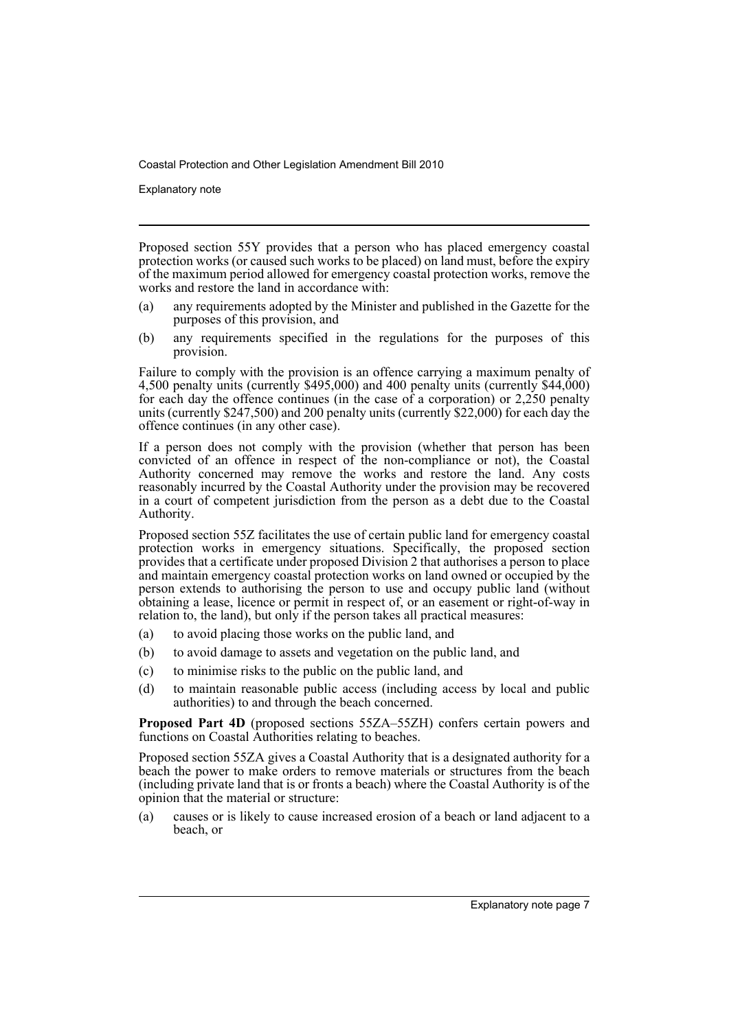Proposed section 55Y provides that a person who has placed emergency coastal protection works (or caused such works to be placed) on land must, before the expiry of the maximum period allowed for emergency coastal protection works, remove the works and restore the land in accordance with:

(a) any requirements adopted by the Minister and published in the Gazette for the purposes of this provision, and

(b) any requirements specified in the regulations for the purposes of this provision.

Failure to comply with the provision is an offence carrying a maximum penalty of 4,500 penalty units (currently $495,000) and 400 penalty units (currently $44,000) for each day the offence continues (in the case of a corporation) or 2,250 penalty units (currently $247,500) and 200 penalty units (currently $22,000) for each day the offence continues (in any other case).

If a person does not comply with the provision (whether that person has been convicted of an offence in respect of the non-compliance or not), the Coastal Authority concerned may remove the works and restore the land. Any costs reasonably incurred by the Coastal Authority under the provision may be recovered in a court of competent jurisdiction from the person as a debt due to the Coastal Authority.

Proposed section 55Z facilitates the use of certain public land for emergency coastal protection works in emergency situations. Specifically, the proposed section provides that a certificate under proposed Division 2 that authorises a person to place and maintain emergency coastal protection works on land owned or occupied by the person extends to authorising the person to use and occupy public land (without obtaining a lease, licence or permit in respect of, or an easement or right-of-way in relation to, the land), but only if the person takes all practical measures:

(a) to avoid placing those works on the public land, and

(b) to avoid damage to assets and vegetation on the public land, and

(c) to minimise risks to the public on the public land, and

(d) to maintain reasonable public access (including access by local and public authorities) to and through the beach concerned.

**Proposed Part 4D** (proposed sections 55ZA–55ZH) confers certain powers and functions on Coastal Authorities relating to beaches.

Proposed section 55ZA gives a Coastal Authority that is a designated authority for a beach the power to make orders to remove materials or structures from the beach (including private land that is or fronts a beach) where the Coastal Authority is of the opinion that the material or structure:

(a) causes or is likely to cause increased erosion of a beach or land adjacent to a beach, or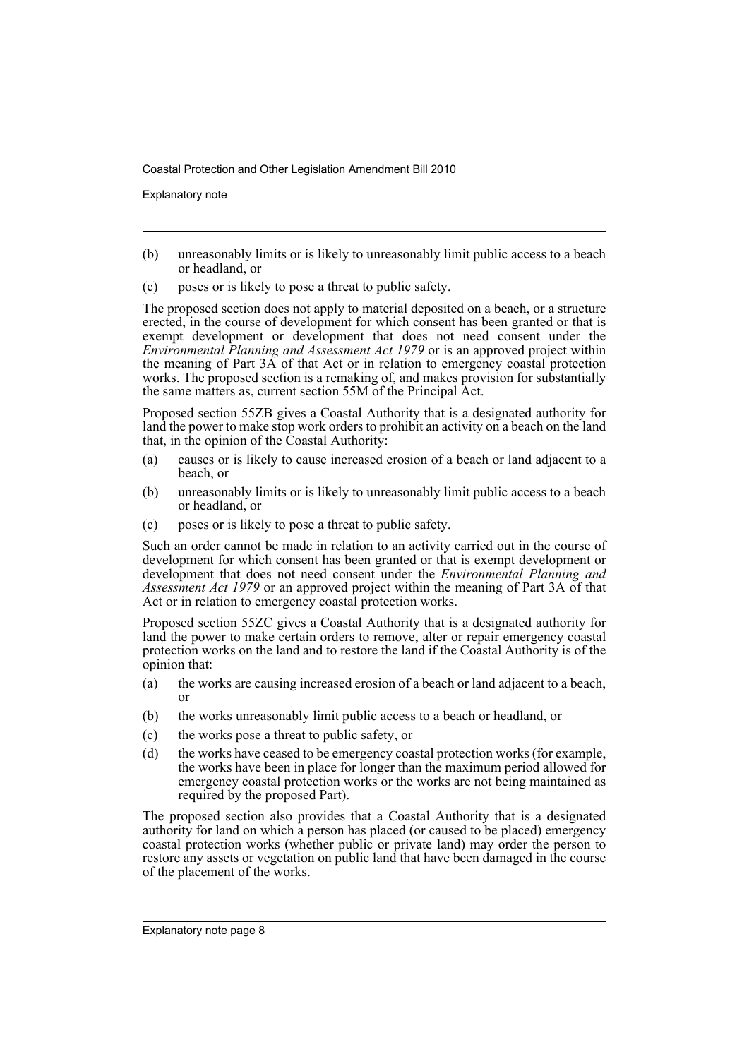(b) unreasonably limits or is likely to unreasonably limit public access to a beach or headland, or

(c) poses or is likely to pose a threat to public safety.

The proposed section does not apply to material deposited on a beach, or a structure erected, in the course of development for which consent has been granted or that is exempt development or development that does not need consent under the *Environmental Planning and Assessment Act 1979* or is an approved project within the meaning of Part 3A of that Act or in relation to emergency coastal protection works. The proposed section is a remaking of, and makes provision for substantially the same matters as, current section 55M of the Principal Act.

Proposed section 55ZB gives a Coastal Authority that is a designated authority for land the power to make stop work orders to prohibit an activity on a beach on the land that, in the opinion of the Coastal Authority:

(a) causes or is likely to cause increased erosion of a beach or land adjacent to a beach, or

(b) unreasonably limits or is likely to unreasonably limit public access to a beach or headland, or

(c) poses or is likely to pose a threat to public safety.

Such an order cannot be made in relation to an activity carried out in the course of development for which consent has been granted or that is exempt development or development that does not need consent under the *Environmental Planning and Assessment Act 1979* or an approved project within the meaning of Part 3A of that Act or in relation to emergency coastal protection works.

Proposed section 55ZC gives a Coastal Authority that is a designated authority for land the power to make certain orders to remove, alter or repair emergency coastal protection works on the land and to restore the land if the Coastal Authority is of the opinion that:

(a) the works are causing increased erosion of a beach or land adjacent to a beach, or

(b) the works unreasonably limit public access to a beach or headland, or

(c) the works pose a threat to public safety, or

(d) the works have ceased to be emergency coastal protection works (for example, the works have been in place for longer than the maximum period allowed for emergency coastal protection works or the works are not being maintained as required by the proposed Part).

The proposed section also provides that a Coastal Authority that is a designated authority for land on which a person has placed (or caused to be placed) emergency coastal protection works (whether public or private land) may order the person to restore any assets or vegetation on public land that have been damaged in the course of the placement of the works.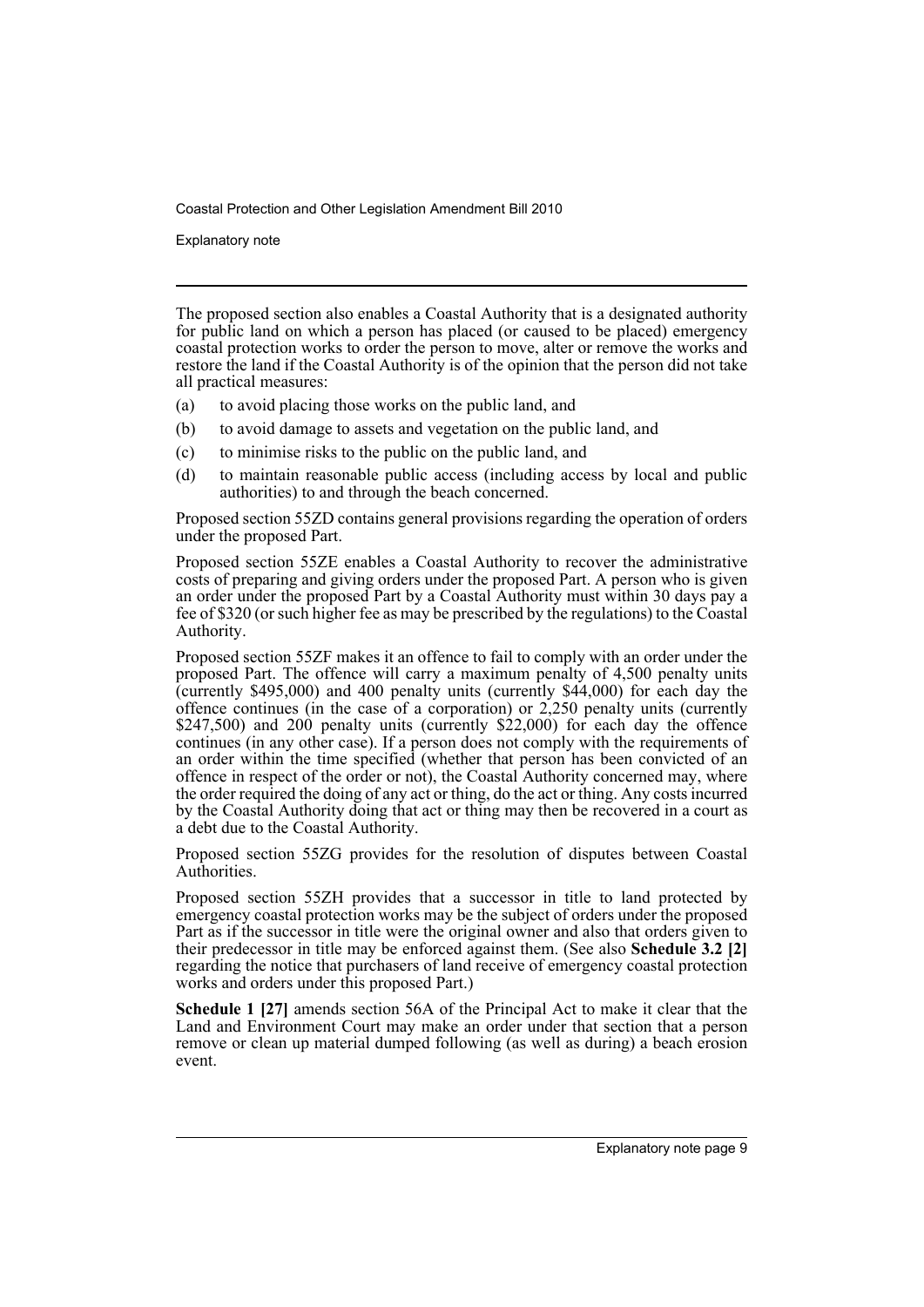The proposed section also enables a Coastal Authority that is a designated authority for public land on which a person has placed (or caused to be placed) emergency coastal protection works to order the person to move, alter or remove the works and restore the land if the Coastal Authority is of the opinion that the person did not take all practical measures:

(a) to avoid placing those works on the public land, and

(b) to avoid damage to assets and vegetation on the public land, and

(c) to minimise risks to the public on the public land, and

(d) to maintain reasonable public access (including access by local and public authorities) to and through the beach concerned.

Proposed section 55ZD contains general provisions regarding the operation of orders under the proposed Part.

Proposed section 55ZE enables a Coastal Authority to recover the administrative costs of preparing and giving orders under the proposed Part. A person who is given an order under the proposed Part by a Coastal Authority must within 30 days pay a fee of $320 (or such higher fee as may be prescribed by the regulations) to the Coastal Authority.

Proposed section 55ZF makes it an offence to fail to comply with an order under the proposed Part. The offence will carry a maximum penalty of 4,500 penalty units (currently $495,000) and 400 penalty units (currently $44,000) for each day the offence continues (in the case of a corporation) or 2,250 penalty units (currently $247,500) and 200 penalty units (currently $22,000) for each day the offence continues (in any other case). If a person does not comply with the requirements of an order within the time specified (whether that person has been convicted of an offence in respect of the order or not), the Coastal Authority concerned may, where the order required the doing of any act or thing, do the act or thing. Any costs incurred by the Coastal Authority doing that act or thing may then be recovered in a court as a debt due to the Coastal Authority.

Proposed section 55ZG provides for the resolution of disputes between Coastal Authorities.

Proposed section 55ZH provides that a successor in title to land protected by emergency coastal protection works may be the subject of orders under the proposed Part as if the successor in title were the original owner and also that orders given to their predecessor in title may be enforced against them. (See also **Schedule 3.2 [2]** regarding the notice that purchasers of land receive of emergency coastal protection works and orders under this proposed Part.)

**Schedule 1 [27]** amends section 56A of the Principal Act to make it clear that the Land and Environment Court may make an order under that section that a person remove or clean up material dumped following (as well as during) a beach erosion event.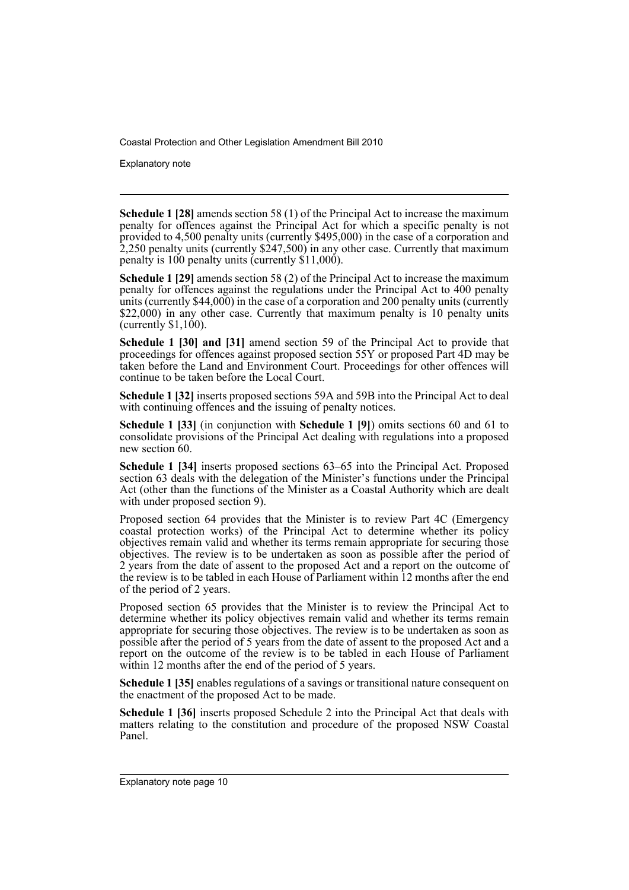**Schedule 1 [28]** amends section 58 (1) of the Principal Act to increase the maximum penalty for offences against the Principal Act for which a specific penalty is not provided to 4,500 penalty units (currently $495,000) in the case of a corporation and 2,250 penalty units (currently $247,500) in any other case. Currently that maximum penalty is 100 penalty units (currently $11,000).

**Schedule 1 [29]** amends section 58 (2) of the Principal Act to increase the maximum penalty for offences against the regulations under the Principal Act to 400 penalty units (currently $44,000) in the case of a corporation and 200 penalty units (currently $22,000) in any other case. Currently that maximum penalty is 10 penalty units (currently $1,100).

**Schedule 1 [30] and [31]** amend section 59 of the Principal Act to provide that proceedings for offences against proposed section 55Y or proposed Part 4D may be taken before the Land and Environment Court. Proceedings for other offences will continue to be taken before the Local Court.

**Schedule 1 [32]** inserts proposed sections 59A and 59B into the Principal Act to deal with continuing offences and the issuing of penalty notices.

**Schedule 1 [33]** (in conjunction with **Schedule 1 [9]**) omits sections 60 and 61 to consolidate provisions of the Principal Act dealing with regulations into a proposed new section 60.

**Schedule 1 [34]** inserts proposed sections 63–65 into the Principal Act. Proposed section 63 deals with the delegation of the Minister's functions under the Principal Act (other than the functions of the Minister as a Coastal Authority which are dealt with under proposed section 9).

Proposed section 64 provides that the Minister is to review Part 4C (Emergency coastal protection works) of the Principal Act to determine whether its policy objectives remain valid and whether its terms remain appropriate for securing those objectives. The review is to be undertaken as soon as possible after the period of 2 years from the date of assent to the proposed Act and a report on the outcome of the review is to be tabled in each House of Parliament within 12 months after the end of the period of 2 years.

Proposed section 65 provides that the Minister is to review the Principal Act to determine whether its policy objectives remain valid and whether its terms remain appropriate for securing those objectives. The review is to be undertaken as soon as possible after the period of 5 years from the date of assent to the proposed Act and a report on the outcome of the review is to be tabled in each House of Parliament within 12 months after the end of the period of 5 years.

**Schedule 1 [35]** enables regulations of a savings or transitional nature consequent on the enactment of the proposed Act to be made.

**Schedule 1 [36]** inserts proposed Schedule 2 into the Principal Act that deals with matters relating to the constitution and procedure of the proposed NSW Coastal Panel.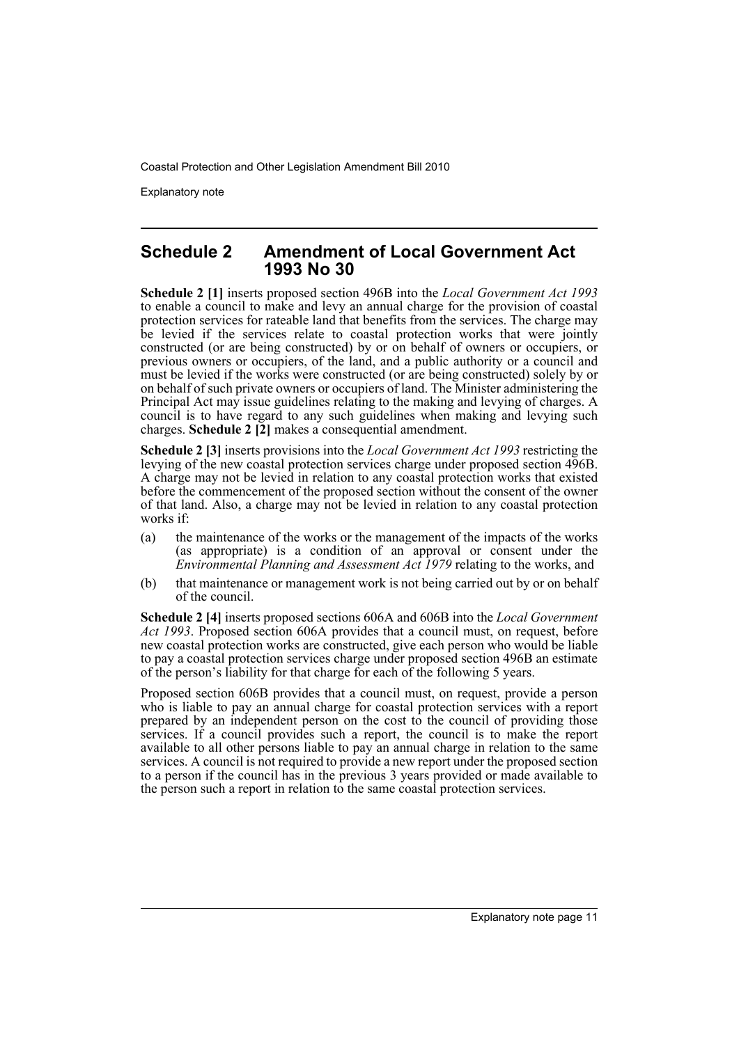## Schedule 2 Amendment of Local Government Act 1993 No 30

**Schedule 2 [1]** inserts proposed section 496B into the *Local Government Act 1993* to enable a council to make and levy an annual charge for the provision of coastal protection services for rateable land that benefits from the services. The charge may be levied if the services relate to coastal protection works that were jointly constructed (or are being constructed) by or on behalf of owners or occupiers, or previous owners or occupiers, of the land, and a public authority or a council and must be levied if the works were constructed (or are being constructed) solely by or on behalf of such private owners or occupiers of land. The Minister administering the Principal Act may issue guidelines relating to the making and levying of charges. A council is to have regard to any such guidelines when making and levying such charges. **Schedule 2 [2]** makes a consequential amendment.

**Schedule 2 [3]** inserts provisions into the *Local Government Act 1993* restricting the levying of the new coastal protection services charge under proposed section 496B. A charge may not be levied in relation to any coastal protection works that existed before the commencement of the proposed section without the consent of the owner of that land. Also, a charge may not be levied in relation to any coastal protection works if:

(a) the maintenance of the works or the management of the impacts of the works (as appropriate) is a condition of an approval or consent under the *Environmental Planning and Assessment Act 1979* relating to the works, and

(b) that maintenance or management work is not being carried out by or on behalf of the council.

**Schedule 2 [4]** inserts proposed sections 606A and 606B into the *Local Government Act 1993*. Proposed section 606A provides that a council must, on request, before new coastal protection works are constructed, give each person who would be liable to pay a coastal protection services charge under proposed section 496B an estimate of the person's liability for that charge for each of the following 5 years.

Proposed section 606B provides that a council must, on request, provide a person who is liable to pay an annual charge for coastal protection services with a report prepared by an independent person on the cost to the council of providing those services. If a council provides such a report, the council is to make the report available to all other persons liable to pay an annual charge in relation to the same services. A council is not required to provide a new report under the proposed section to a person if the council has in the previous 3 years provided or made available to the person such a report in relation to the same coastal protection services.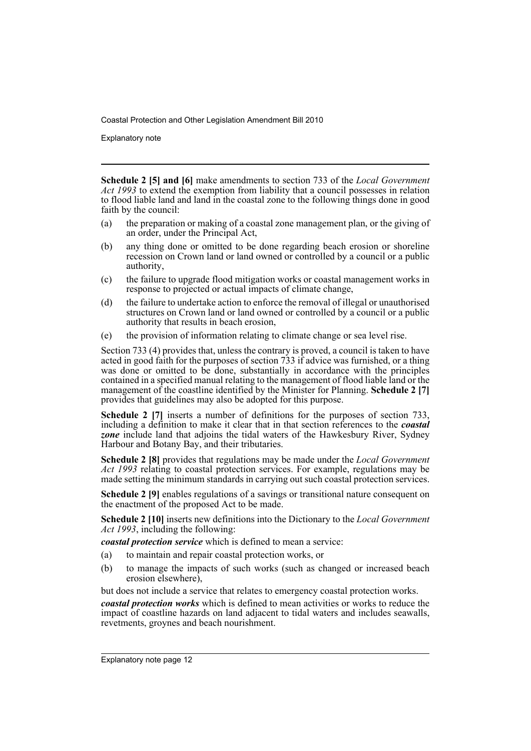**Schedule 2 [5] and [6]** make amendments to section 733 of the *Local Government Act 1993* to extend the exemption from liability that a council possesses in relation to flood liable land and land in the coastal zone to the following things done in good faith by the council:

(a) the preparation or making of a coastal zone management plan, or the giving of an order, under the Principal Act,

(b) any thing done or omitted to be done regarding beach erosion or shoreline recession on Crown land or land owned or controlled by a council or a public authority,

(c) the failure to upgrade flood mitigation works or coastal management works in response to projected or actual impacts of climate change,

(d) the failure to undertake action to enforce the removal of illegal or unauthorised structures on Crown land or land owned or controlled by a council or a public authority that results in beach erosion,

(e) the provision of information relating to climate change or sea level rise.

Section 733 (4) provides that, unless the contrary is proved, a council is taken to have acted in good faith for the purposes of section 733 if advice was furnished, or a thing was done or omitted to be done, substantially in accordance with the principles contained in a specified manual relating to the management of flood liable land or the management of the coastline identified by the Minister for Planning. **Schedule 2 [7]** provides that guidelines may also be adopted for this purpose.

**Schedule 2 [7]** inserts a number of definitions for the purposes of section 733, including a definition to make it clear that in that section references to the ***coastal zone*** include land that adjoins the tidal waters of the Hawkesbury River, Sydney Harbour and Botany Bay, and their tributaries.

**Schedule 2 [8]** provides that regulations may be made under the *Local Government Act 1993* relating to coastal protection services. For example, regulations may be made setting the minimum standards in carrying out such coastal protection services.

**Schedule 2 [9]** enables regulations of a savings or transitional nature consequent on the enactment of the proposed Act to be made.

**Schedule 2 [10]** inserts new definitions into the Dictionary to the *Local Government Act 1993*, including the following:

***coastal protection service*** which is defined to mean a service:

(a) to maintain and repair coastal protection works, or

(b) to manage the impacts of such works (such as changed or increased beach erosion elsewhere),

but does not include a service that relates to emergency coastal protection works.

***coastal protection works*** which is defined to mean activities or works to reduce the impact of coastline hazards on land adjacent to tidal waters and includes seawalls, revetments, groynes and beach nourishment.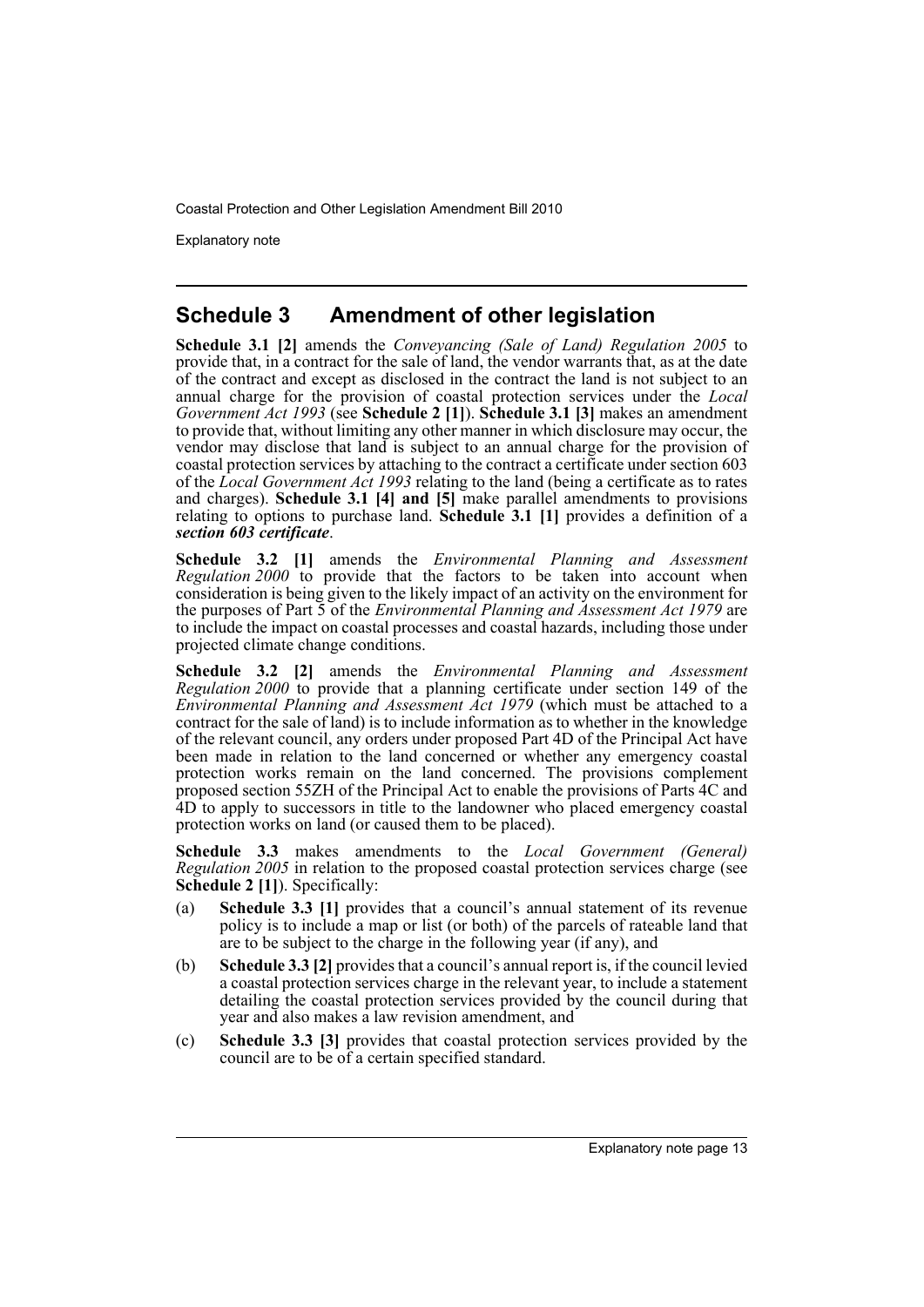## Schedule 3 Amendment of other legislation

**Schedule 3.1 [2]** amends the *Conveyancing (Sale of Land) Regulation 2005* to provide that, in a contract for the sale of land, the vendor warrants that, as at the date of the contract and except as disclosed in the contract the land is not subject to an annual charge for the provision of coastal protection services under the *Local Government Act 1993* (see **Schedule 2 [1]**). **Schedule 3.1 [3]** makes an amendment to provide that, without limiting any other manner in which disclosure may occur, the vendor may disclose that land is subject to an annual charge for the provision of coastal protection services by attaching to the contract a certificate under section 603 of the *Local Government Act 1993* relating to the land (being a certificate as to rates and charges). **Schedule 3.1 [4] and [5]** make parallel amendments to provisions relating to options to purchase land. **Schedule 3.1 [1]** provides a definition of a ***section 603 certificate***.

**Schedule 3.2 [1]** amends the *Environmental Planning and Assessment Regulation 2000* to provide that the factors to be taken into account when consideration is being given to the likely impact of an activity on the environment for the purposes of Part 5 of the *Environmental Planning and Assessment Act 1979* are to include the impact on coastal processes and coastal hazards, including those under projected climate change conditions.

**Schedule 3.2 [2]** amends the *Environmental Planning and Assessment Regulation 2000* to provide that a planning certificate under section 149 of the *Environmental Planning and Assessment Act 1979* (which must be attached to a contract for the sale of land) is to include information as to whether in the knowledge of the relevant council, any orders under proposed Part 4D of the Principal Act have been made in relation to the land concerned or whether any emergency coastal protection works remain on the land concerned. The provisions complement proposed section 55ZH of the Principal Act to enable the provisions of Parts 4C and 4D to apply to successors in title to the landowner who placed emergency coastal protection works on land (or caused them to be placed).

**Schedule 3.3** makes amendments to the *Local Government (General) Regulation 2005* in relation to the proposed coastal protection services charge (see **Schedule 2 [1]**). Specifically:

(a) **Schedule 3.3 [1]** provides that a council's annual statement of its revenue policy is to include a map or list (or both) of the parcels of rateable land that are to be subject to the charge in the following year (if any), and

(b) **Schedule 3.3 [2]** provides that a council's annual report is, if the council levied a coastal protection services charge in the relevant year, to include a statement detailing the coastal protection services provided by the council during that year and also makes a law revision amendment, and

(c) **Schedule 3.3 [3]** provides that coastal protection services provided by the council are to be of a certain specified standard.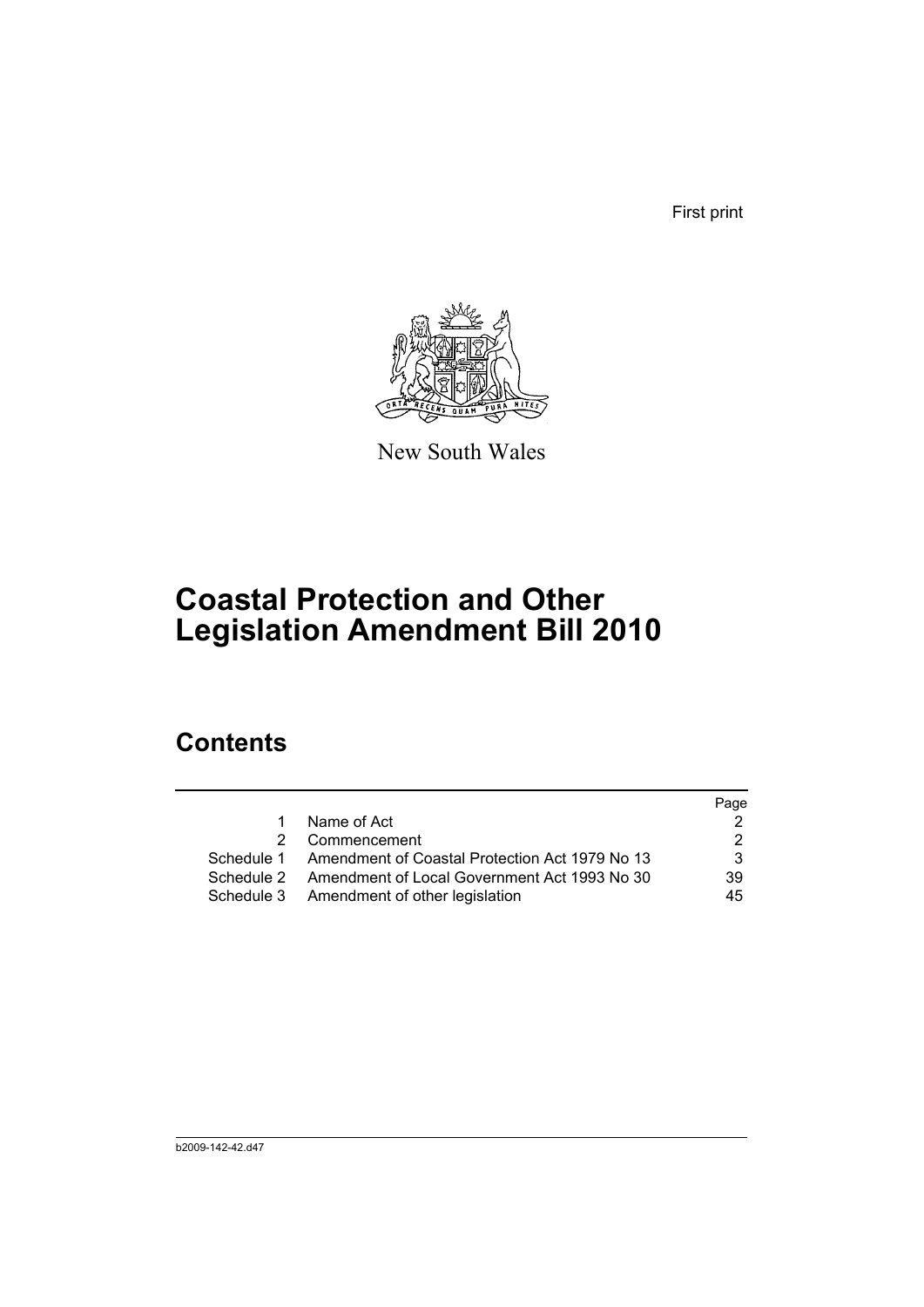First print

New South Wales

# Coastal Protection and Other Legislation Amendment Bill 2010

## Contents

| | | Page |
|---|---|---|
| 1 | Name of Act | 2 |
| 2 | Commencement | 2 |
| Schedule 1 | Amendment of Coastal Protection Act 1979 No 13 | 3 |
| Schedule 2 | Amendment of Local Government Act 1993 No 30 | 39 |
| Schedule 3 | Amendment of other legislation | 45 |

b2009-142-42.d47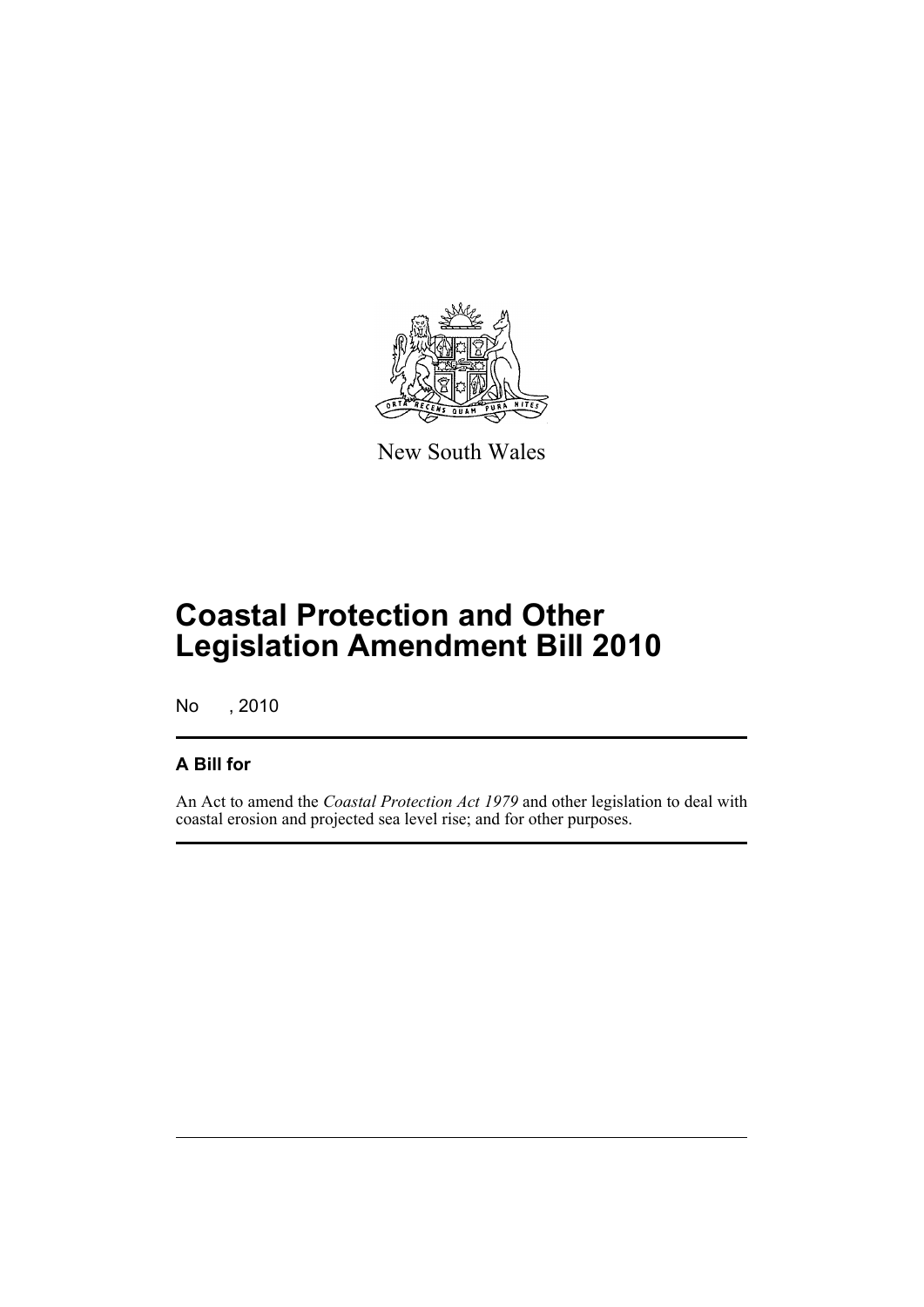New South Wales

# Coastal Protection and Other Legislation Amendment Bill 2010

No , 2010

## A Bill for

An Act to amend the *Coastal Protection Act 1979* and other legislation to deal with coastal erosion and projected sea level rise; and for other purposes.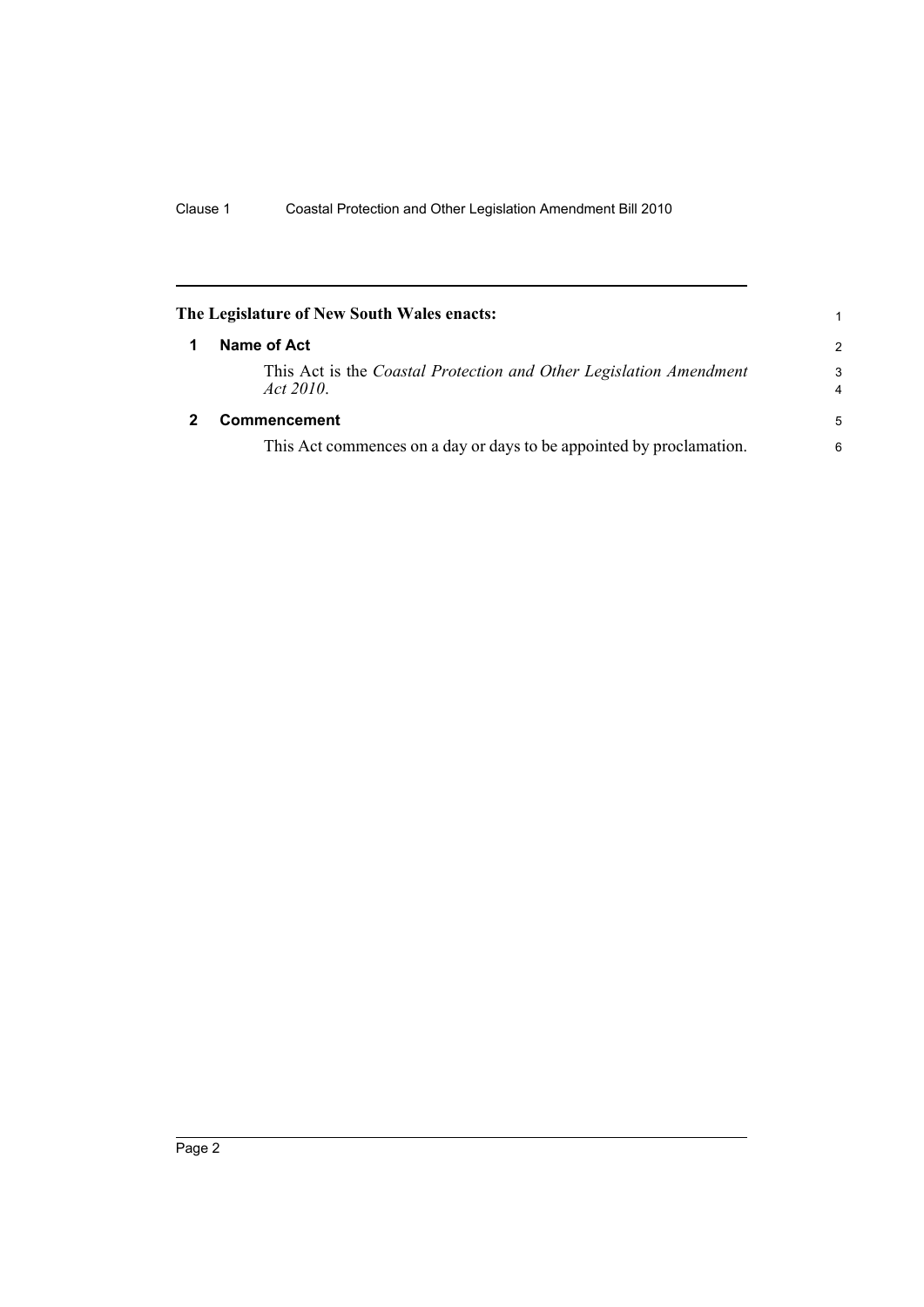## The Legislature of New South Wales enacts:

### 1 Name of Act

This Act is the *Coastal Protection and Other Legislation Amendment Act 2010*.

### 2 Commencement

This Act commences on a day or days to be appointed by proclamation.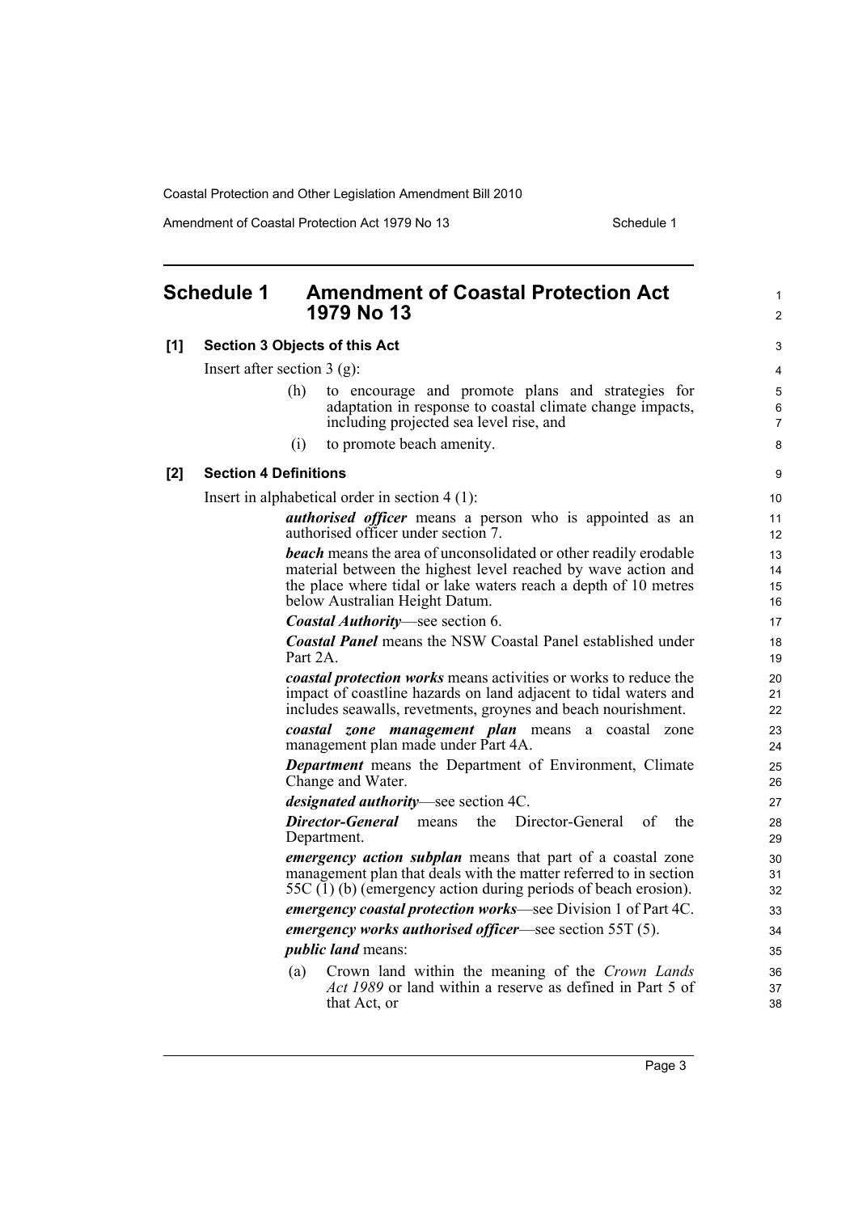## Schedule 1 Amendment of Coastal Protection Act 1979 No 13

**[1] Section 3 Objects of this Act**

Insert after section 3 (g):

(h) to encourage and promote plans and strategies for adaptation in response to coastal climate change impacts, including projected sea level rise, and

(i) to promote beach amenity.

**[2] Section 4 Definitions**

Insert in alphabetical order in section 4 (1):

***authorised officer*** means a person who is appointed as an authorised officer under section 7.

***beach*** means the area of unconsolidated or other readily erodable material between the highest level reached by wave action and the place where tidal or lake waters reach a depth of 10 metres below Australian Height Datum.

***Coastal Authority***—see section 6.

***Coastal Panel*** means the NSW Coastal Panel established under Part 2A.

***coastal protection works*** means activities or works to reduce the impact of coastline hazards on land adjacent to tidal waters and includes seawalls, revetments, groynes and beach nourishment.

***coastal zone management plan*** means a coastal zone management plan made under Part 4A.

***Department*** means the Department of Environment, Climate Change and Water.

***designated authority***—see section 4C.

***Director-General*** means the Director-General of the Department.

***emergency action subplan*** means that part of a coastal zone management plan that deals with the matter referred to in section 55C (1) (b) (emergency action during periods of beach erosion).

***emergency coastal protection works***—see Division 1 of Part 4C.

***emergency works authorised officer***—see section 55T (5).

***public land*** means:

(a) Crown land within the meaning of the *Crown Lands Act 1989* or land within a reserve as defined in Part 5 of that Act, or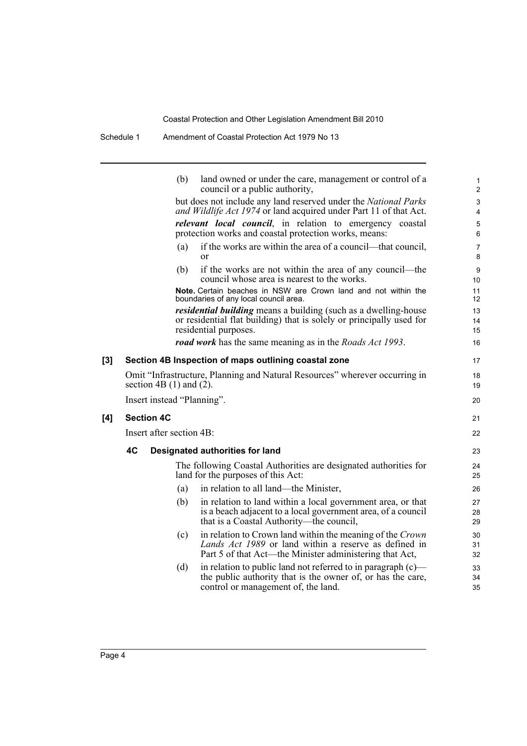(b) land owned or under the care, management or control of a council or a public authority,

but does not include any land reserved under the *National Parks and Wildlife Act 1974* or land acquired under Part 11 of that Act.

***relevant local council***, in relation to emergency coastal protection works and coastal protection works, means:

(a) if the works are within the area of a council—that council, or

(b) if the works are not within the area of any council—the council whose area is nearest to the works.

**Note.** Certain beaches in NSW are Crown land and not within the boundaries of any local council area.

***residential building*** means a building (such as a dwelling-house or residential flat building) that is solely or principally used for residential purposes.

***road work*** has the same meaning as in the *Roads Act 1993*.

### [3] Section 4B Inspection of maps outlining coastal zone

Omit "Infrastructure, Planning and Natural Resources" wherever occurring in section 4B (1) and (2).

Insert instead "Planning".

### [4] Section 4C

Insert after section 4B:

#### 4C Designated authorities for land

The following Coastal Authorities are designated authorities for land for the purposes of this Act:

(a) in relation to all land—the Minister,

(b) in relation to land within a local government area, or that is a beach adjacent to a local government area, of a council that is a Coastal Authority—the council,

(c) in relation to Crown land within the meaning of the *Crown Lands Act 1989* or land within a reserve as defined in Part 5 of that Act—the Minister administering that Act,

(d) in relation to public land not referred to in paragraph (c)—the public authority that is the owner of, or has the care, control or management of, the land.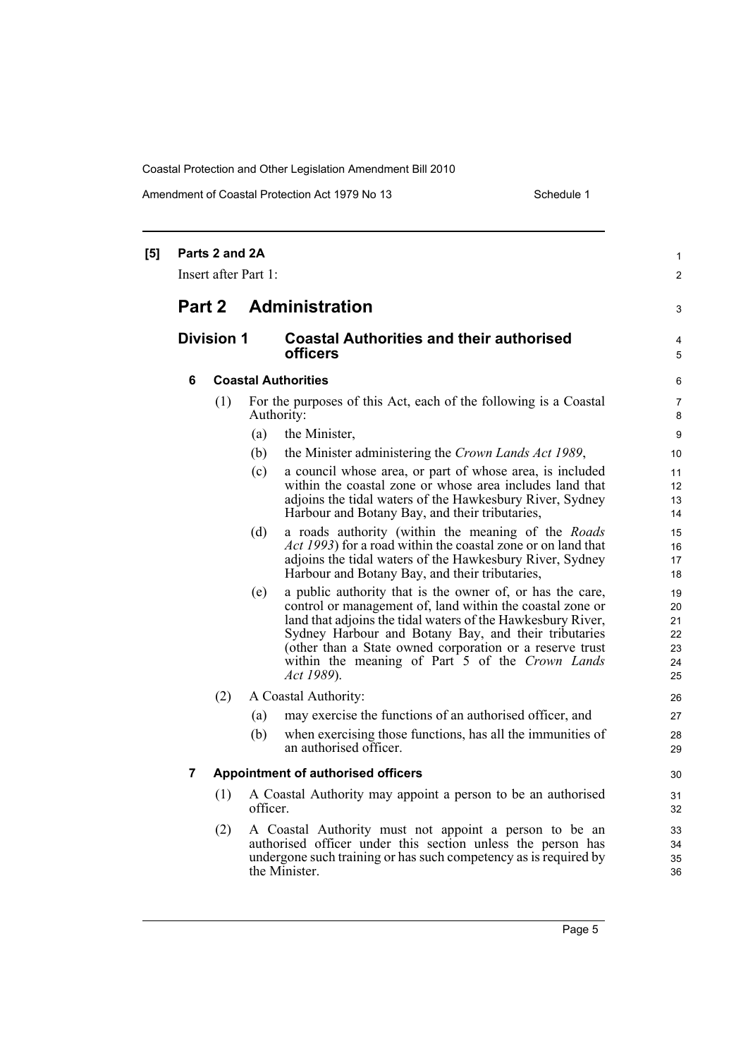**[5] Parts 2 and 2A**

Insert after Part 1:

# Part 2 Administration

## Division 1 Coastal Authorities and their authorised officers

### 6 Coastal Authorities

(1) For the purposes of this Act, each of the following is a Coastal Authority:

(a) the Minister,

(b) the Minister administering the *Crown Lands Act 1989*,

(c) a council whose area, or part of whose area, is included within the coastal zone or whose area includes land that adjoins the tidal waters of the Hawkesbury River, Sydney Harbour and Botany Bay, and their tributaries,

(d) a roads authority (within the meaning of the *Roads Act 1993*) for a road within the coastal zone or on land that adjoins the tidal waters of the Hawkesbury River, Sydney Harbour and Botany Bay, and their tributaries,

(e) a public authority that is the owner of, or has the care, control or management of, land within the coastal zone or land that adjoins the tidal waters of the Hawkesbury River, Sydney Harbour and Botany Bay, and their tributaries (other than a State owned corporation or a reserve trust within the meaning of Part 5 of the *Crown Lands Act 1989*).

(2) A Coastal Authority:

(a) may exercise the functions of an authorised officer, and

(b) when exercising those functions, has all the immunities of an authorised officer.

### 7 Appointment of authorised officers

(1) A Coastal Authority may appoint a person to be an authorised officer.

(2) A Coastal Authority must not appoint a person to be an authorised officer under this section unless the person has undergone such training or has such competency as is required by the Minister.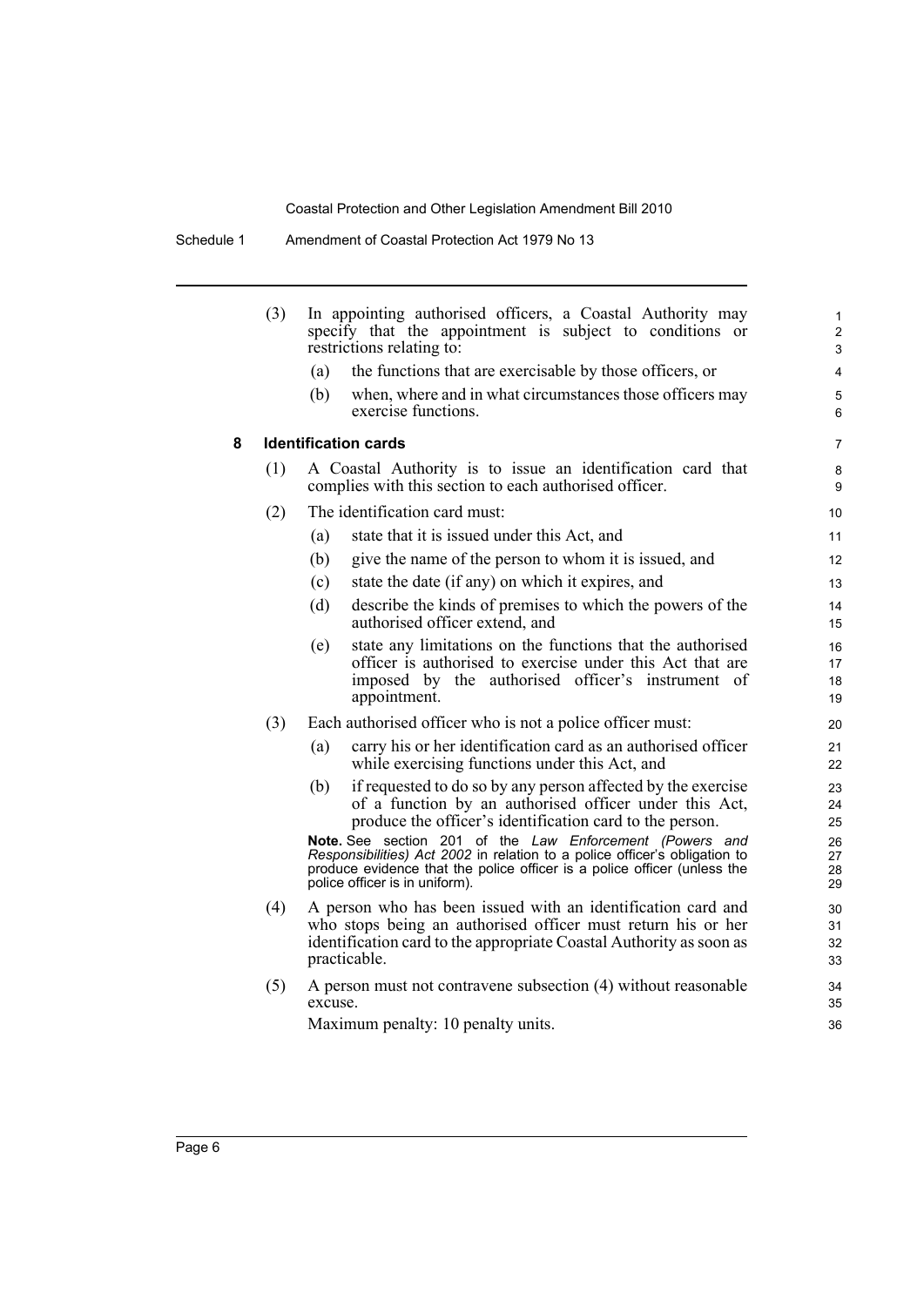(3) In appointing authorised officers, a Coastal Authority may specify that the appointment is subject to conditions or restrictions relating to:

(a) the functions that are exercisable by those officers, or

(b) when, where and in what circumstances those officers may exercise functions.

**8 Identification cards**

(1) A Coastal Authority is to issue an identification card that complies with this section to each authorised officer.

(2) The identification card must:

(a) state that it is issued under this Act, and

(b) give the name of the person to whom it is issued, and

(c) state the date (if any) on which it expires, and

(d) describe the kinds of premises to which the powers of the authorised officer extend, and

(e) state any limitations on the functions that the authorised officer is authorised to exercise under this Act that are imposed by the authorised officer's instrument of appointment.

(3) Each authorised officer who is not a police officer must:

(a) carry his or her identification card as an authorised officer while exercising functions under this Act, and

(b) if requested to do so by any person affected by the exercise of a function by an authorised officer under this Act, produce the officer's identification card to the person.

**Note.** See section 201 of the *Law Enforcement (Powers and Responsibilities) Act 2002* in relation to a police officer's obligation to produce evidence that the police officer is a police officer (unless the police officer is in uniform).

(4) A person who has been issued with an identification card and who stops being an authorised officer must return his or her identification card to the appropriate Coastal Authority as soon as practicable.

(5) A person must not contravene subsection (4) without reasonable excuse.

Maximum penalty: 10 penalty units.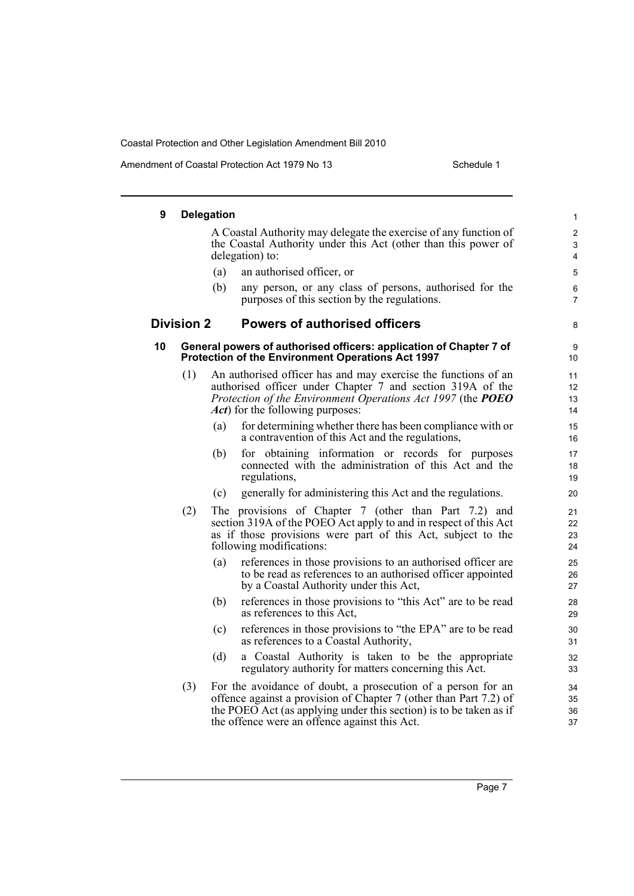### 9 Delegation

A Coastal Authority may delegate the exercise of any function of the Coastal Authority under this Act (other than this power of delegation) to:

(a) an authorised officer, or

(b) any person, or any class of persons, authorised for the purposes of this section by the regulations.

## Division 2 Powers of authorised officers

### 10 General powers of authorised officers: application of Chapter 7 of Protection of the Environment Operations Act 1997

(1) An authorised officer has and may exercise the functions of an authorised officer under Chapter 7 and section 319A of the *Protection of the Environment Operations Act 1997* (the ***POEO Act***) for the following purposes:

(a) for determining whether there has been compliance with or a contravention of this Act and the regulations,

(b) for obtaining information or records for purposes connected with the administration of this Act and the regulations,

(c) generally for administering this Act and the regulations.

(2) The provisions of Chapter 7 (other than Part 7.2) and section 319A of the POEO Act apply to and in respect of this Act as if those provisions were part of this Act, subject to the following modifications:

(a) references in those provisions to an authorised officer are to be read as references to an authorised officer appointed by a Coastal Authority under this Act,

(b) references in those provisions to "this Act" are to be read as references to this Act,

(c) references in those provisions to "the EPA" are to be read as references to a Coastal Authority,

(d) a Coastal Authority is taken to be the appropriate regulatory authority for matters concerning this Act.

(3) For the avoidance of doubt, a prosecution of a person for an offence against a provision of Chapter 7 (other than Part 7.2) of the POEO Act (as applying under this section) is to be taken as if the offence were an offence against this Act.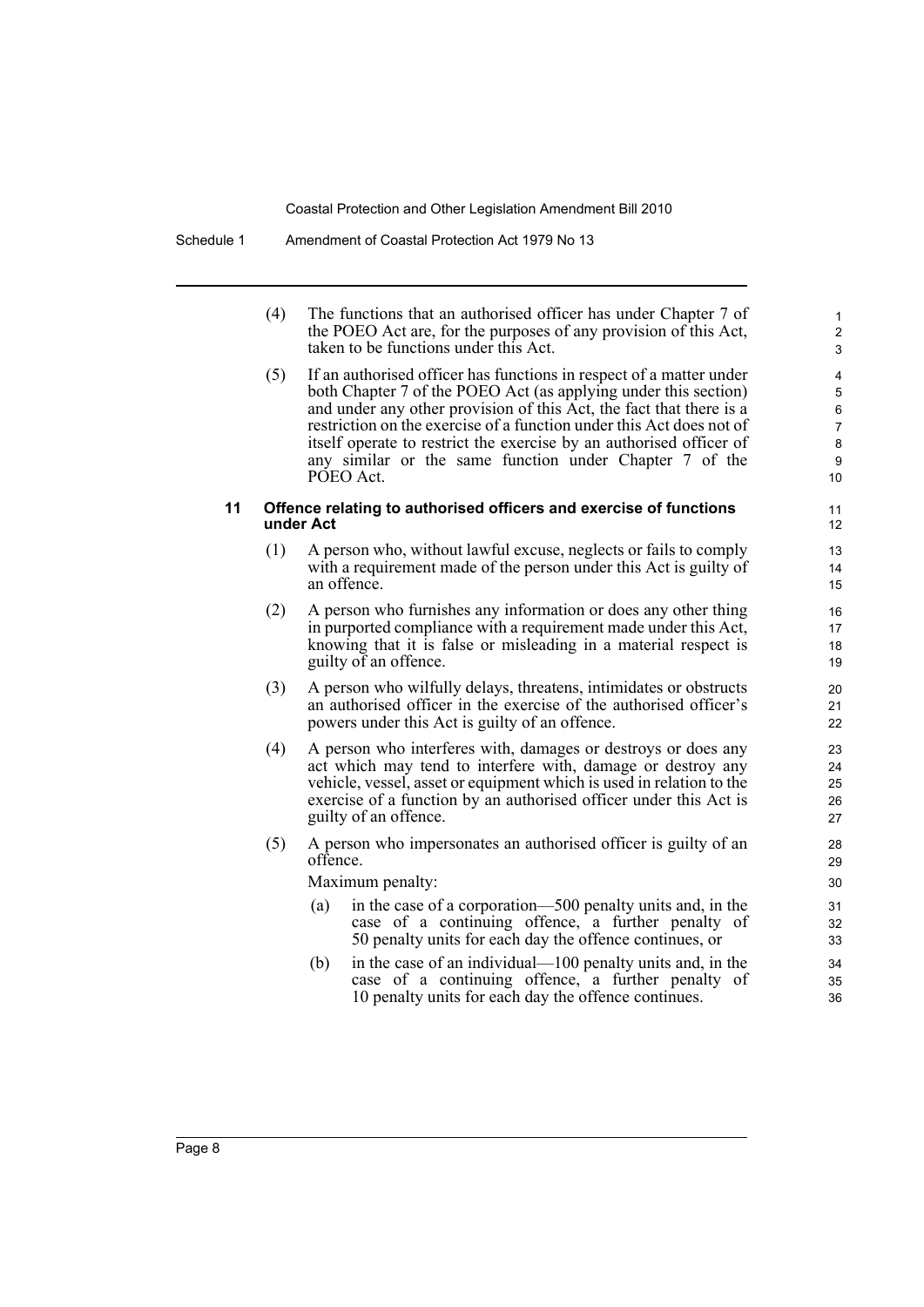(4) The functions that an authorised officer has under Chapter 7 of the POEO Act are, for the purposes of any provision of this Act, taken to be functions under this Act.

(5) If an authorised officer has functions in respect of a matter under both Chapter 7 of the POEO Act (as applying under this section) and under any other provision of this Act, the fact that there is a restriction on the exercise of a function under this Act does not of itself operate to restrict the exercise by an authorised officer of any similar or the same function under Chapter 7 of the POEO Act.

### 11 Offence relating to authorised officers and exercise of functions under Act

(1) A person who, without lawful excuse, neglects or fails to comply with a requirement made of the person under this Act is guilty of an offence.

(2) A person who furnishes any information or does any other thing in purported compliance with a requirement made under this Act, knowing that it is false or misleading in a material respect is guilty of an offence.

(3) A person who wilfully delays, threatens, intimidates or obstructs an authorised officer in the exercise of the authorised officer's powers under this Act is guilty of an offence.

(4) A person who interferes with, damages or destroys or does any act which may tend to interfere with, damage or destroy any vehicle, vessel, asset or equipment which is used in relation to the exercise of a function by an authorised officer under this Act is guilty of an offence.

(5) A person who impersonates an authorised officer is guilty of an offence.

Maximum penalty:

(a) in the case of a corporation—500 penalty units and, in the case of a continuing offence, a further penalty of 50 penalty units for each day the offence continues, or

(b) in the case of an individual—100 penalty units and, in the case of a continuing offence, a further penalty of 10 penalty units for each day the offence continues.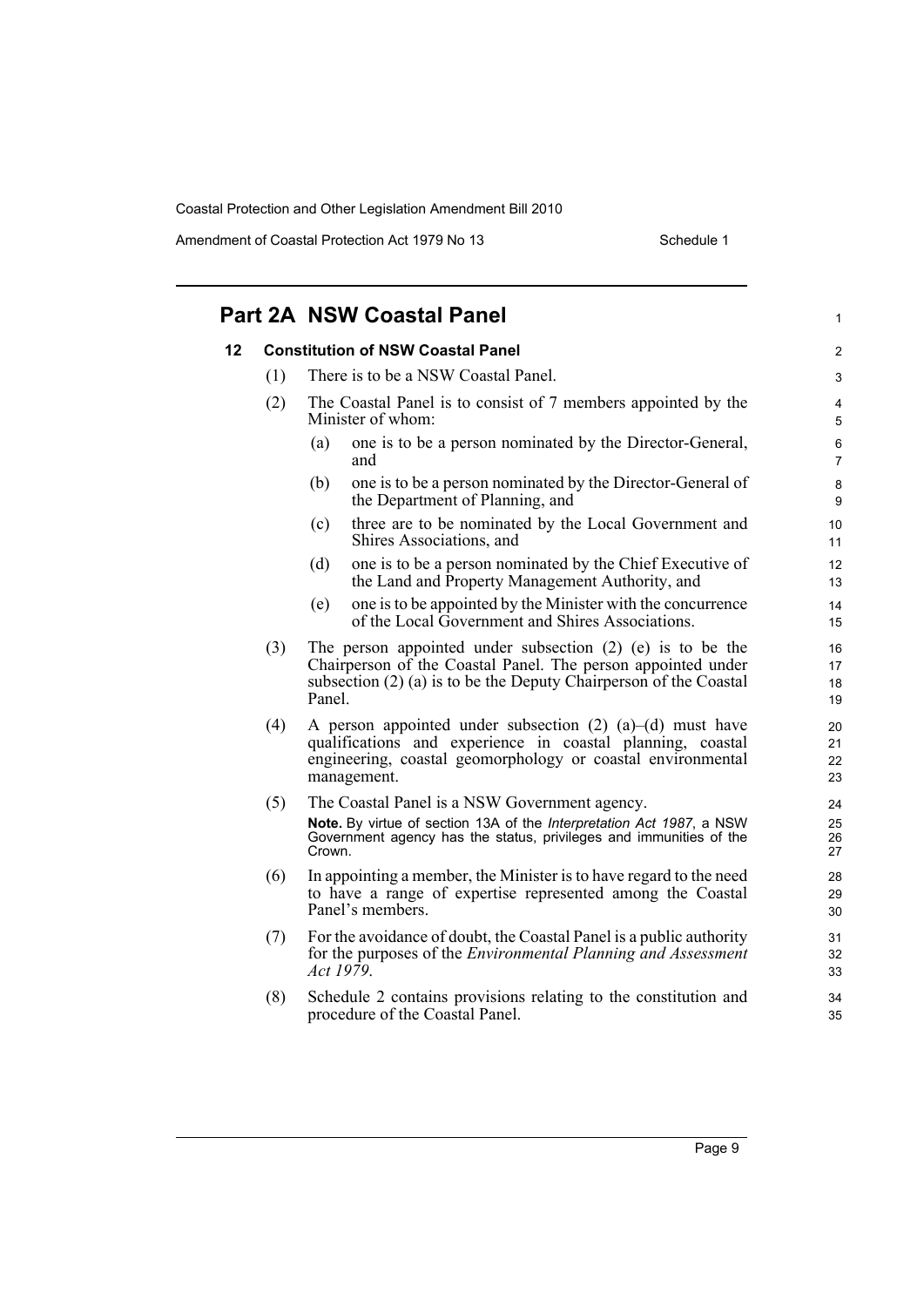## Part 2A NSW Coastal Panel

### 12 Constitution of NSW Coastal Panel

(1) There is to be a NSW Coastal Panel.

(2) The Coastal Panel is to consist of 7 members appointed by the Minister of whom:

(a) one is to be a person nominated by the Director-General, and

(b) one is to be a person nominated by the Director-General of the Department of Planning, and

(c) three are to be nominated by the Local Government and Shires Associations, and

(d) one is to be a person nominated by the Chief Executive of the Land and Property Management Authority, and

(e) one is to be appointed by the Minister with the concurrence of the Local Government and Shires Associations.

(3) The person appointed under subsection (2) (e) is to be the Chairperson of the Coastal Panel. The person appointed under subsection (2) (a) is to be the Deputy Chairperson of the Coastal Panel.

(4) A person appointed under subsection (2) (a)–(d) must have qualifications and experience in coastal planning, coastal engineering, coastal geomorphology or coastal environmental management.

(5) The Coastal Panel is a NSW Government agency.

**Note.** By virtue of section 13A of the *Interpretation Act 1987*, a NSW Government agency has the status, privileges and immunities of the Crown.

(6) In appointing a member, the Minister is to have regard to the need to have a range of expertise represented among the Coastal Panel's members.

(7) For the avoidance of doubt, the Coastal Panel is a public authority for the purposes of the *Environmental Planning and Assessment Act 1979*.

(8) Schedule 2 contains provisions relating to the constitution and procedure of the Coastal Panel.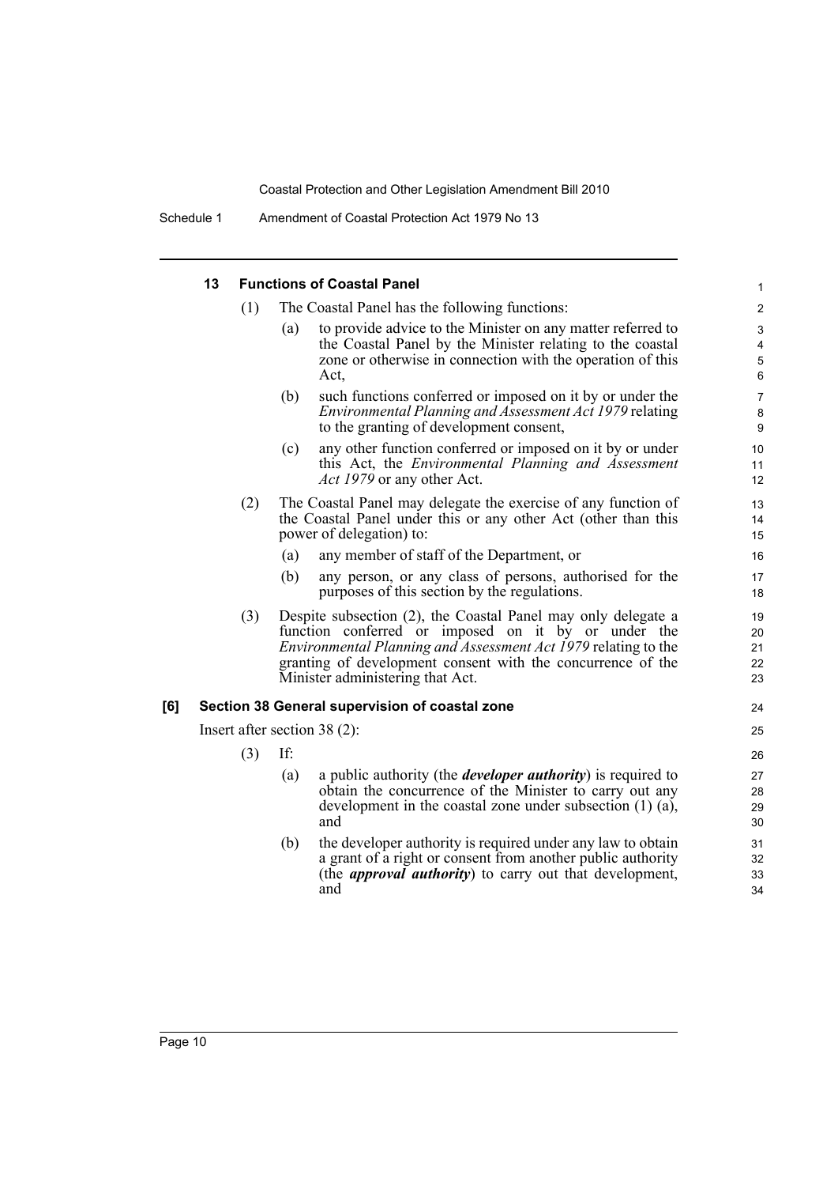#### 13 Functions of Coastal Panel

(1) The Coastal Panel has the following functions:

(a) to provide advice to the Minister on any matter referred to the Coastal Panel by the Minister relating to the coastal zone or otherwise in connection with the operation of this Act,

(b) such functions conferred or imposed on it by or under the *Environmental Planning and Assessment Act 1979* relating to the granting of development consent,

(c) any other function conferred or imposed on it by or under this Act, the *Environmental Planning and Assessment Act 1979* or any other Act.

(2) The Coastal Panel may delegate the exercise of any function of the Coastal Panel under this or any other Act (other than this power of delegation) to:

(a) any member of staff of the Department, or

(b) any person, or any class of persons, authorised for the purposes of this section by the regulations.

(3) Despite subsection (2), the Coastal Panel may only delegate a function conferred or imposed on it by or under the *Environmental Planning and Assessment Act 1979* relating to the granting of development consent with the concurrence of the Minister administering that Act.

#### [6] Section 38 General supervision of coastal zone

Insert after section 38 (2):

(3) If:

(a) a public authority (the ***developer authority***) is required to obtain the concurrence of the Minister to carry out any development in the coastal zone under subsection (1) (a), and

(b) the developer authority is required under any law to obtain a grant of a right or consent from another public authority (the ***approval authority***) to carry out that development, and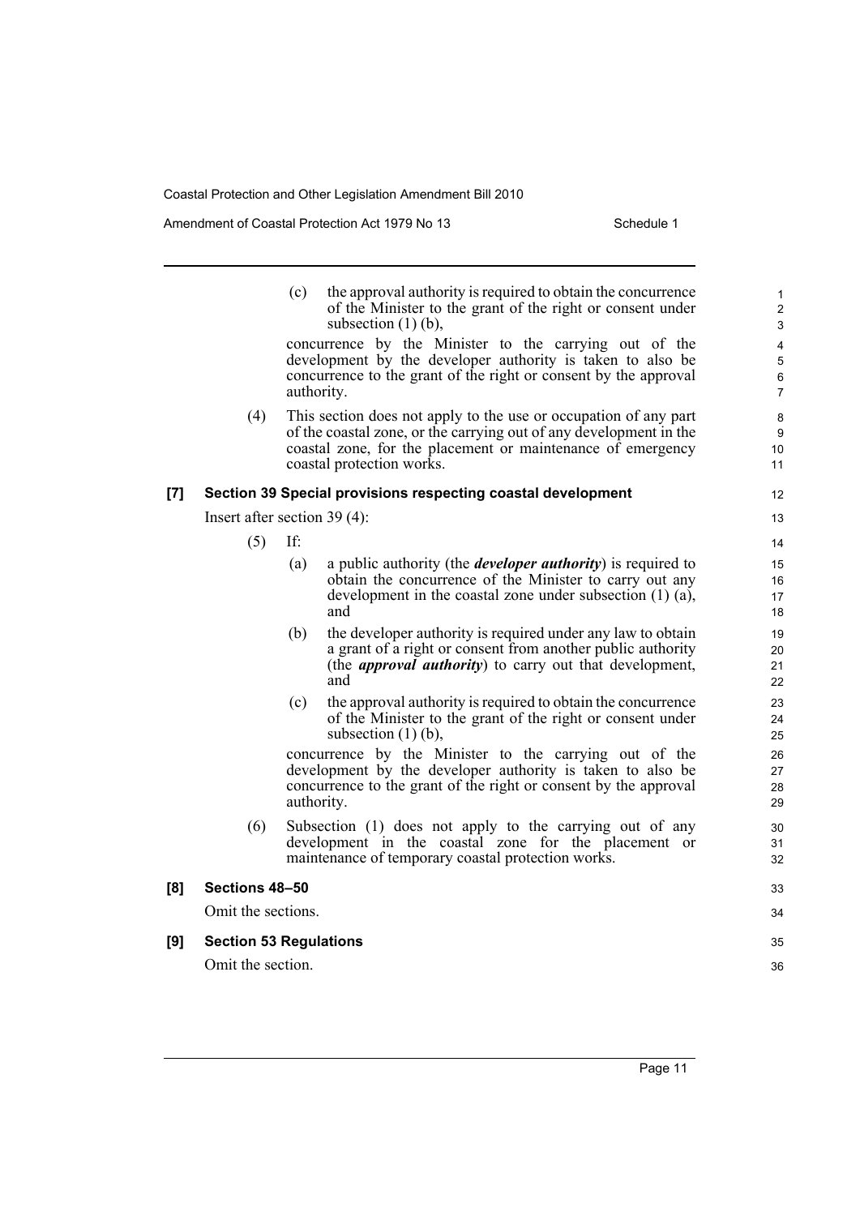(c) the approval authority is required to obtain the concurrence of the Minister to the grant of the right or consent under subsection (1) (b),

concurrence by the Minister to the carrying out of the development by the developer authority is taken to also be concurrence to the grant of the right or consent by the approval authority.

(4) This section does not apply to the use or occupation of any part of the coastal zone, or the carrying out of any development in the coastal zone, for the placement or maintenance of emergency coastal protection works.

### [7] Section 39 Special provisions respecting coastal development

Insert after section 39 (4):

(5) If:

(a) a public authority (the ***developer authority***) is required to obtain the concurrence of the Minister to carry out any development in the coastal zone under subsection (1) (a), and

(b) the developer authority is required under any law to obtain a grant of a right or consent from another public authority (the ***approval authority***) to carry out that development, and

(c) the approval authority is required to obtain the concurrence of the Minister to the grant of the right or consent under subsection (1) (b),

concurrence by the Minister to the carrying out of the development by the developer authority is taken to also be concurrence to the grant of the right or consent by the approval authority.

(6) Subsection (1) does not apply to the carrying out of any development in the coastal zone for the placement or maintenance of temporary coastal protection works.

### [8] Sections 48–50

Omit the sections.

### [9] Section 53 Regulations

Omit the section.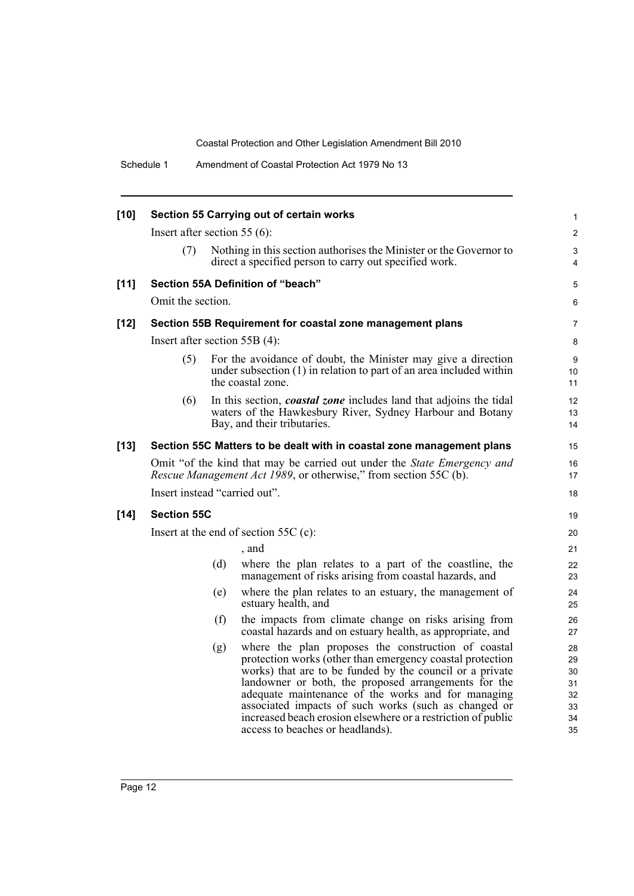**[10] Section 55 Carrying out of certain works**

Insert after section 55 (6):

(7) Nothing in this section authorises the Minister or the Governor to direct a specified person to carry out specified work.

**[11] Section 55A Definition of "beach"**

Omit the section.

**[12] Section 55B Requirement for coastal zone management plans**

Insert after section 55B (4):

(5) For the avoidance of doubt, the Minister may give a direction under subsection (1) in relation to part of an area included within the coastal zone.

(6) In this section, ***coastal zone*** includes land that adjoins the tidal waters of the Hawkesbury River, Sydney Harbour and Botany Bay, and their tributaries.

**[13] Section 55C Matters to be dealt with in coastal zone management plans**

Omit "of the kind that may be carried out under the *State Emergency and Rescue Management Act 1989*, or otherwise," from section 55C (b).

Insert instead "carried out".

**[14] Section 55C**

Insert at the end of section 55C (c):

, and

(d) where the plan relates to a part of the coastline, the management of risks arising from coastal hazards, and

(e) where the plan relates to an estuary, the management of estuary health, and

(f) the impacts from climate change on risks arising from coastal hazards and on estuary health, as appropriate, and

(g) where the plan proposes the construction of coastal protection works (other than emergency coastal protection works) that are to be funded by the council or a private landowner or both, the proposed arrangements for the adequate maintenance of the works and for managing associated impacts of such works (such as changed or increased beach erosion elsewhere or a restriction of public access to beaches or headlands).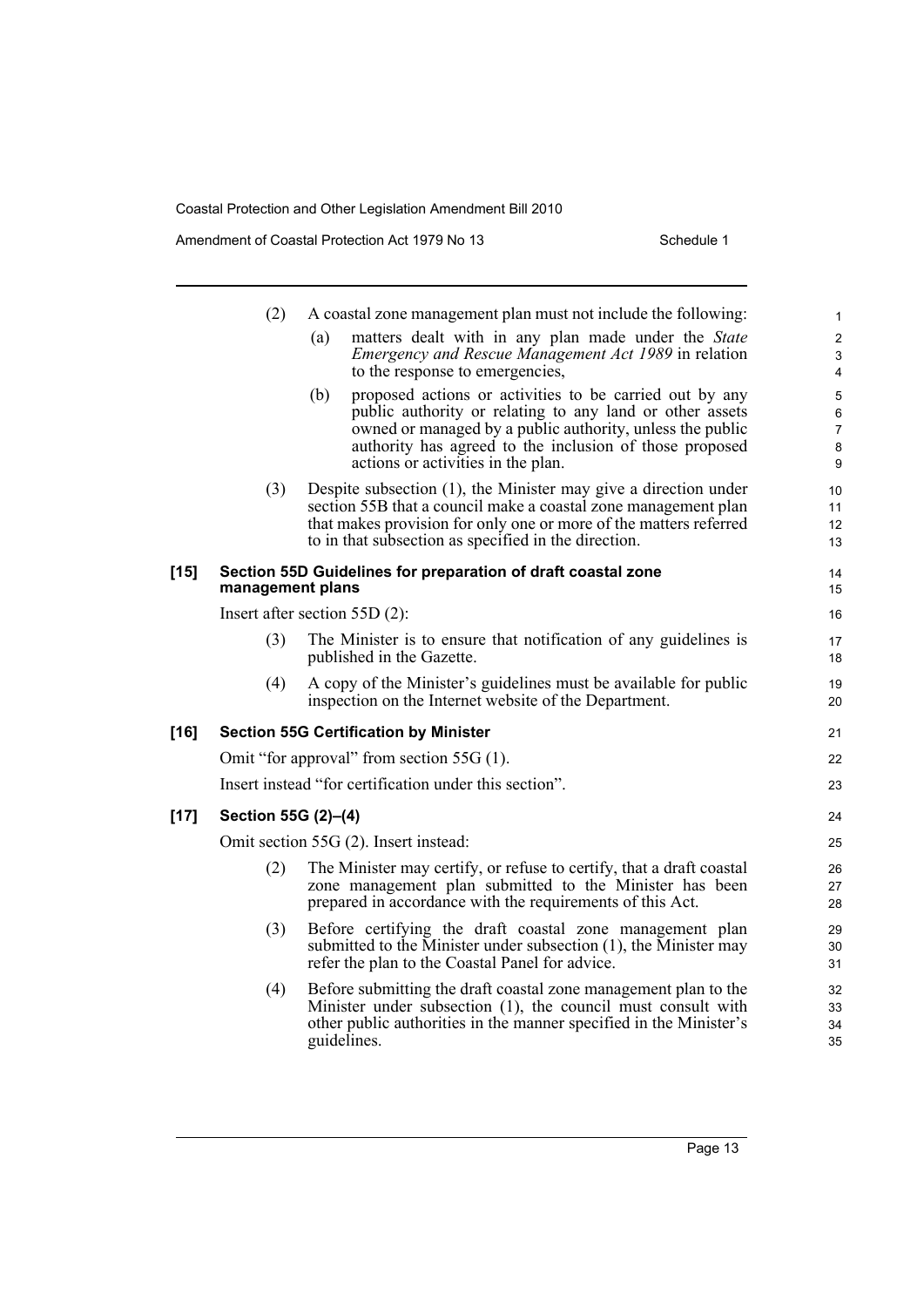(2) A coastal zone management plan must not include the following:

(a) matters dealt with in any plan made under the *State Emergency and Rescue Management Act 1989* in relation to the response to emergencies,

(b) proposed actions or activities to be carried out by any public authority or relating to any land or other assets owned or managed by a public authority, unless the public authority has agreed to the inclusion of those proposed actions or activities in the plan.

(3) Despite subsection (1), the Minister may give a direction under section 55B that a council make a coastal zone management plan that makes provision for only one or more of the matters referred to in that subsection as specified in the direction.

**[15] Section 55D Guidelines for preparation of draft coastal zone management plans**

Insert after section 55D (2):

(3) The Minister is to ensure that notification of any guidelines is published in the Gazette.

(4) A copy of the Minister's guidelines must be available for public inspection on the Internet website of the Department.

**[16] Section 55G Certification by Minister**

Omit "for approval" from section 55G (1).

Insert instead "for certification under this section".

**[17] Section 55G (2)–(4)**

Omit section 55G (2). Insert instead:

(2) The Minister may certify, or refuse to certify, that a draft coastal zone management plan submitted to the Minister has been prepared in accordance with the requirements of this Act.

(3) Before certifying the draft coastal zone management plan submitted to the Minister under subsection (1), the Minister may refer the plan to the Coastal Panel for advice.

(4) Before submitting the draft coastal zone management plan to the Minister under subsection (1), the council must consult with other public authorities in the manner specified in the Minister's guidelines.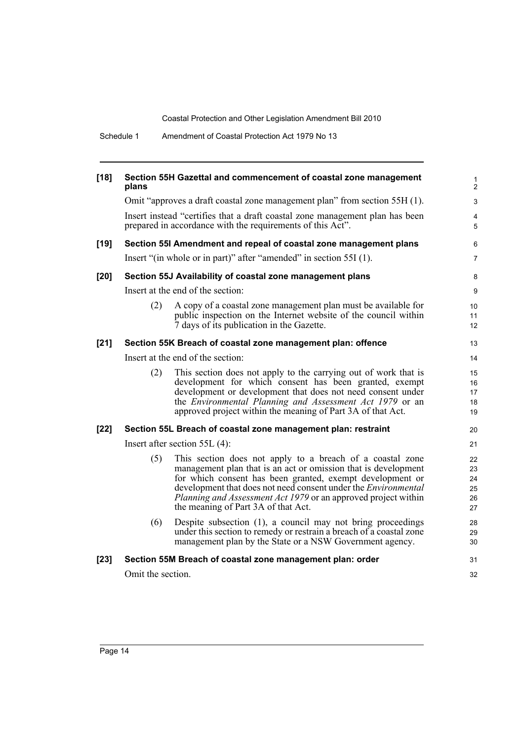**[18] Section 55H Gazettal and commencement of coastal zone management plans**

Omit "approves a draft coastal zone management plan" from section 55H (1).

Insert instead "certifies that a draft coastal zone management plan has been prepared in accordance with the requirements of this Act".

**[19] Section 55I Amendment and repeal of coastal zone management plans**

Insert "(in whole or in part)" after "amended" in section 55I (1).

**[20] Section 55J Availability of coastal zone management plans**

Insert at the end of the section:

(2) A copy of a coastal zone management plan must be available for public inspection on the Internet website of the council within 7 days of its publication in the Gazette.

**[21] Section 55K Breach of coastal zone management plan: offence**

Insert at the end of the section:

(2) This section does not apply to the carrying out of work that is development for which consent has been granted, exempt development or development that does not need consent under the *Environmental Planning and Assessment Act 1979* or an approved project within the meaning of Part 3A of that Act.

**[22] Section 55L Breach of coastal zone management plan: restraint**

Insert after section 55L (4):

(5) This section does not apply to a breach of a coastal zone management plan that is an act or omission that is development for which consent has been granted, exempt development or development that does not need consent under the *Environmental Planning and Assessment Act 1979* or an approved project within the meaning of Part 3A of that Act.

(6) Despite subsection (1), a council may not bring proceedings under this section to remedy or restrain a breach of a coastal zone management plan by the State or a NSW Government agency.

**[23] Section 55M Breach of coastal zone management plan: order**

Omit the section.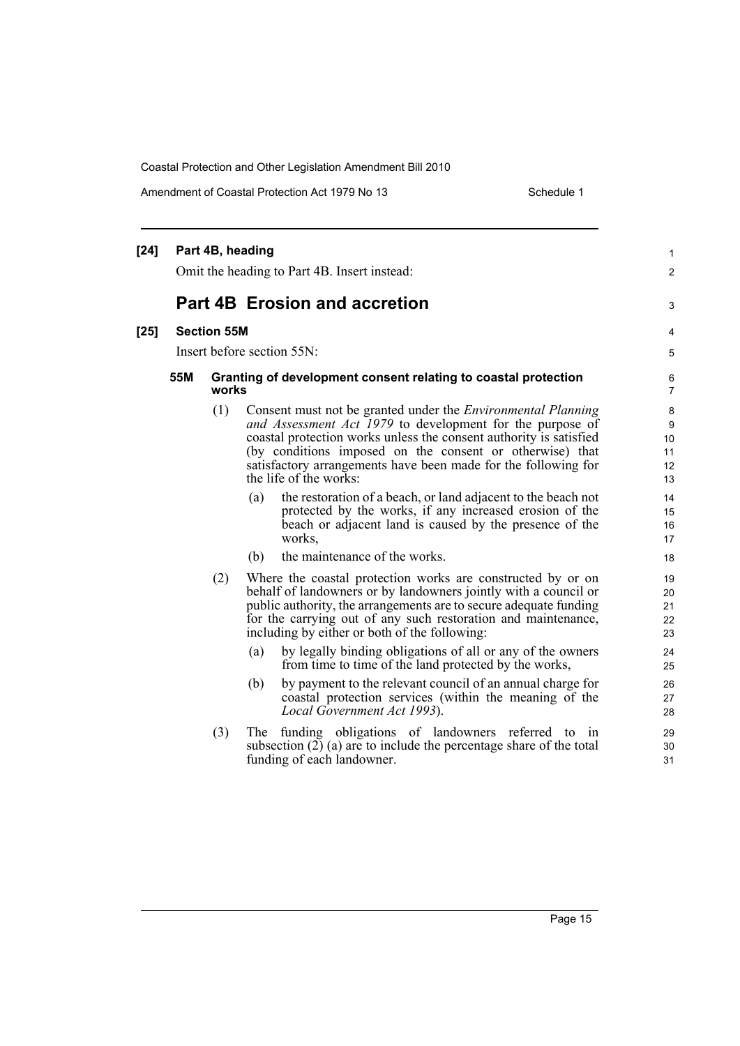**[24] Part 4B, heading**

Omit the heading to Part 4B. Insert instead:

## Part 4B Erosion and accretion

**[25] Section 55M**

Insert before section 55N:

**55M Granting of development consent relating to coastal protection works**

(1) Consent must not be granted under the *Environmental Planning and Assessment Act 1979* to development for the purpose of coastal protection works unless the consent authority is satisfied (by conditions imposed on the consent or otherwise) that satisfactory arrangements have been made for the following for the life of the works:

(a) the restoration of a beach, or land adjacent to the beach not protected by the works, if any increased erosion of the beach or adjacent land is caused by the presence of the works,

(b) the maintenance of the works.

(2) Where the coastal protection works are constructed by or on behalf of landowners or by landowners jointly with a council or public authority, the arrangements are to secure adequate funding for the carrying out of any such restoration and maintenance, including by either or both of the following:

(a) by legally binding obligations of all or any of the owners from time to time of the land protected by the works,

(b) by payment to the relevant council of an annual charge for coastal protection services (within the meaning of the *Local Government Act 1993*).

(3) The funding obligations of landowners referred to in subsection (2) (a) are to include the percentage share of the total funding of each landowner.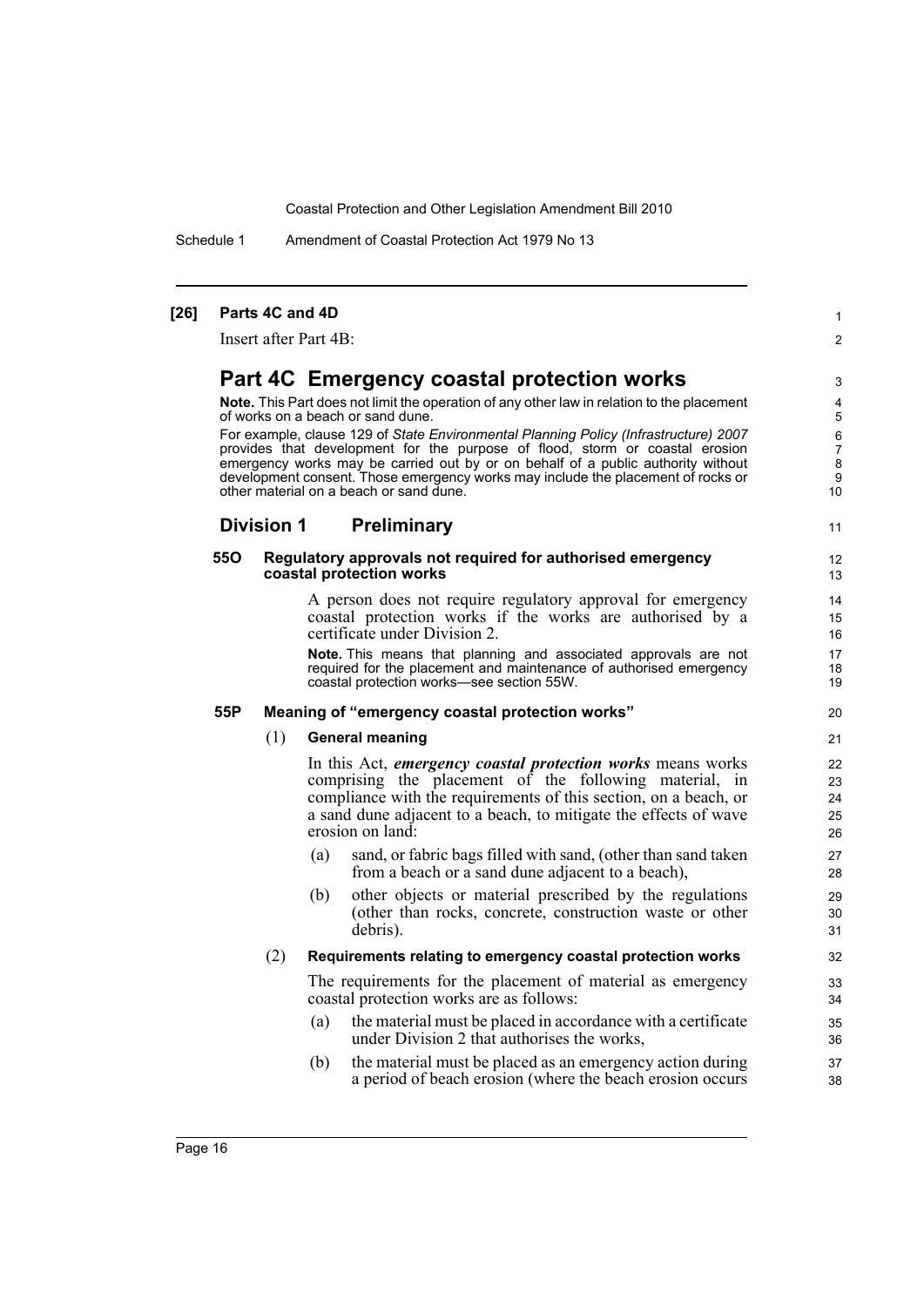**[26] Parts 4C and 4D**

Insert after Part 4B:

# Part 4C Emergency coastal protection works

**Note.** This Part does not limit the operation of any other law in relation to the placement of works on a beach or sand dune.

For example, clause 129 of *State Environmental Planning Policy (Infrastructure) 2007* provides that development for the purpose of flood, storm or coastal erosion emergency works may be carried out by or on behalf of a public authority without development consent. Those emergency works may include the placement of rocks or other material on a beach or sand dune.

## Division 1 Preliminary

### 55O Regulatory approvals not required for authorised emergency coastal protection works

A person does not require regulatory approval for emergency coastal protection works if the works are authorised by a certificate under Division 2.

**Note.** This means that planning and associated approvals are not required for the placement and maintenance of authorised emergency coastal protection works—see section 55W.

### 55P Meaning of "emergency coastal protection works"

(1) **General meaning**

In this Act, ***emergency coastal protection works*** means works comprising the placement of the following material, in compliance with the requirements of this section, on a beach, or a sand dune adjacent to a beach, to mitigate the effects of wave erosion on land:

(a) sand, or fabric bags filled with sand, (other than sand taken from a beach or a sand dune adjacent to a beach),

(b) other objects or material prescribed by the regulations (other than rocks, concrete, construction waste or other debris).

(2) **Requirements relating to emergency coastal protection works**

The requirements for the placement of material as emergency coastal protection works are as follows:

(a) the material must be placed in accordance with a certificate under Division 2 that authorises the works,

(b) the material must be placed as an emergency action during a period of beach erosion (where the beach erosion occurs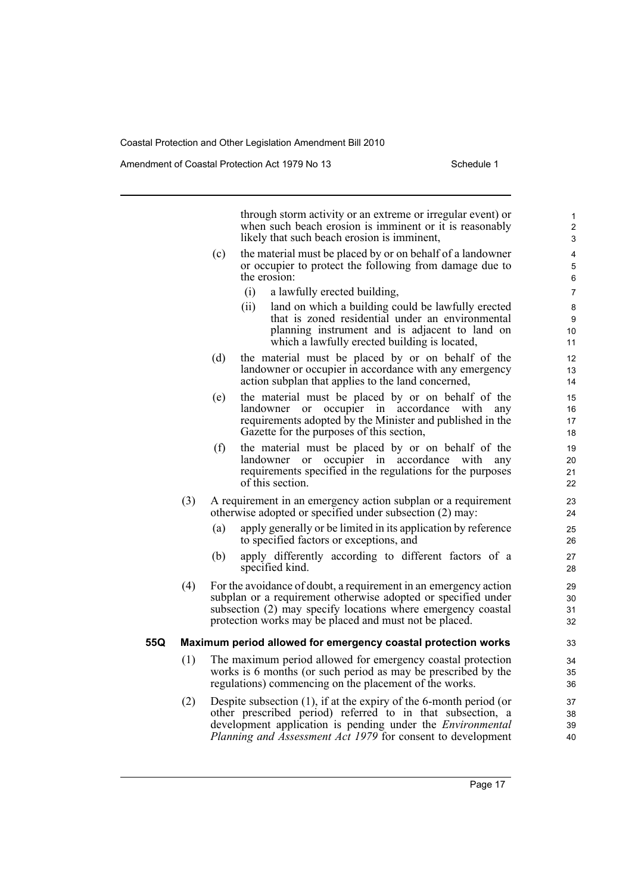through storm activity or an extreme or irregular event) or when such beach erosion is imminent or it is reasonably likely that such beach erosion is imminent,

(c) the material must be placed by or on behalf of a landowner or occupier to protect the following from damage due to the erosion:

(i) a lawfully erected building,

(ii) land on which a building could be lawfully erected that is zoned residential under an environmental planning instrument and is adjacent to land on which a lawfully erected building is located,

(d) the material must be placed by or on behalf of the landowner or occupier in accordance with any emergency action subplan that applies to the land concerned,

(e) the material must be placed by or on behalf of the landowner or occupier in accordance with any requirements adopted by the Minister and published in the Gazette for the purposes of this section,

(f) the material must be placed by or on behalf of the landowner or occupier in accordance with any requirements specified in the regulations for the purposes of this section.

(3) A requirement in an emergency action subplan or a requirement otherwise adopted or specified under subsection (2) may:

(a) apply generally or be limited in its application by reference to specified factors or exceptions, and

(b) apply differently according to different factors of a specified kind.

(4) For the avoidance of doubt, a requirement in an emergency action subplan or a requirement otherwise adopted or specified under subsection (2) may specify locations where emergency coastal protection works may be placed and must not be placed.

**55Q Maximum period allowed for emergency coastal protection works**

(1) The maximum period allowed for emergency coastal protection works is 6 months (or such period as may be prescribed by the regulations) commencing on the placement of the works.

(2) Despite subsection (1), if at the expiry of the 6-month period (or other prescribed period) referred to in that subsection, a development application is pending under the *Environmental Planning and Assessment Act 1979* for consent to development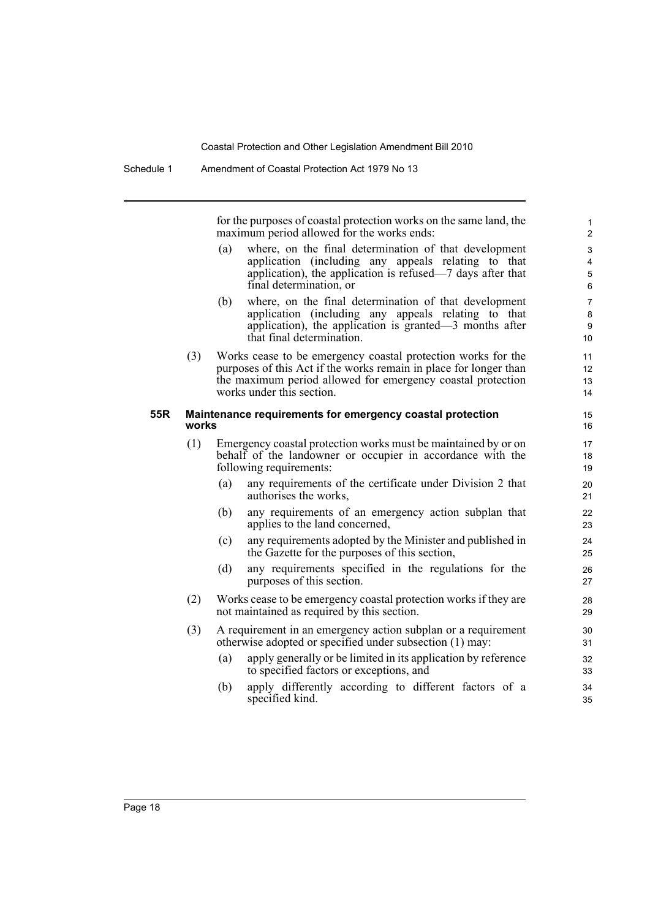for the purposes of coastal protection works on the same land, the maximum period allowed for the works ends:

(a) where, on the final determination of that development application (including any appeals relating to that application), the application is refused—7 days after that final determination, or

(b) where, on the final determination of that development application (including any appeals relating to that application), the application is granted—3 months after that final determination.

(3) Works cease to be emergency coastal protection works for the purposes of this Act if the works remain in place for longer than the maximum period allowed for emergency coastal protection works under this section.

### 55R Maintenance requirements for emergency coastal protection works

(1) Emergency coastal protection works must be maintained by or on behalf of the landowner or occupier in accordance with the following requirements:

(a) any requirements of the certificate under Division 2 that authorises the works,

(b) any requirements of an emergency action subplan that applies to the land concerned,

(c) any requirements adopted by the Minister and published in the Gazette for the purposes of this section,

(d) any requirements specified in the regulations for the purposes of this section.

(2) Works cease to be emergency coastal protection works if they are not maintained as required by this section.

(3) A requirement in an emergency action subplan or a requirement otherwise adopted or specified under subsection (1) may:

(a) apply generally or be limited in its application by reference to specified factors or exceptions, and

(b) apply differently according to different factors of a specified kind.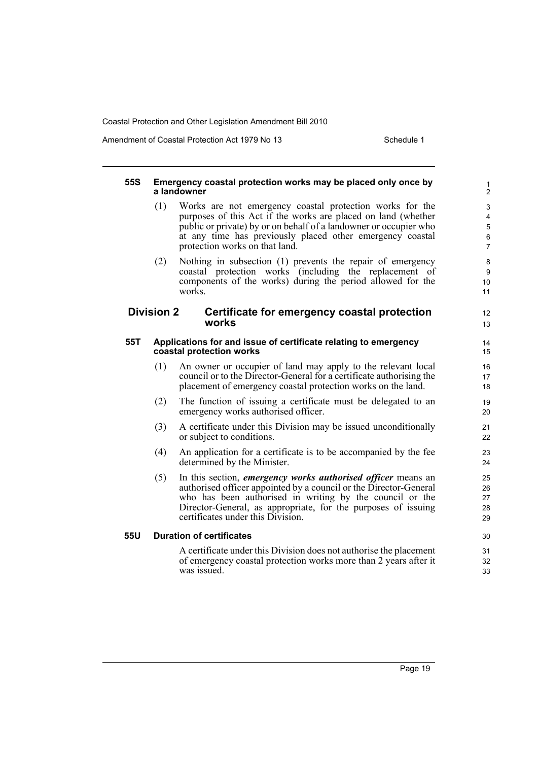#### 55S Emergency coastal protection works may be placed only once by a landowner

(1) Works are not emergency coastal protection works for the purposes of this Act if the works are placed on land (whether public or private) by or on behalf of a landowner or occupier who at any time has previously placed other emergency coastal protection works on that land.

(2) Nothing in subsection (1) prevents the repair of emergency coastal protection works (including the replacement of components of the works) during the period allowed for the works.

### Division 2 Certificate for emergency coastal protection works

#### 55T Applications for and issue of certificate relating to emergency coastal protection works

(1) An owner or occupier of land may apply to the relevant local council or to the Director-General for a certificate authorising the placement of emergency coastal protection works on the land.

(2) The function of issuing a certificate must be delegated to an emergency works authorised officer.

(3) A certificate under this Division may be issued unconditionally or subject to conditions.

(4) An application for a certificate is to be accompanied by the fee determined by the Minister.

(5) In this section, ***emergency works authorised officer*** means an authorised officer appointed by a council or the Director-General who has been authorised in writing by the council or the Director-General, as appropriate, for the purposes of issuing certificates under this Division.

#### 55U Duration of certificates

A certificate under this Division does not authorise the placement of emergency coastal protection works more than 2 years after it was issued.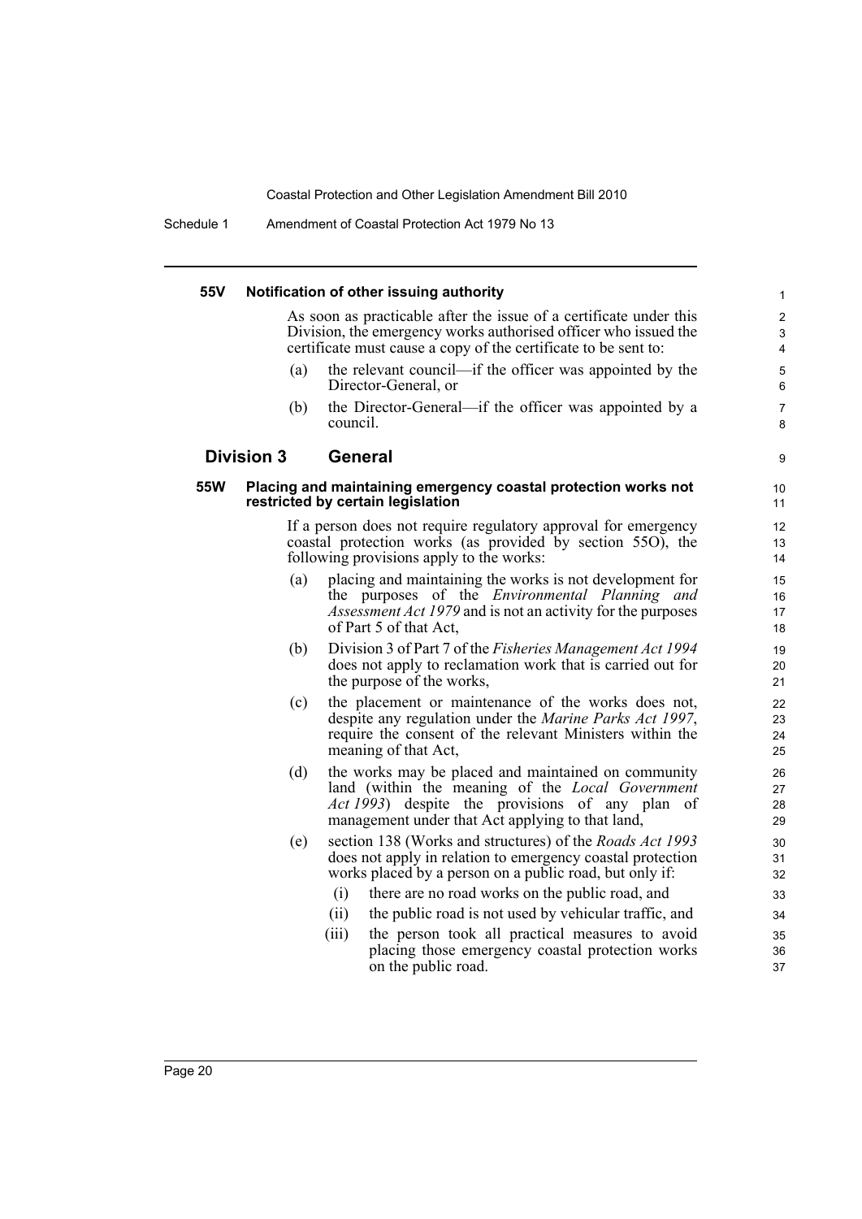#### 55V Notification of other issuing authority

As soon as practicable after the issue of a certificate under this Division, the emergency works authorised officer who issued the certificate must cause a copy of the certificate to be sent to:

(a) the relevant council—if the officer was appointed by the Director-General, or

(b) the Director-General—if the officer was appointed by a council.

### Division 3 General

#### 55W Placing and maintaining emergency coastal protection works not restricted by certain legislation

If a person does not require regulatory approval for emergency coastal protection works (as provided by section 55O), the following provisions apply to the works:

(a) placing and maintaining the works is not development for the purposes of the *Environmental Planning and Assessment Act 1979* and is not an activity for the purposes of Part 5 of that Act,

(b) Division 3 of Part 7 of the *Fisheries Management Act 1994* does not apply to reclamation work that is carried out for the purpose of the works,

(c) the placement or maintenance of the works does not, despite any regulation under the *Marine Parks Act 1997*, require the consent of the relevant Ministers within the meaning of that Act,

(d) the works may be placed and maintained on community land (within the meaning of the *Local Government Act 1993*) despite the provisions of any plan of management under that Act applying to that land,

(e) section 138 (Works and structures) of the *Roads Act 1993* does not apply in relation to emergency coastal protection works placed by a person on a public road, but only if:

  (i) there are no road works on the public road, and

  (ii) the public road is not used by vehicular traffic, and

  (iii) the person took all practical measures to avoid placing those emergency coastal protection works on the public road.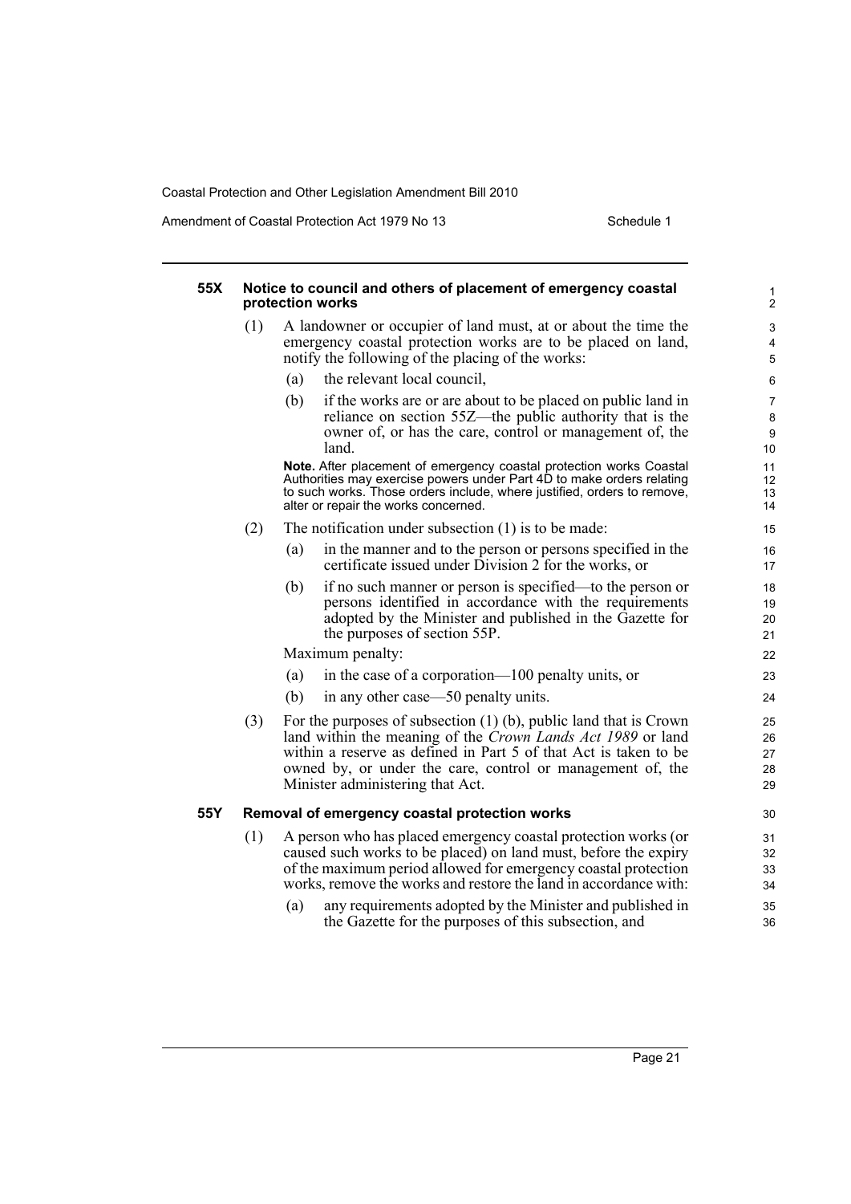#### 55X Notice to council and others of placement of emergency coastal protection works

(1) A landowner or occupier of land must, at or about the time the emergency coastal protection works are to be placed on land, notify the following of the placing of the works:

(a) the relevant local council,

(b) if the works are or are about to be placed on public land in reliance on section 55Z—the public authority that is the owner of, or has the care, control or management of, the land.

**Note.** After placement of emergency coastal protection works Coastal Authorities may exercise powers under Part 4D to make orders relating to such works. Those orders include, where justified, orders to remove, alter or repair the works concerned.

(2) The notification under subsection (1) is to be made:

(a) in the manner and to the person or persons specified in the certificate issued under Division 2 for the works, or

(b) if no such manner or person is specified—to the person or persons identified in accordance with the requirements adopted by the Minister and published in the Gazette for the purposes of section 55P.

Maximum penalty:

(a) in the case of a corporation—100 penalty units, or

(b) in any other case—50 penalty units.

(3) For the purposes of subsection (1) (b), public land that is Crown land within the meaning of the *Crown Lands Act 1989* or land within a reserve as defined in Part 5 of that Act is taken to be owned by, or under the care, control or management of, the Minister administering that Act.

#### 55Y Removal of emergency coastal protection works

(1) A person who has placed emergency coastal protection works (or caused such works to be placed) on land must, before the expiry of the maximum period allowed for emergency coastal protection works, remove the works and restore the land in accordance with:

(a) any requirements adopted by the Minister and published in the Gazette for the purposes of this subsection, and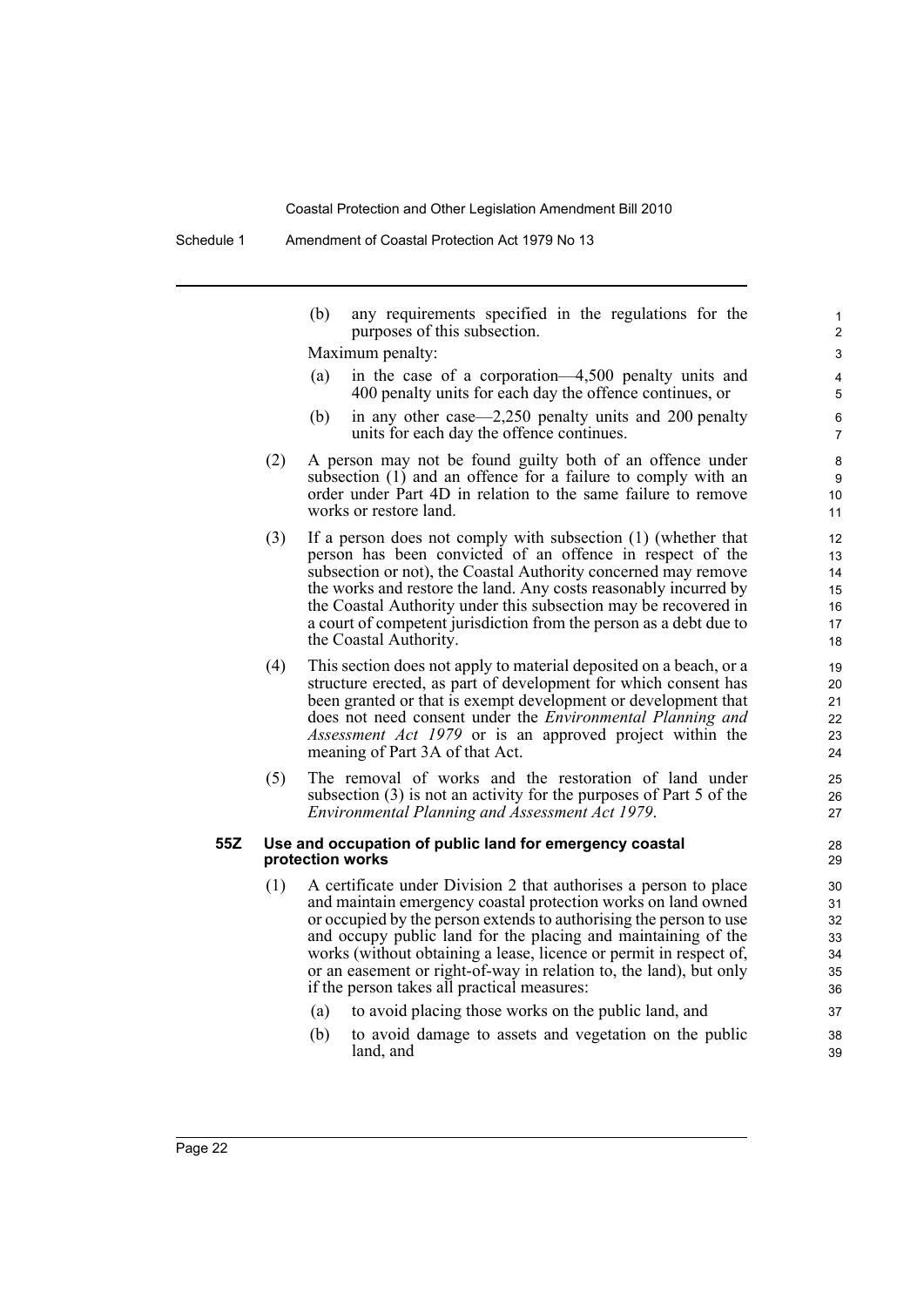(b) any requirements specified in the regulations for the purposes of this subsection.

Maximum penalty:

(a) in the case of a corporation—4,500 penalty units and 400 penalty units for each day the offence continues, or

(b) in any other case—2,250 penalty units and 200 penalty units for each day the offence continues.

(2) A person may not be found guilty both of an offence under subsection (1) and an offence for a failure to comply with an order under Part 4D in relation to the same failure to remove works or restore land.

(3) If a person does not comply with subsection (1) (whether that person has been convicted of an offence in respect of the subsection or not), the Coastal Authority concerned may remove the works and restore the land. Any costs reasonably incurred by the Coastal Authority under this subsection may be recovered in a court of competent jurisdiction from the person as a debt due to the Coastal Authority.

(4) This section does not apply to material deposited on a beach, or a structure erected, as part of development for which consent has been granted or that is exempt development or development that does not need consent under the *Environmental Planning and Assessment Act 1979* or is an approved project within the meaning of Part 3A of that Act.

(5) The removal of works and the restoration of land under subsection (3) is not an activity for the purposes of Part 5 of the *Environmental Planning and Assessment Act 1979*.

**55Z Use and occupation of public land for emergency coastal protection works**

(1) A certificate under Division 2 that authorises a person to place and maintain emergency coastal protection works on land owned or occupied by the person extends to authorising the person to use and occupy public land for the placing and maintaining of the works (without obtaining a lease, licence or permit in respect of, or an easement or right-of-way in relation to, the land), but only if the person takes all practical measures:

(a) to avoid placing those works on the public land, and

(b) to avoid damage to assets and vegetation on the public land, and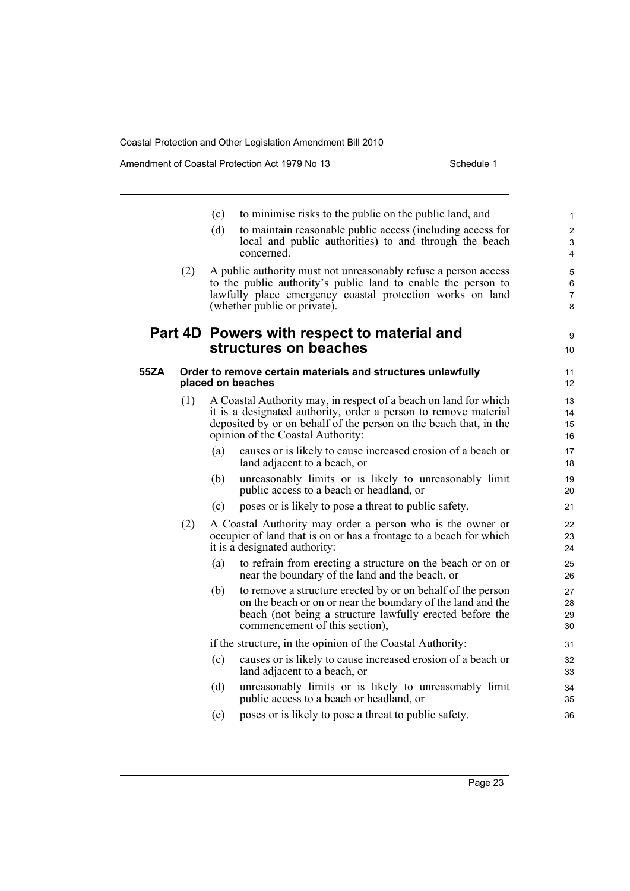(c) to minimise risks to the public on the public land, and

(d) to maintain reasonable public access (including access for local and public authorities) to and through the beach concerned.

(2) A public authority must not unreasonably refuse a person access to the public authority's public land to enable the person to lawfully place emergency coastal protection works on land (whether public or private).

## Part 4D Powers with respect to material and structures on beaches

### 55ZA Order to remove certain materials and structures unlawfully placed on beaches

(1) A Coastal Authority may, in respect of a beach on land for which it is a designated authority, order a person to remove material deposited by or on behalf of the person on the beach that, in the opinion of the Coastal Authority:

(a) causes or is likely to cause increased erosion of a beach or land adjacent to a beach, or

(b) unreasonably limits or is likely to unreasonably limit public access to a beach or headland, or

(c) poses or is likely to pose a threat to public safety.

(2) A Coastal Authority may order a person who is the owner or occupier of land that is on or has a frontage to a beach for which it is a designated authority:

(a) to refrain from erecting a structure on the beach or on or near the boundary of the land and the beach, or

(b) to remove a structure erected by or on behalf of the person on the beach or on or near the boundary of the land and the beach (not being a structure lawfully erected before the commencement of this section),

if the structure, in the opinion of the Coastal Authority:

(c) causes or is likely to cause increased erosion of a beach or land adjacent to a beach, or

(d) unreasonably limits or is likely to unreasonably limit public access to a beach or headland, or

(e) poses or is likely to pose a threat to public safety.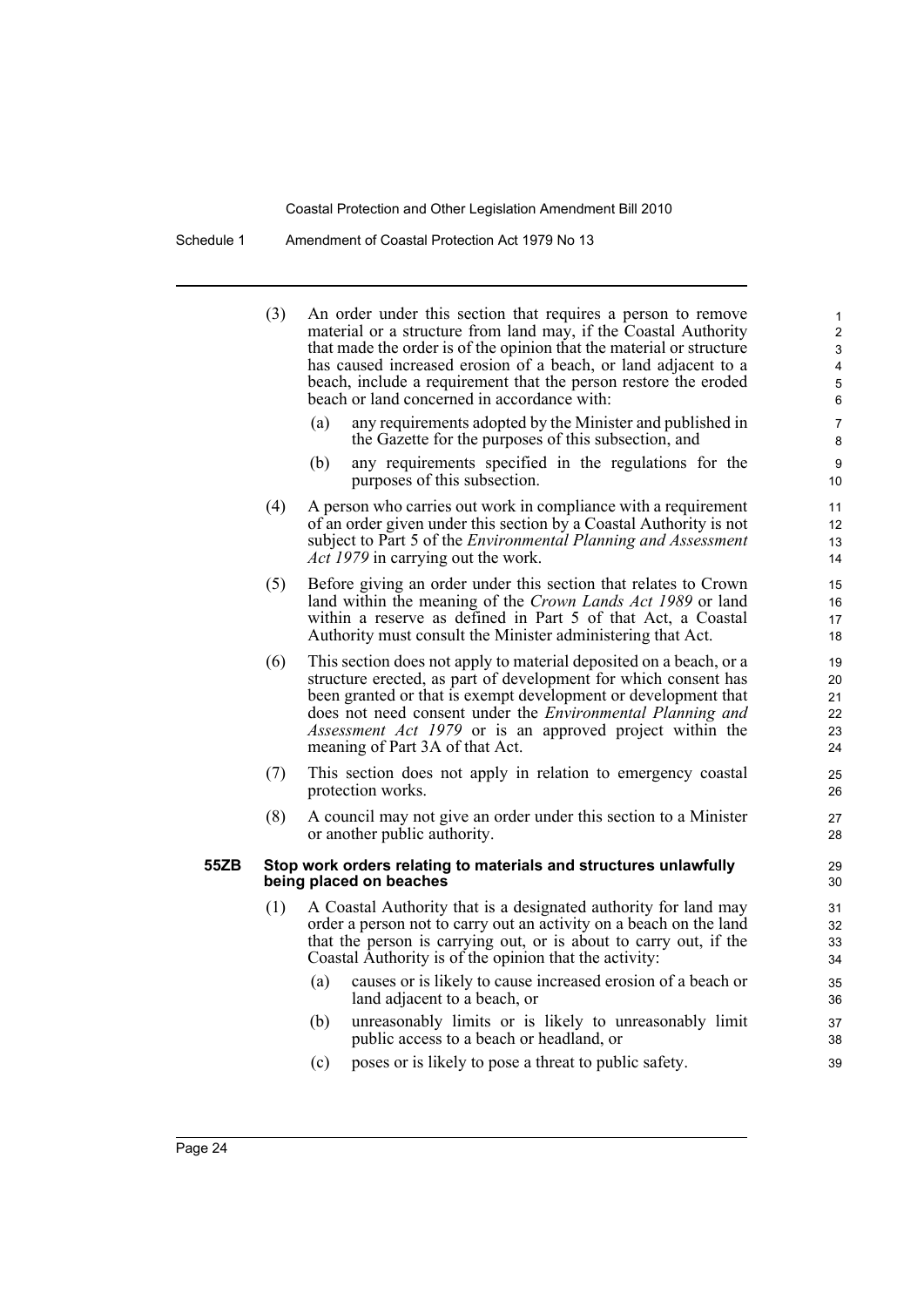(3) An order under this section that requires a person to remove material or a structure from land may, if the Coastal Authority that made the order is of the opinion that the material or structure has caused increased erosion of a beach, or land adjacent to a beach, include a requirement that the person restore the eroded beach or land concerned in accordance with:

(a) any requirements adopted by the Minister and published in the Gazette for the purposes of this subsection, and

(b) any requirements specified in the regulations for the purposes of this subsection.

(4) A person who carries out work in compliance with a requirement of an order given under this section by a Coastal Authority is not subject to Part 5 of the *Environmental Planning and Assessment Act 1979* in carrying out the work.

(5) Before giving an order under this section that relates to Crown land within the meaning of the *Crown Lands Act 1989* or land within a reserve as defined in Part 5 of that Act, a Coastal Authority must consult the Minister administering that Act.

(6) This section does not apply to material deposited on a beach, or a structure erected, as part of development for which consent has been granted or that is exempt development or development that does not need consent under the *Environmental Planning and Assessment Act 1979* or is an approved project within the meaning of Part 3A of that Act.

(7) This section does not apply in relation to emergency coastal protection works.

(8) A council may not give an order under this section to a Minister or another public authority.

**55ZB Stop work orders relating to materials and structures unlawfully being placed on beaches**

(1) A Coastal Authority that is a designated authority for land may order a person not to carry out an activity on a beach on the land that the person is carrying out, or is about to carry out, if the Coastal Authority is of the opinion that the activity:

(a) causes or is likely to cause increased erosion of a beach or land adjacent to a beach, or

(b) unreasonably limits or is likely to unreasonably limit public access to a beach or headland, or

(c) poses or is likely to pose a threat to public safety.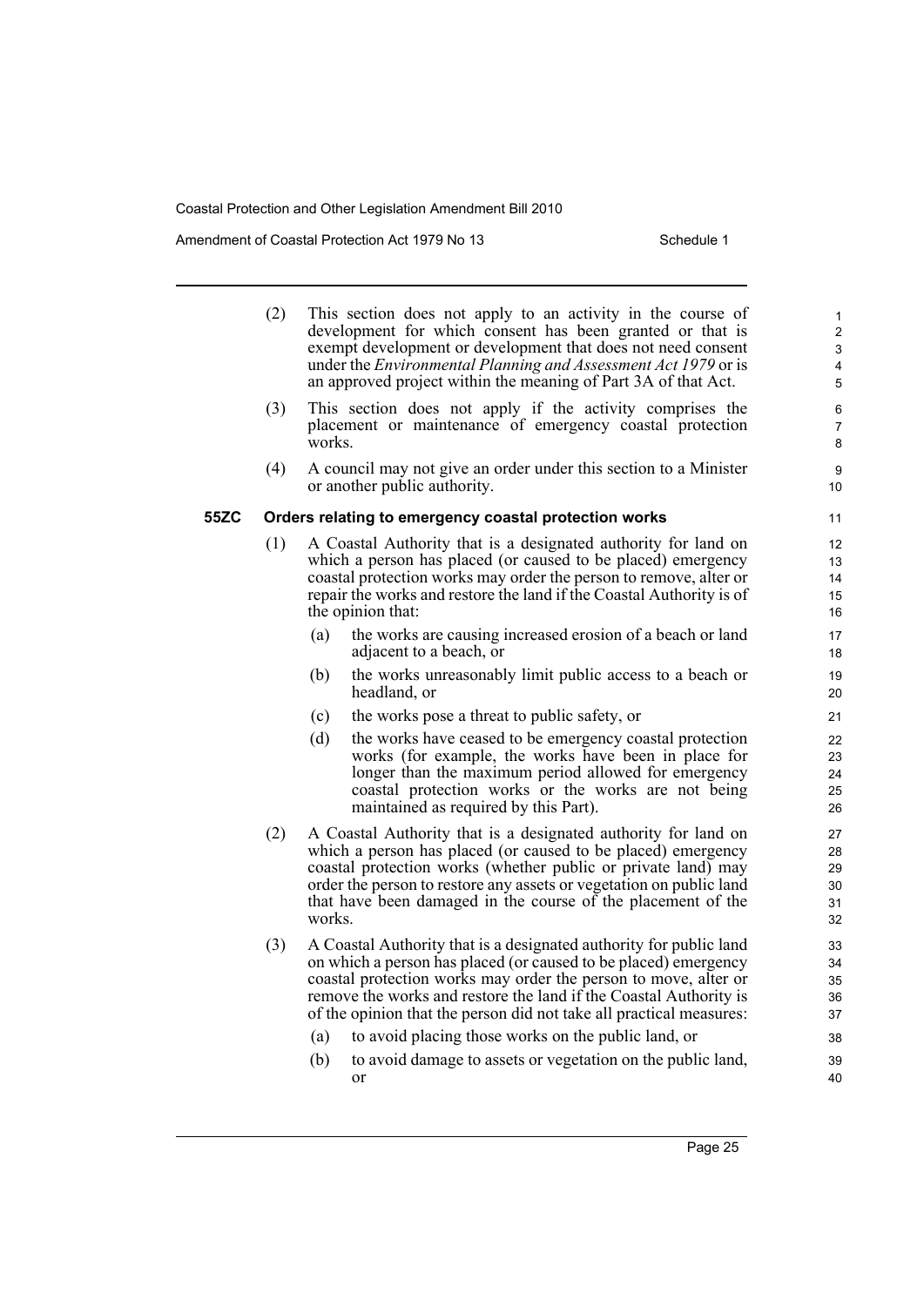(2) This section does not apply to an activity in the course of development for which consent has been granted or that is exempt development or development that does not need consent under the *Environmental Planning and Assessment Act 1979* or is an approved project within the meaning of Part 3A of that Act.

(3) This section does not apply if the activity comprises the placement or maintenance of emergency coastal protection works.

(4) A council may not give an order under this section to a Minister or another public authority.

### 55ZC Orders relating to emergency coastal protection works

(1) A Coastal Authority that is a designated authority for land on which a person has placed (or caused to be placed) emergency coastal protection works may order the person to remove, alter or repair the works and restore the land if the Coastal Authority is of the opinion that:

- (a) the works are causing increased erosion of a beach or land adjacent to a beach, or
- (b) the works unreasonably limit public access to a beach or headland, or
- (c) the works pose a threat to public safety, or
- (d) the works have ceased to be emergency coastal protection works (for example, the works have been in place for longer than the maximum period allowed for emergency coastal protection works or the works are not being maintained as required by this Part).

(2) A Coastal Authority that is a designated authority for land on which a person has placed (or caused to be placed) emergency coastal protection works (whether public or private land) may order the person to restore any assets or vegetation on public land that have been damaged in the course of the placement of the works.

(3) A Coastal Authority that is a designated authority for public land on which a person has placed (or caused to be placed) emergency coastal protection works may order the person to move, alter or remove the works and restore the land if the Coastal Authority is of the opinion that the person did not take all practical measures:

- (a) to avoid placing those works on the public land, or
- (b) to avoid damage to assets or vegetation on the public land, or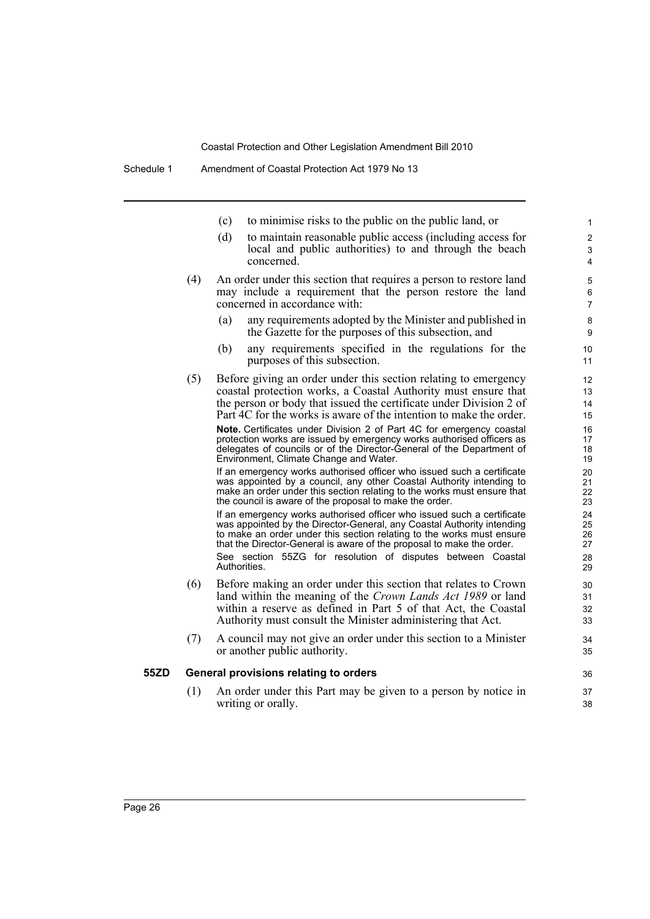(c) to minimise risks to the public on the public land, or

(d) to maintain reasonable public access (including access for local and public authorities) to and through the beach concerned.

(4) An order under this section that requires a person to restore land may include a requirement that the person restore the land concerned in accordance with:

(a) any requirements adopted by the Minister and published in the Gazette for the purposes of this subsection, and

(b) any requirements specified in the regulations for the purposes of this subsection.

(5) Before giving an order under this section relating to emergency coastal protection works, a Coastal Authority must ensure that the person or body that issued the certificate under Division 2 of Part 4C for the works is aware of the intention to make the order.

**Note.** Certificates under Division 2 of Part 4C for emergency coastal protection works are issued by emergency works authorised officers as delegates of councils or of the Director-General of the Department of Environment, Climate Change and Water.

If an emergency works authorised officer who issued such a certificate was appointed by a council, any other Coastal Authority intending to make an order under this section relating to the works must ensure that the council is aware of the proposal to make the order.

If an emergency works authorised officer who issued such a certificate was appointed by the Director-General, any Coastal Authority intending to make an order under this section relating to the works must ensure that the Director-General is aware of the proposal to make the order.

See section 55ZG for resolution of disputes between Coastal Authorities.

(6) Before making an order under this section that relates to Crown land within the meaning of the *Crown Lands Act 1989* or land within a reserve as defined in Part 5 of that Act, the Coastal Authority must consult the Minister administering that Act.

(7) A council may not give an order under this section to a Minister or another public authority.

### 55ZD General provisions relating to orders

(1) An order under this Part may be given to a person by notice in writing or orally.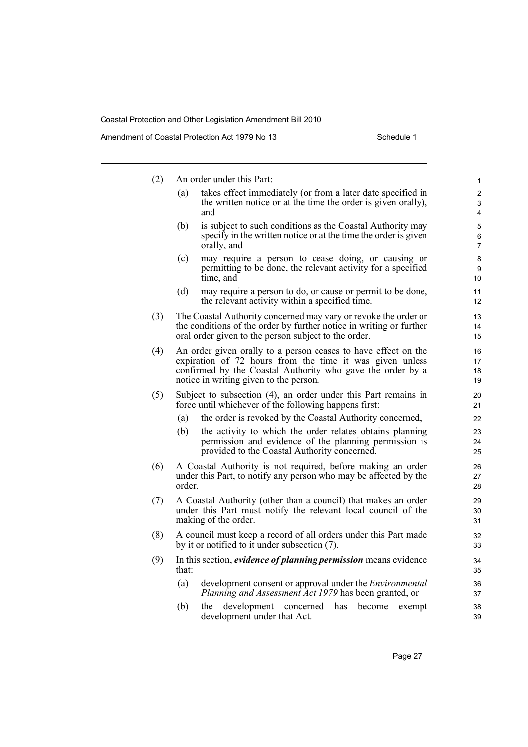(2) An order under this Part:

  (a) takes effect immediately (or from a later date specified in the written notice or at the time the order is given orally), and

  (b) is subject to such conditions as the Coastal Authority may specify in the written notice or at the time the order is given orally, and

  (c) may require a person to cease doing, or causing or permitting to be done, the relevant activity for a specified time, and

  (d) may require a person to do, or cause or permit to be done, the relevant activity within a specified time.

(3) The Coastal Authority concerned may vary or revoke the order or the conditions of the order by further notice in writing or further oral order given to the person subject to the order.

(4) An order given orally to a person ceases to have effect on the expiration of 72 hours from the time it was given unless confirmed by the Coastal Authority who gave the order by a notice in writing given to the person.

(5) Subject to subsection (4), an order under this Part remains in force until whichever of the following happens first:

  (a) the order is revoked by the Coastal Authority concerned,

  (b) the activity to which the order relates obtains planning permission and evidence of the planning permission is provided to the Coastal Authority concerned.

(6) A Coastal Authority is not required, before making an order under this Part, to notify any person who may be affected by the order.

(7) A Coastal Authority (other than a council) that makes an order under this Part must notify the relevant local council of the making of the order.

(8) A council must keep a record of all orders under this Part made by it or notified to it under subsection (7).

(9) In this section, ***evidence of planning permission*** means evidence that:

  (a) development consent or approval under the *Environmental Planning and Assessment Act 1979* has been granted, or

  (b) the development concerned has become exempt development under that Act.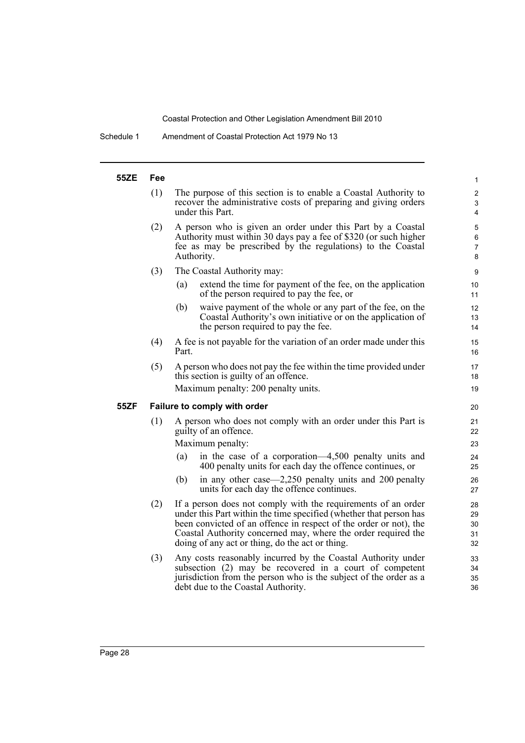### 55ZE Fee

(1) The purpose of this section is to enable a Coastal Authority to recover the administrative costs of preparing and giving orders under this Part.

(2) A person who is given an order under this Part by a Coastal Authority must within 30 days pay a fee of $320 (or such higher fee as may be prescribed by the regulations) to the Coastal Authority.

(3) The Coastal Authority may:

(a) extend the time for payment of the fee, on the application of the person required to pay the fee, or

(b) waive payment of the whole or any part of the fee, on the Coastal Authority's own initiative or on the application of the person required to pay the fee.

(4) A fee is not payable for the variation of an order made under this Part.

(5) A person who does not pay the fee within the time provided under this section is guilty of an offence.

Maximum penalty: 200 penalty units.

### 55ZF Failure to comply with order

(1) A person who does not comply with an order under this Part is guilty of an offence.

Maximum penalty:

(a) in the case of a corporation—4,500 penalty units and 400 penalty units for each day the offence continues, or

(b) in any other case—2,250 penalty units and 200 penalty units for each day the offence continues.

(2) If a person does not comply with the requirements of an order under this Part within the time specified (whether that person has been convicted of an offence in respect of the order or not), the Coastal Authority concerned may, where the order required the doing of any act or thing, do the act or thing.

(3) Any costs reasonably incurred by the Coastal Authority under subsection (2) may be recovered in a court of competent jurisdiction from the person who is the subject of the order as a debt due to the Coastal Authority.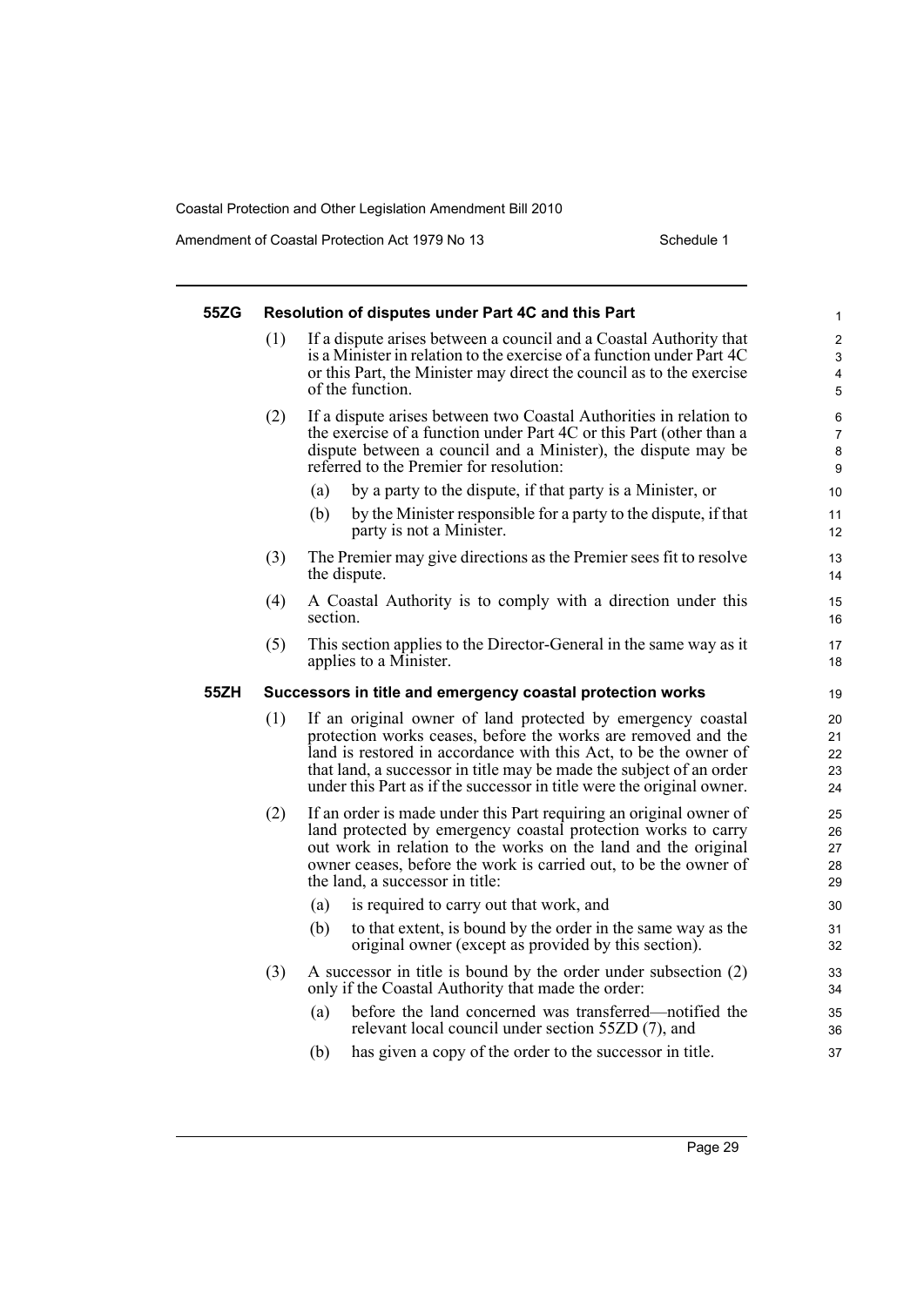**55ZG Resolution of disputes under Part 4C and this Part**

(1) If a dispute arises between a council and a Coastal Authority that is a Minister in relation to the exercise of a function under Part 4C or this Part, the Minister may direct the council as to the exercise of the function.

(2) If a dispute arises between two Coastal Authorities in relation to the exercise of a function under Part 4C or this Part (other than a dispute between a council and a Minister), the dispute may be referred to the Premier for resolution:

- (a) by a party to the dispute, if that party is a Minister, or
- (b) by the Minister responsible for a party to the dispute, if that party is not a Minister.

(3) The Premier may give directions as the Premier sees fit to resolve the dispute.

(4) A Coastal Authority is to comply with a direction under this section.

(5) This section applies to the Director-General in the same way as it applies to a Minister.

**55ZH Successors in title and emergency coastal protection works**

(1) If an original owner of land protected by emergency coastal protection works ceases, before the works are removed and the land is restored in accordance with this Act, to be the owner of that land, a successor in title may be made the subject of an order under this Part as if the successor in title were the original owner.

(2) If an order is made under this Part requiring an original owner of land protected by emergency coastal protection works to carry out work in relation to the works on the land and the original owner ceases, before the work is carried out, to be the owner of the land, a successor in title:

- (a) is required to carry out that work, and
- (b) to that extent, is bound by the order in the same way as the original owner (except as provided by this section).

(3) A successor in title is bound by the order under subsection (2) only if the Coastal Authority that made the order:

- (a) before the land concerned was transferred—notified the relevant local council under section 55ZD (7), and
- (b) has given a copy of the order to the successor in title.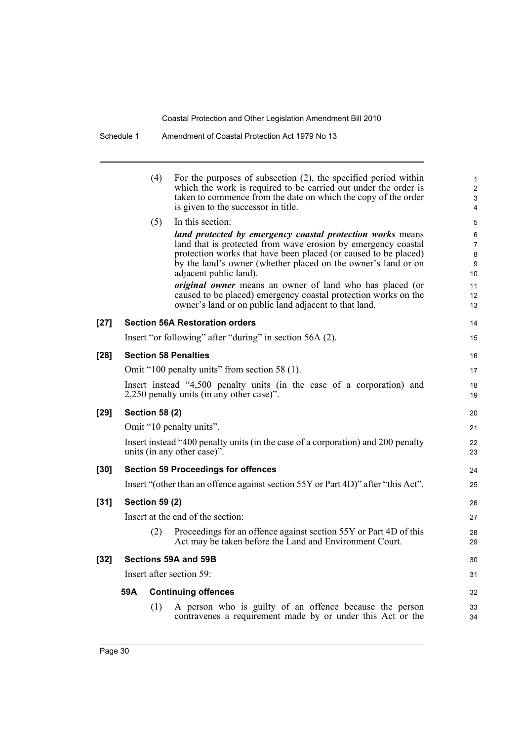(4) For the purposes of subsection (2), the specified period within which the work is required to be carried out under the order is taken to commence from the date on which the copy of the order is given to the successor in title.

(5) In this section:

***land protected by emergency coastal protection works*** means land that is protected from wave erosion by emergency coastal protection works that have been placed (or caused to be placed) by the land's owner (whether placed on the owner's land or on adjacent public land).

***original owner*** means an owner of land who has placed (or caused to be placed) emergency coastal protection works on the owner's land or on public land adjacent to that land.

**[27] Section 56A Restoration orders**

Insert "or following" after "during" in section 56A (2).

**[28] Section 58 Penalties**

Omit "100 penalty units" from section 58 (1).

Insert instead "4,500 penalty units (in the case of a corporation) and 2,250 penalty units (in any other case)".

**[29] Section 58 (2)**

Omit "10 penalty units".

Insert instead "400 penalty units (in the case of a corporation) and 200 penalty units (in any other case)".

**[30] Section 59 Proceedings for offences**

Insert "(other than an offence against section 55Y or Part 4D)" after "this Act".

**[31] Section 59 (2)**

Insert at the end of the section:

(2) Proceedings for an offence against section 55Y or Part 4D of this Act may be taken before the Land and Environment Court.

**[32] Sections 59A and 59B**

Insert after section 59:

**59A Continuing offences**

(1) A person who is guilty of an offence because the person contravenes a requirement made by or under this Act or the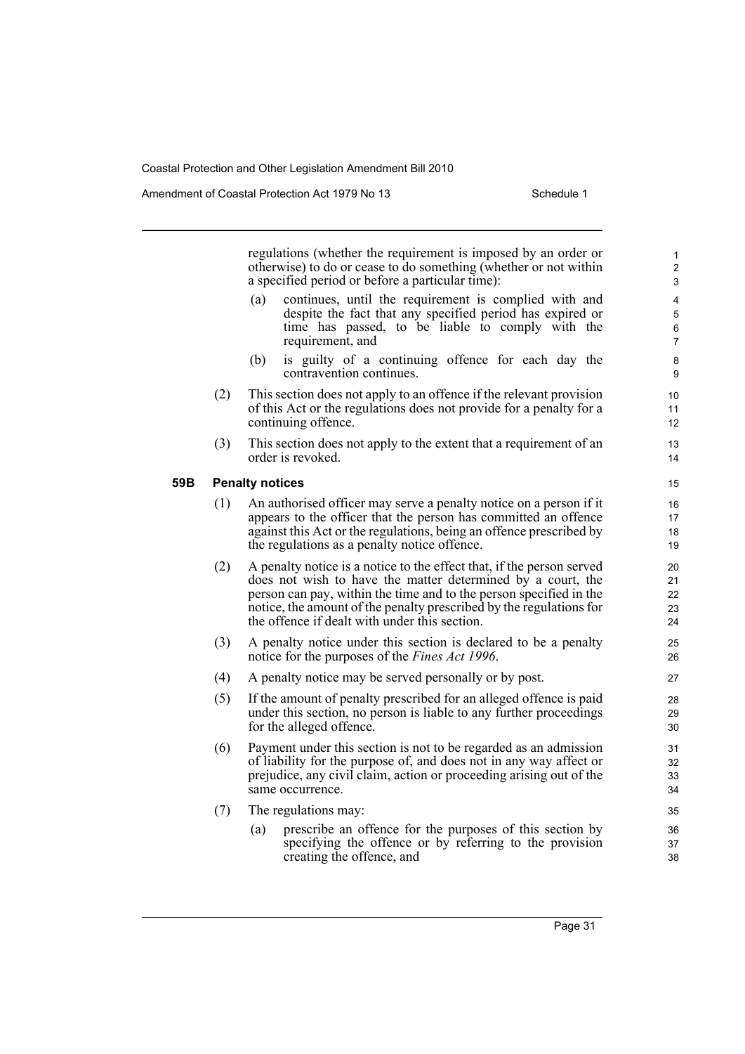regulations (whether the requirement is imposed by an order or otherwise) to do or cease to do something (whether or not within a specified period or before a particular time):

(a) continues, until the requirement is complied with and despite the fact that any specified period has expired or time has passed, to be liable to comply with the requirement, and

(b) is guilty of a continuing offence for each day the contravention continues.

(2) This section does not apply to an offence if the relevant provision of this Act or the regulations does not provide for a penalty for a continuing offence.

(3) This section does not apply to the extent that a requirement of an order is revoked.

**59B Penalty notices**

(1) An authorised officer may serve a penalty notice on a person if it appears to the officer that the person has committed an offence against this Act or the regulations, being an offence prescribed by the regulations as a penalty notice offence.

(2) A penalty notice is a notice to the effect that, if the person served does not wish to have the matter determined by a court, the person can pay, within the time and to the person specified in the notice, the amount of the penalty prescribed by the regulations for the offence if dealt with under this section.

(3) A penalty notice under this section is declared to be a penalty notice for the purposes of the *Fines Act 1996*.

(4) A penalty notice may be served personally or by post.

(5) If the amount of penalty prescribed for an alleged offence is paid under this section, no person is liable to any further proceedings for the alleged offence.

(6) Payment under this section is not to be regarded as an admission of liability for the purpose of, and does not in any way affect or prejudice, any civil claim, action or proceeding arising out of the same occurrence.

(7) The regulations may:

(a) prescribe an offence for the purposes of this section by specifying the offence or by referring to the provision creating the offence, and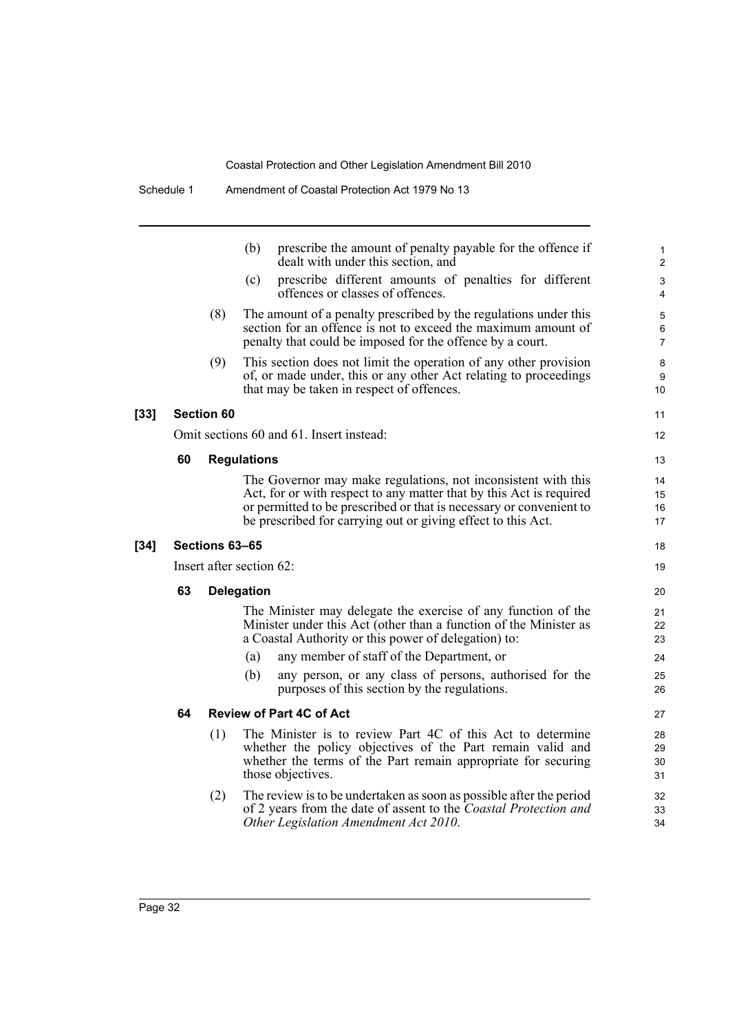(b) prescribe the amount of penalty payable for the offence if dealt with under this section, and

(c) prescribe different amounts of penalties for different offences or classes of offences.

(8) The amount of a penalty prescribed by the regulations under this section for an offence is not to exceed the maximum amount of penalty that could be imposed for the offence by a court.

(9) This section does not limit the operation of any other provision of, or made under, this or any other Act relating to proceedings that may be taken in respect of offences.

**[33] Section 60**

Omit sections 60 and 61. Insert instead:

**60 Regulations**

The Governor may make regulations, not inconsistent with this Act, for or with respect to any matter that by this Act is required or permitted to be prescribed or that is necessary or convenient to be prescribed for carrying out or giving effect to this Act.

**[34] Sections 63–65**

Insert after section 62:

**63 Delegation**

The Minister may delegate the exercise of any function of the Minister under this Act (other than a function of the Minister as a Coastal Authority or this power of delegation) to:

(a) any member of staff of the Department, or

(b) any person, or any class of persons, authorised for the purposes of this section by the regulations.

**64 Review of Part 4C of Act**

(1) The Minister is to review Part 4C of this Act to determine whether the policy objectives of the Part remain valid and whether the terms of the Part remain appropriate for securing those objectives.

(2) The review is to be undertaken as soon as possible after the period of 2 years from the date of assent to the *Coastal Protection and Other Legislation Amendment Act 2010*.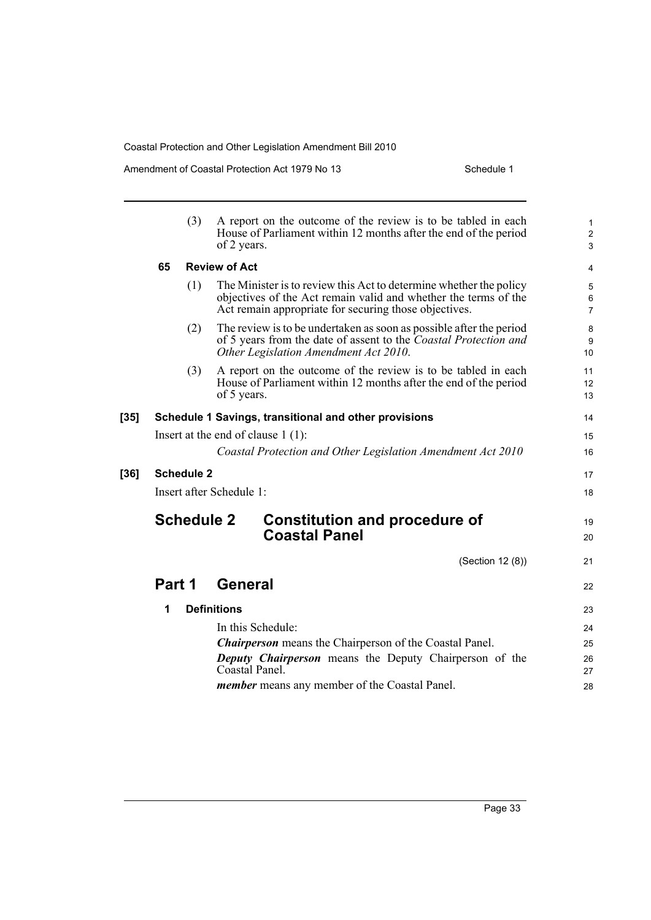(3) A report on the outcome of the review is to be tabled in each House of Parliament within 12 months after the end of the period of 2 years.

**65 Review of Act**

(1) The Minister is to review this Act to determine whether the policy objectives of the Act remain valid and whether the terms of the Act remain appropriate for securing those objectives.

(2) The review is to be undertaken as soon as possible after the period of 5 years from the date of assent to the *Coastal Protection and Other Legislation Amendment Act 2010*.

(3) A report on the outcome of the review is to be tabled in each House of Parliament within 12 months after the end of the period of 5 years.

**[35] Schedule 1 Savings, transitional and other provisions**

Insert at the end of clause 1 (1):

*Coastal Protection and Other Legislation Amendment Act 2010*

**[36] Schedule 2**

Insert after Schedule 1:

# Schedule 2 Constitution and procedure of Coastal Panel

(Section 12 (8))

## Part 1 General

**1 Definitions**

In this Schedule:

***Chairperson*** means the Chairperson of the Coastal Panel.

***Deputy Chairperson*** means the Deputy Chairperson of the Coastal Panel.

***member*** means any member of the Coastal Panel.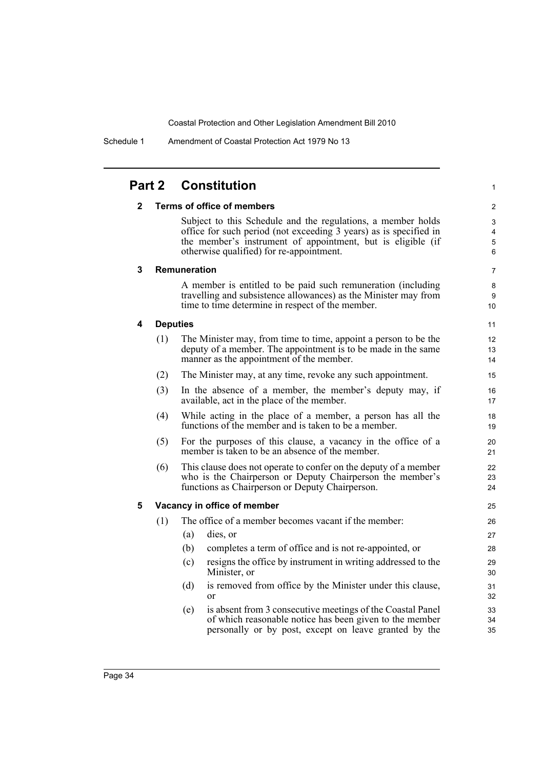## Part 2 Constitution

### 2 Terms of office of members

Subject to this Schedule and the regulations, a member holds office for such period (not exceeding 3 years) as is specified in the member's instrument of appointment, but is eligible (if otherwise qualified) for re-appointment.

### 3 Remuneration

A member is entitled to be paid such remuneration (including travelling and subsistence allowances) as the Minister may from time to time determine in respect of the member.

### 4 Deputies

(1) The Minister may, from time to time, appoint a person to be the deputy of a member. The appointment is to be made in the same manner as the appointment of the member.

(2) The Minister may, at any time, revoke any such appointment.

(3) In the absence of a member, the member's deputy may, if available, act in the place of the member.

(4) While acting in the place of a member, a person has all the functions of the member and is taken to be a member.

(5) For the purposes of this clause, a vacancy in the office of a member is taken to be an absence of the member.

(6) This clause does not operate to confer on the deputy of a member who is the Chairperson or Deputy Chairperson the member's functions as Chairperson or Deputy Chairperson.

### 5 Vacancy in office of member

(1) The office of a member becomes vacant if the member:

(a) dies, or

(b) completes a term of office and is not re-appointed, or

(c) resigns the office by instrument in writing addressed to the Minister, or

(d) is removed from office by the Minister under this clause, or

(e) is absent from 3 consecutive meetings of the Coastal Panel of which reasonable notice has been given to the member personally or by post, except on leave granted by the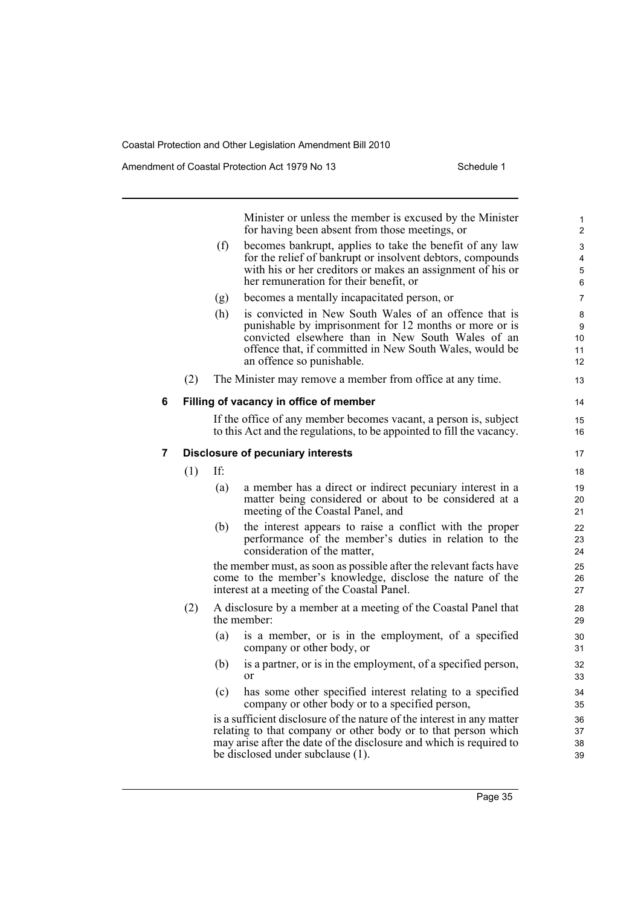Minister or unless the member is excused by the Minister for having been absent from those meetings, or

(f) becomes bankrupt, applies to take the benefit of any law for the relief of bankrupt or insolvent debtors, compounds with his or her creditors or makes an assignment of his or her remuneration for their benefit, or

(g) becomes a mentally incapacitated person, or

(h) is convicted in New South Wales of an offence that is punishable by imprisonment for 12 months or more or is convicted elsewhere than in New South Wales of an offence that, if committed in New South Wales, would be an offence so punishable.

(2) The Minister may remove a member from office at any time.

### 6 Filling of vacancy in office of member

If the office of any member becomes vacant, a person is, subject to this Act and the regulations, to be appointed to fill the vacancy.

### 7 Disclosure of pecuniary interests

(1) If:

(a) a member has a direct or indirect pecuniary interest in a matter being considered or about to be considered at a meeting of the Coastal Panel, and

(b) the interest appears to raise a conflict with the proper performance of the member's duties in relation to the consideration of the matter,

the member must, as soon as possible after the relevant facts have come to the member's knowledge, disclose the nature of the interest at a meeting of the Coastal Panel.

(2) A disclosure by a member at a meeting of the Coastal Panel that the member:

(a) is a member, or is in the employment, of a specified company or other body, or

(b) is a partner, or is in the employment, of a specified person, or

(c) has some other specified interest relating to a specified company or other body or to a specified person,

is a sufficient disclosure of the nature of the interest in any matter relating to that company or other body or to that person which may arise after the date of the disclosure and which is required to be disclosed under subclause (1).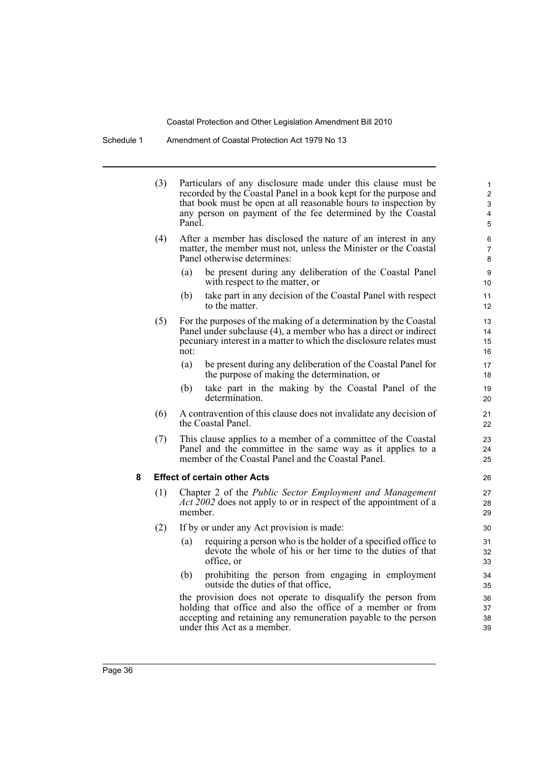(3) Particulars of any disclosure made under this clause must be recorded by the Coastal Panel in a book kept for the purpose and that book must be open at all reasonable hours to inspection by any person on payment of the fee determined by the Coastal Panel.

(4) After a member has disclosed the nature of an interest in any matter, the member must not, unless the Minister or the Coastal Panel otherwise determines:

- (a) be present during any deliberation of the Coastal Panel with respect to the matter, or
- (b) take part in any decision of the Coastal Panel with respect to the matter.

(5) For the purposes of the making of a determination by the Coastal Panel under subclause (4), a member who has a direct or indirect pecuniary interest in a matter to which the disclosure relates must not:

- (a) be present during any deliberation of the Coastal Panel for the purpose of making the determination, or
- (b) take part in the making by the Coastal Panel of the determination.

(6) A contravention of this clause does not invalidate any decision of the Coastal Panel.

(7) This clause applies to a member of a committee of the Coastal Panel and the committee in the same way as it applies to a member of the Coastal Panel and the Coastal Panel.

### 8 Effect of certain other Acts

(1) Chapter 2 of the *Public Sector Employment and Management Act 2002* does not apply to or in respect of the appointment of a member.

(2) If by or under any Act provision is made:

- (a) requiring a person who is the holder of a specified office to devote the whole of his or her time to the duties of that office, or
- (b) prohibiting the person from engaging in employment outside the duties of that office,

the provision does not operate to disqualify the person from holding that office and also the office of a member or from accepting and retaining any remuneration payable to the person under this Act as a member.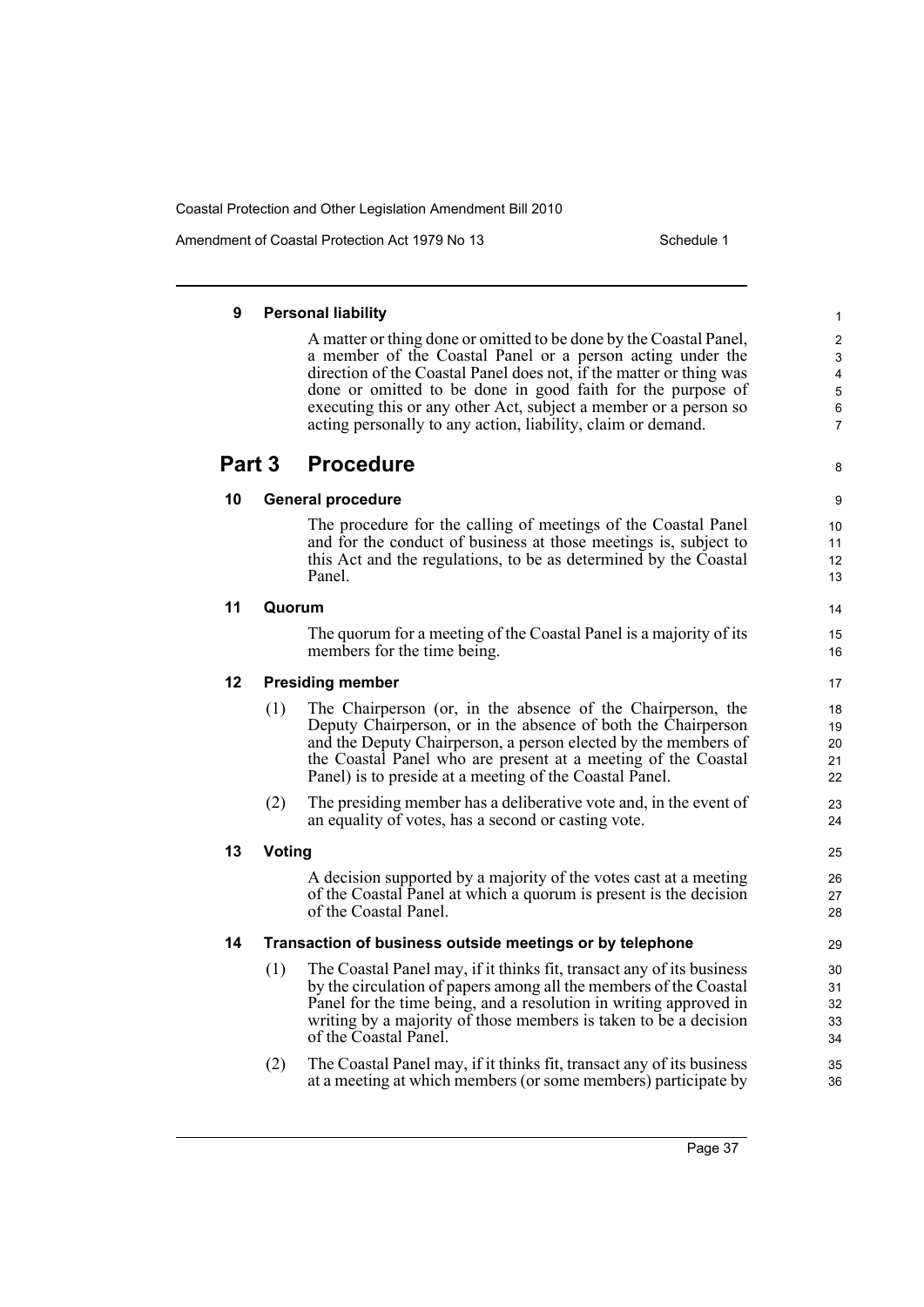#### 9 Personal liability

A matter or thing done or omitted to be done by the Coastal Panel, a member of the Coastal Panel or a person acting under the direction of the Coastal Panel does not, if the matter or thing was done or omitted to be done in good faith for the purpose of executing this or any other Act, subject a member or a person so acting personally to any action, liability, claim or demand.

## Part 3 Procedure

#### 10 General procedure

The procedure for the calling of meetings of the Coastal Panel and for the conduct of business at those meetings is, subject to this Act and the regulations, to be as determined by the Coastal Panel.

#### 11 Quorum

The quorum for a meeting of the Coastal Panel is a majority of its members for the time being.

#### 12 Presiding member

(1) The Chairperson (or, in the absence of the Chairperson, the Deputy Chairperson, or in the absence of both the Chairperson and the Deputy Chairperson, a person elected by the members of the Coastal Panel who are present at a meeting of the Coastal Panel) is to preside at a meeting of the Coastal Panel.

(2) The presiding member has a deliberative vote and, in the event of an equality of votes, has a second or casting vote.

#### 13 Voting

A decision supported by a majority of the votes cast at a meeting of the Coastal Panel at which a quorum is present is the decision of the Coastal Panel.

#### 14 Transaction of business outside meetings or by telephone

(1) The Coastal Panel may, if it thinks fit, transact any of its business by the circulation of papers among all the members of the Coastal Panel for the time being, and a resolution in writing approved in writing by a majority of those members is taken to be a decision of the Coastal Panel.

(2) The Coastal Panel may, if it thinks fit, transact any of its business at a meeting at which members (or some members) participate by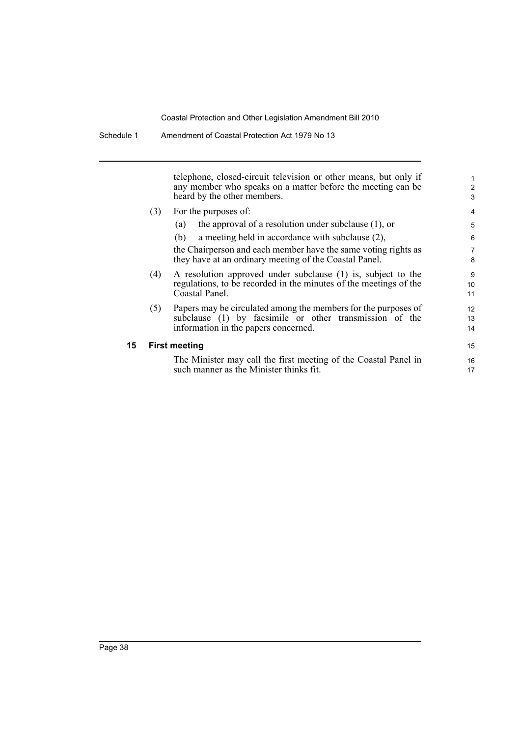telephone, closed-circuit television or other means, but only if any member who speaks on a matter before the meeting can be heard by the other members.

(3) For the purposes of:

(a) the approval of a resolution under subclause (1), or

(b) a meeting held in accordance with subclause (2),

the Chairperson and each member have the same voting rights as they have at an ordinary meeting of the Coastal Panel.

(4) A resolution approved under subclause (1) is, subject to the regulations, to be recorded in the minutes of the meetings of the Coastal Panel.

(5) Papers may be circulated among the members for the purposes of subclause (1) by facsimile or other transmission of the information in the papers concerned.

**15 First meeting**

The Minister may call the first meeting of the Coastal Panel in such manner as the Minister thinks fit.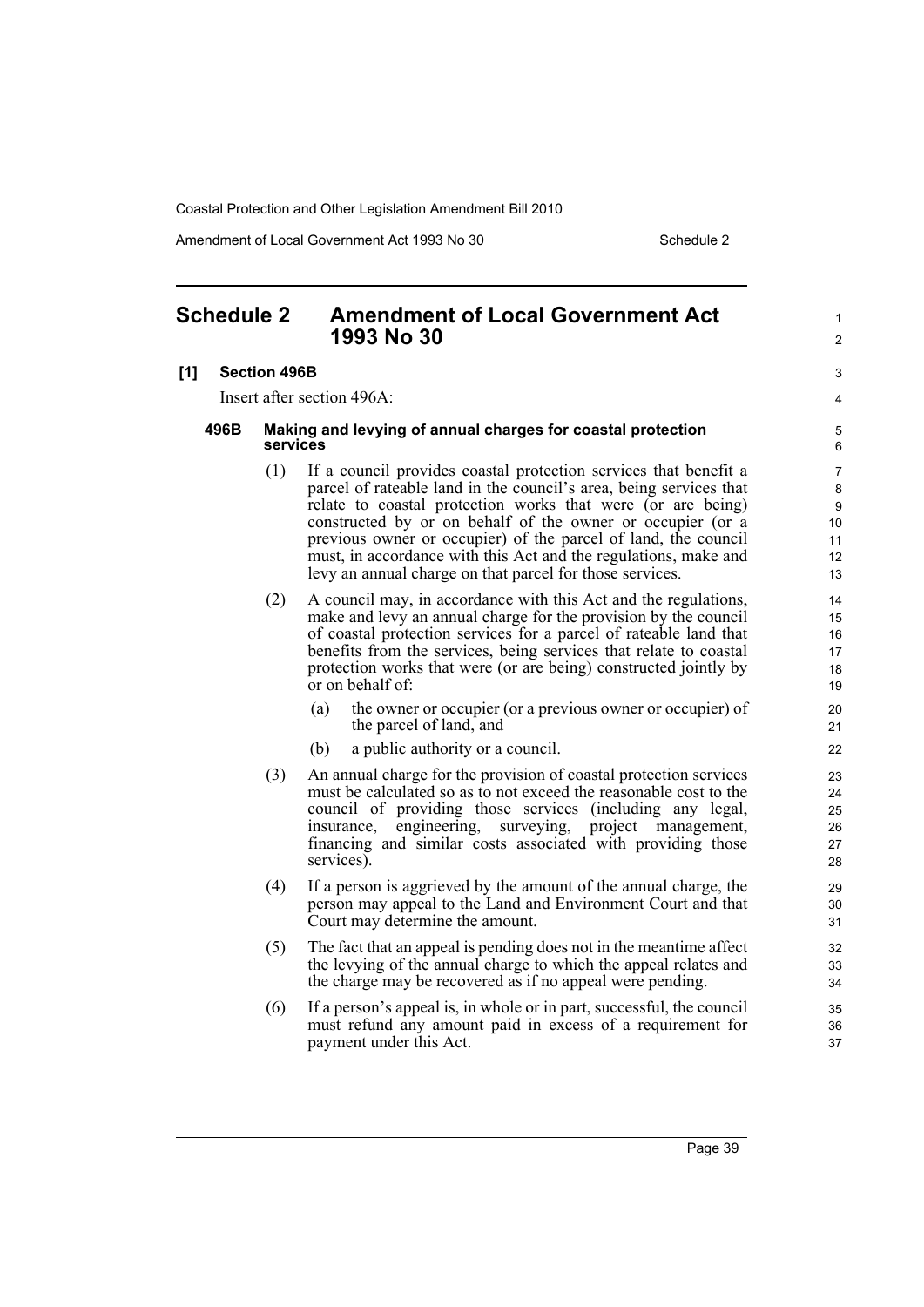# Schedule 2 Amendment of Local Government Act 1993 No 30

**[1] Section 496B**

Insert after section 496A:

### 496B Making and levying of annual charges for coastal protection services

(1) If a council provides coastal protection services that benefit a parcel of rateable land in the council's area, being services that relate to coastal protection works that were (or are being) constructed by or on behalf of the owner or occupier (or a previous owner or occupier) of the parcel of land, the council must, in accordance with this Act and the regulations, make and levy an annual charge on that parcel for those services.

(2) A council may, in accordance with this Act and the regulations, make and levy an annual charge for the provision by the council of coastal protection services for a parcel of rateable land that benefits from the services, being services that relate to coastal protection works that were (or are being) constructed jointly by or on behalf of:

- (a) the owner or occupier (or a previous owner or occupier) of the parcel of land, and
- (b) a public authority or a council.

(3) An annual charge for the provision of coastal protection services must be calculated so as to not exceed the reasonable cost to the council of providing those services (including any legal, insurance, engineering, surveying, project management, financing and similar costs associated with providing those services).

(4) If a person is aggrieved by the amount of the annual charge, the person may appeal to the Land and Environment Court and that Court may determine the amount.

(5) The fact that an appeal is pending does not in the meantime affect the levying of the annual charge to which the appeal relates and the charge may be recovered as if no appeal were pending.

(6) If a person's appeal is, in whole or in part, successful, the council must refund any amount paid in excess of a requirement for payment under this Act.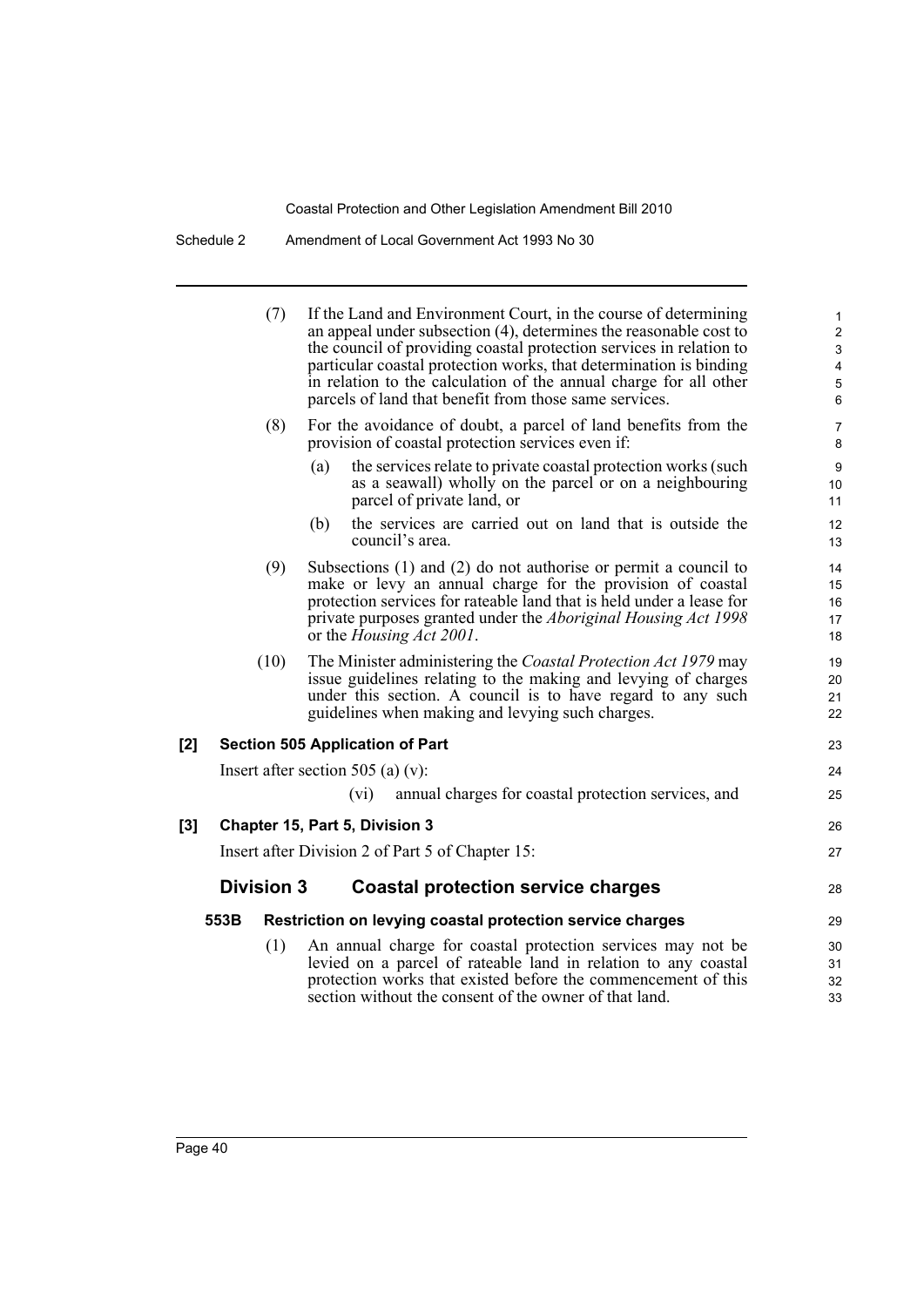(7) If the Land and Environment Court, in the course of determining an appeal under subsection (4), determines the reasonable cost to the council of providing coastal protection services in relation to particular coastal protection works, that determination is binding in relation to the calculation of the annual charge for all other parcels of land that benefit from those same services.

(8) For the avoidance of doubt, a parcel of land benefits from the provision of coastal protection services even if:

- (a) the services relate to private coastal protection works (such as a seawall) wholly on the parcel or on a neighbouring parcel of private land, or
- (b) the services are carried out on land that is outside the council's area.

(9) Subsections (1) and (2) do not authorise or permit a council to make or levy an annual charge for the provision of coastal protection services for rateable land that is held under a lease for private purposes granted under the *Aboriginal Housing Act 1998* or the *Housing Act 2001*.

(10) The Minister administering the *Coastal Protection Act 1979* may issue guidelines relating to the making and levying of charges under this section. A council is to have regard to any such guidelines when making and levying such charges.

**[2] Section 505 Application of Part**

Insert after section 505 (a) (v):

(vi) annual charges for coastal protection services, and

**[3] Chapter 15, Part 5, Division 3**

Insert after Division 2 of Part 5 of Chapter 15:

## Division 3 Coastal protection service charges

**553B Restriction on levying coastal protection service charges**

(1) An annual charge for coastal protection services may not be levied on a parcel of rateable land in relation to any coastal protection works that existed before the commencement of this section without the consent of the owner of that land.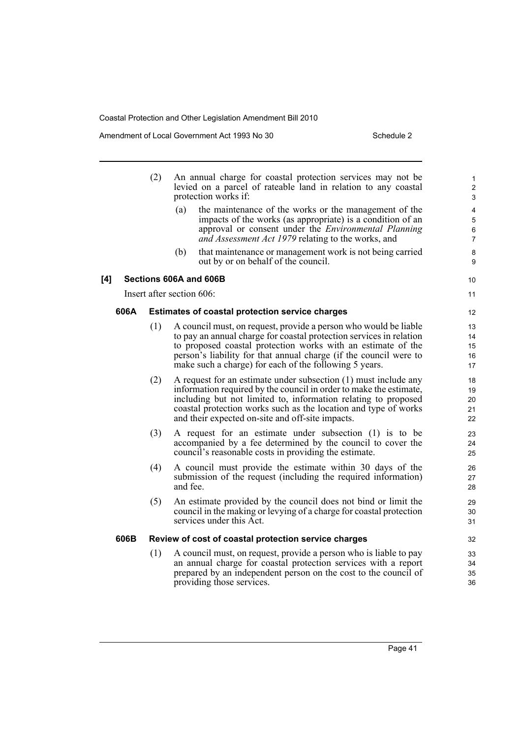(2) An annual charge for coastal protection services may not be levied on a parcel of rateable land in relation to any coastal protection works if:

(a) the maintenance of the works or the management of the impacts of the works (as appropriate) is a condition of an approval or consent under the *Environmental Planning and Assessment Act 1979* relating to the works, and

(b) that maintenance or management work is not being carried out by or on behalf of the council.

**[4] Sections 606A and 606B**

Insert after section 606:

**606A Estimates of coastal protection service charges**

(1) A council must, on request, provide a person who would be liable to pay an annual charge for coastal protection services in relation to proposed coastal protection works with an estimate of the person's liability for that annual charge (if the council were to make such a charge) for each of the following 5 years.

(2) A request for an estimate under subsection (1) must include any information required by the council in order to make the estimate, including but not limited to, information relating to proposed coastal protection works such as the location and type of works and their expected on-site and off-site impacts.

(3) A request for an estimate under subsection (1) is to be accompanied by a fee determined by the council to cover the council's reasonable costs in providing the estimate.

(4) A council must provide the estimate within 30 days of the submission of the request (including the required information) and fee.

(5) An estimate provided by the council does not bind or limit the council in the making or levying of a charge for coastal protection services under this Act.

**606B Review of cost of coastal protection service charges**

(1) A council must, on request, provide a person who is liable to pay an annual charge for coastal protection services with a report prepared by an independent person on the cost to the council of providing those services.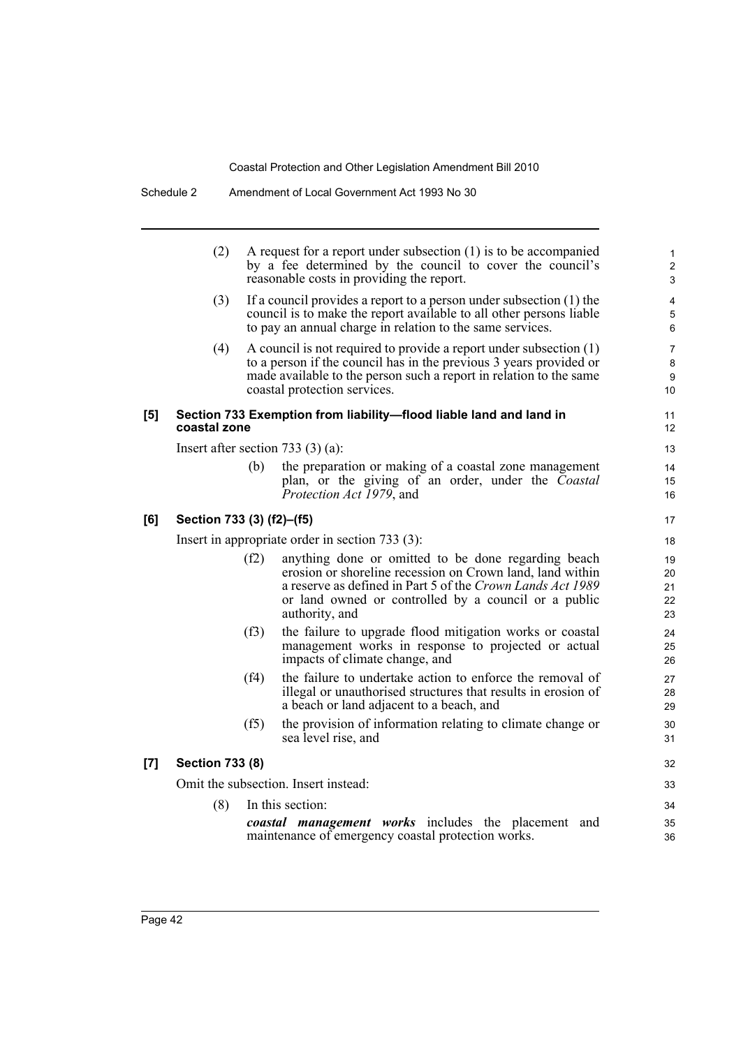(2) A request for a report under subsection (1) is to be accompanied by a fee determined by the council to cover the council's reasonable costs in providing the report.

(3) If a council provides a report to a person under subsection (1) the council is to make the report available to all other persons liable to pay an annual charge in relation to the same services.

(4) A council is not required to provide a report under subsection (1) to a person if the council has in the previous 3 years provided or made available to the person such a report in relation to the same coastal protection services.

**[5] Section 733 Exemption from liability—flood liable land and land in coastal zone**

Insert after section 733 (3) (a):

(b) the preparation or making of a coastal zone management plan, or the giving of an order, under the *Coastal Protection Act 1979*, and

**[6] Section 733 (3) (f2)–(f5)**

Insert in appropriate order in section 733 (3):

(f2) anything done or omitted to be done regarding beach erosion or shoreline recession on Crown land, land within a reserve as defined in Part 5 of the *Crown Lands Act 1989* or land owned or controlled by a council or a public authority, and

(f3) the failure to upgrade flood mitigation works or coastal management works in response to projected or actual impacts of climate change, and

(f4) the failure to undertake action to enforce the removal of illegal or unauthorised structures that results in erosion of a beach or land adjacent to a beach, and

(f5) the provision of information relating to climate change or sea level rise, and

**[7] Section 733 (8)**

Omit the subsection. Insert instead:

(8) In this section:

***coastal management works*** includes the placement and maintenance of emergency coastal protection works.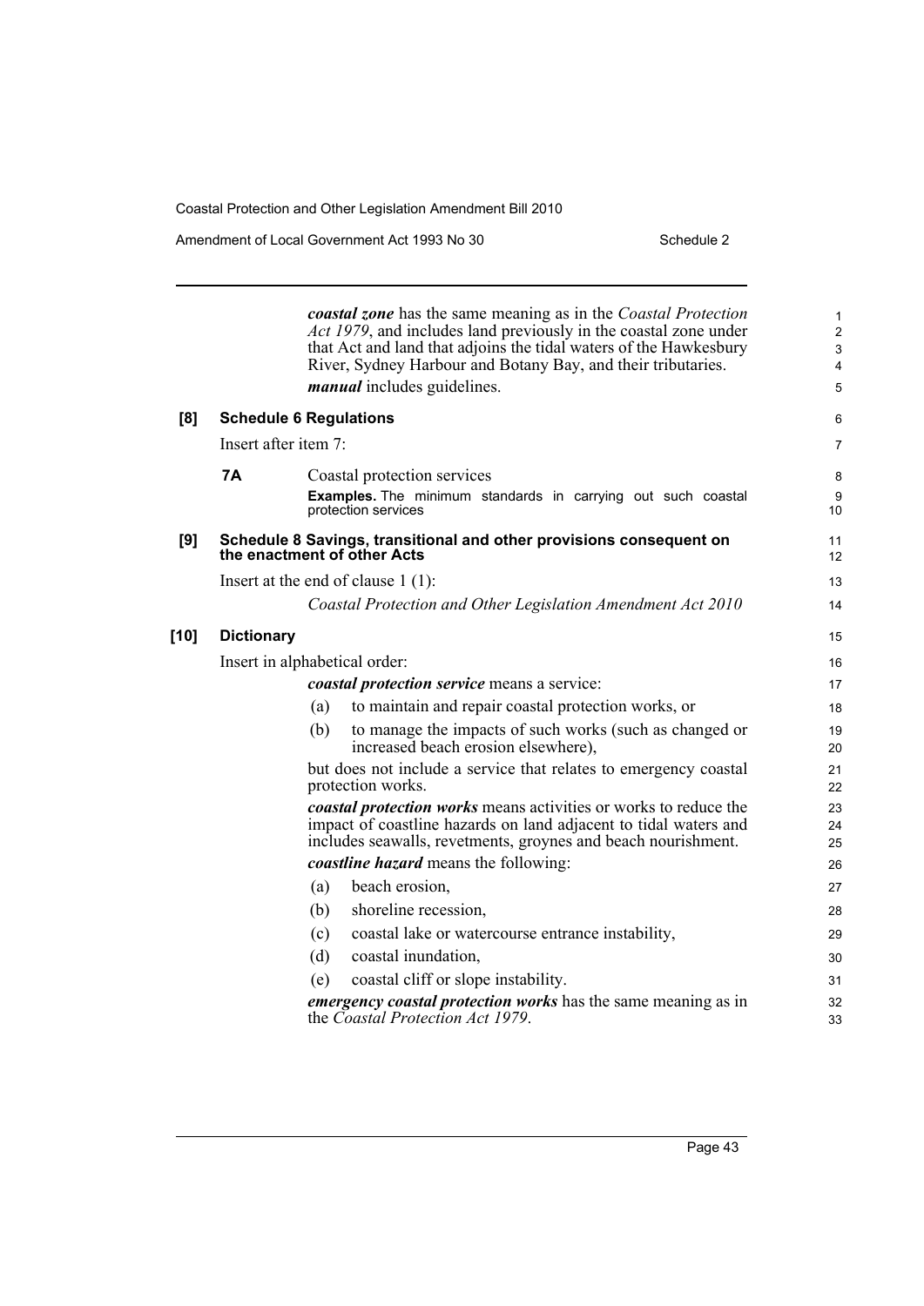***coastal zone*** has the same meaning as in the *Coastal Protection Act 1979*, and includes land previously in the coastal zone under that Act and land that adjoins the tidal waters of the Hawkesbury River, Sydney Harbour and Botany Bay, and their tributaries.

***manual*** includes guidelines.

**[8] Schedule 6 Regulations**

Insert after item 7:

**7A** Coastal protection services

**Examples.** The minimum standards in carrying out such coastal protection services

**[9] Schedule 8 Savings, transitional and other provisions consequent on the enactment of other Acts**

Insert at the end of clause 1 (1):

*Coastal Protection and Other Legislation Amendment Act 2010*

**[10] Dictionary**

Insert in alphabetical order:

***coastal protection service*** means a service:

(a) to maintain and repair coastal protection works, or

(b) to manage the impacts of such works (such as changed or increased beach erosion elsewhere),

but does not include a service that relates to emergency coastal protection works.

***coastal protection works*** means activities or works to reduce the impact of coastline hazards on land adjacent to tidal waters and includes seawalls, revetments, groynes and beach nourishment.

***coastline hazard*** means the following:

(a) beach erosion,

(b) shoreline recession,

(c) coastal lake or watercourse entrance instability,

(d) coastal inundation,

(e) coastal cliff or slope instability.

***emergency coastal protection works*** has the same meaning as in the *Coastal Protection Act 1979*.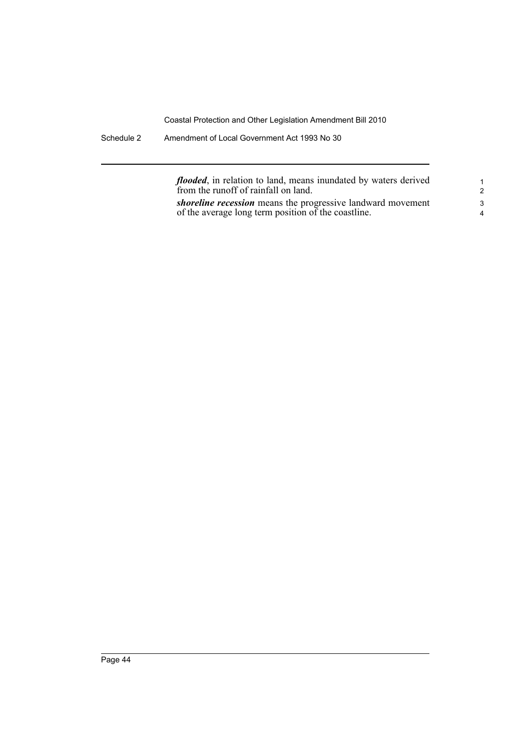***flooded***, in relation to land, means inundated by waters derived from the runoff of rainfall on land.

***shoreline recession*** means the progressive landward movement of the average long term position of the coastline.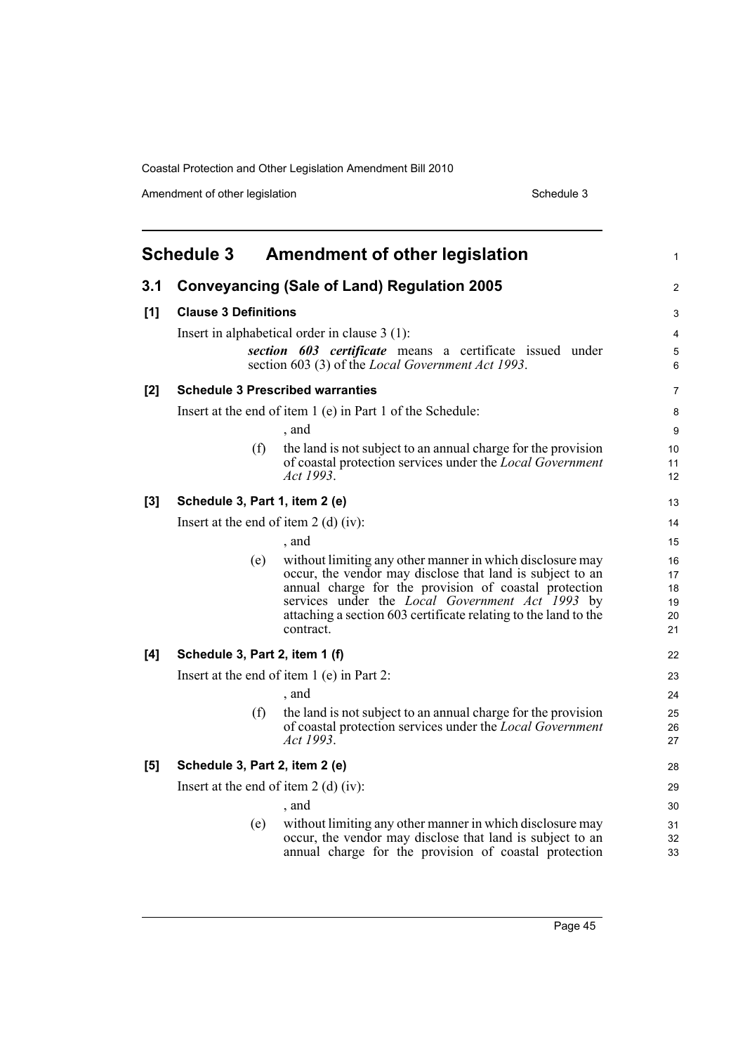# Schedule 3 Amendment of other legislation

## 3.1 Conveyancing (Sale of Land) Regulation 2005

### [1] Clause 3 Definitions

Insert in alphabetical order in clause 3 (1):

> ***section 603 certificate*** means a certificate issued under section 603 (3) of the *Local Government Act 1993*.

### [2] Schedule 3 Prescribed warranties

Insert at the end of item 1 (e) in Part 1 of the Schedule:

> , and
>
> (f) the land is not subject to an annual charge for the provision of coastal protection services under the *Local Government Act 1993*.

### [3] Schedule 3, Part 1, item 2 (e)

Insert at the end of item 2 (d) (iv):

> , and
>
> (e) without limiting any other manner in which disclosure may occur, the vendor may disclose that land is subject to an annual charge for the provision of coastal protection services under the *Local Government Act 1993* by attaching a section 603 certificate relating to the land to the contract.

### [4] Schedule 3, Part 2, item 1 (f)

Insert at the end of item 1 (e) in Part 2:

> , and
>
> (f) the land is not subject to an annual charge for the provision of coastal protection services under the *Local Government Act 1993*.

### [5] Schedule 3, Part 2, item 2 (e)

Insert at the end of item 2 (d) (iv):

> , and
>
> (e) without limiting any other manner in which disclosure may occur, the vendor may disclose that land is subject to an annual charge for the provision of coastal protection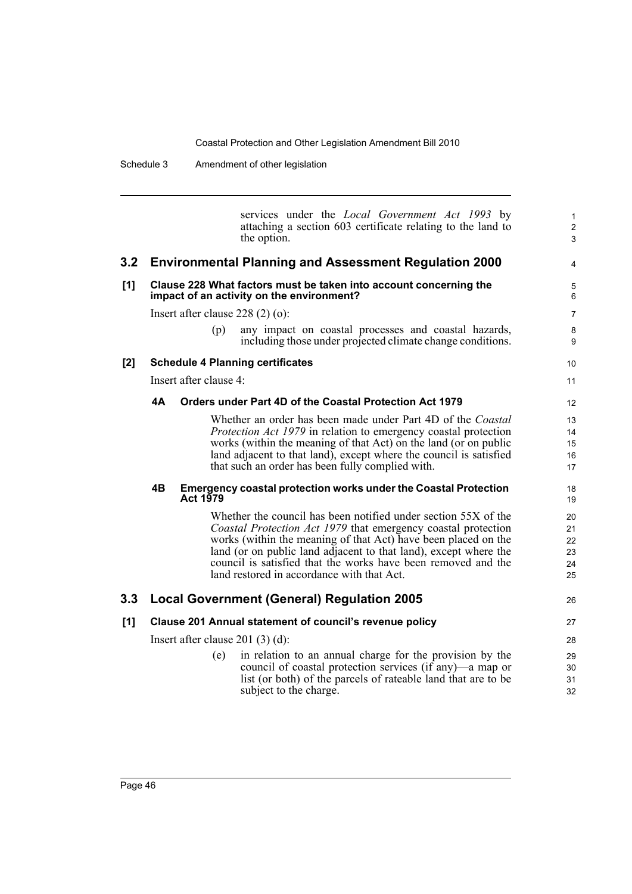services under the *Local Government Act 1993* by attaching a section 603 certificate relating to the land to the option.

## 3.2 Environmental Planning and Assessment Regulation 2000

### [1] Clause 228 What factors must be taken into account concerning the impact of an activity on the environment?

Insert after clause 228 (2) (o):

(p) any impact on coastal processes and coastal hazards, including those under projected climate change conditions.

### [2] Schedule 4 Planning certificates

Insert after clause 4:

#### 4A Orders under Part 4D of the Coastal Protection Act 1979

Whether an order has been made under Part 4D of the *Coastal Protection Act 1979* in relation to emergency coastal protection works (within the meaning of that Act) on the land (or on public land adjacent to that land), except where the council is satisfied that such an order has been fully complied with.

#### 4B Emergency coastal protection works under the Coastal Protection Act 1979

Whether the council has been notified under section 55X of the *Coastal Protection Act 1979* that emergency coastal protection works (within the meaning of that Act) have been placed on the land (or on public land adjacent to that land), except where the council is satisfied that the works have been removed and the land restored in accordance with that Act.

## 3.3 Local Government (General) Regulation 2005

### [1] Clause 201 Annual statement of council's revenue policy

Insert after clause 201 (3) (d):

(e) in relation to an annual charge for the provision by the council of coastal protection services (if any)—a map or list (or both) of the parcels of rateable land that are to be subject to the charge.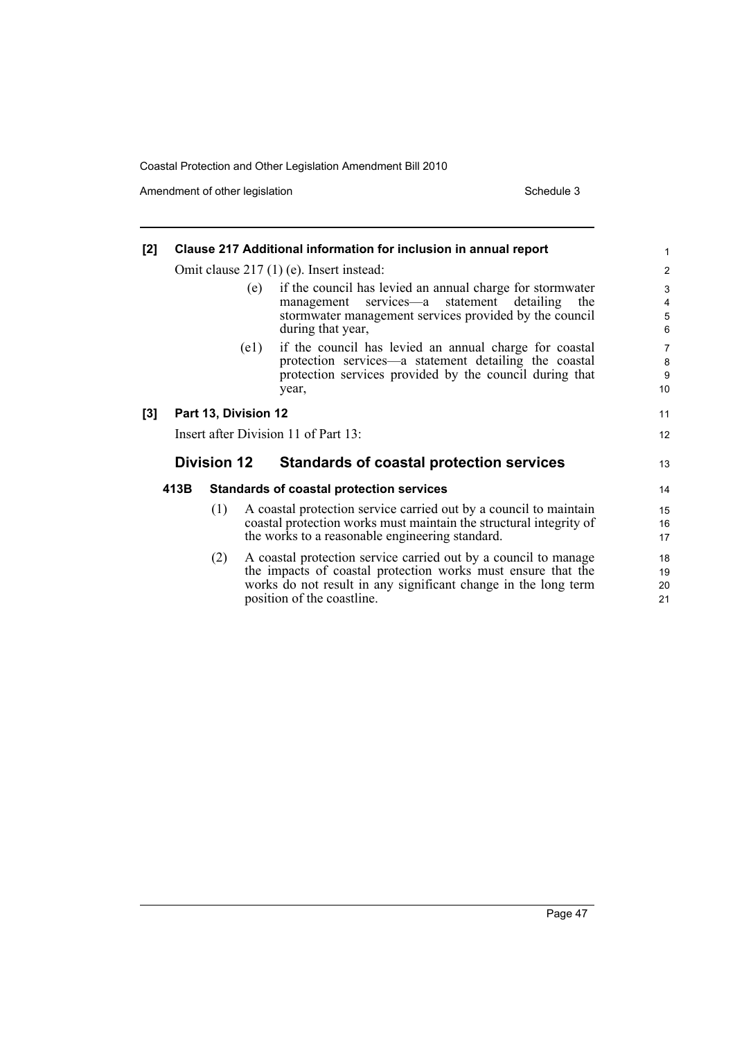**[2] Clause 217 Additional information for inclusion in annual report**

Omit clause 217 (1) (e). Insert instead:

(e) if the council has levied an annual charge for stormwater management services—a statement detailing the stormwater management services provided by the council during that year,

(e1) if the council has levied an annual charge for coastal protection services—a statement detailing the coastal protection services provided by the council during that year,

**[3] Part 13, Division 12**

Insert after Division 11 of Part 13:

## Division 12 Standards of coastal protection services

### 413B Standards of coastal protection services

(1) A coastal protection service carried out by a council to maintain coastal protection works must maintain the structural integrity of the works to a reasonable engineering standard.

(2) A coastal protection service carried out by a council to manage the impacts of coastal protection works must ensure that the works do not result in any significant change in the long term position of the coastline.